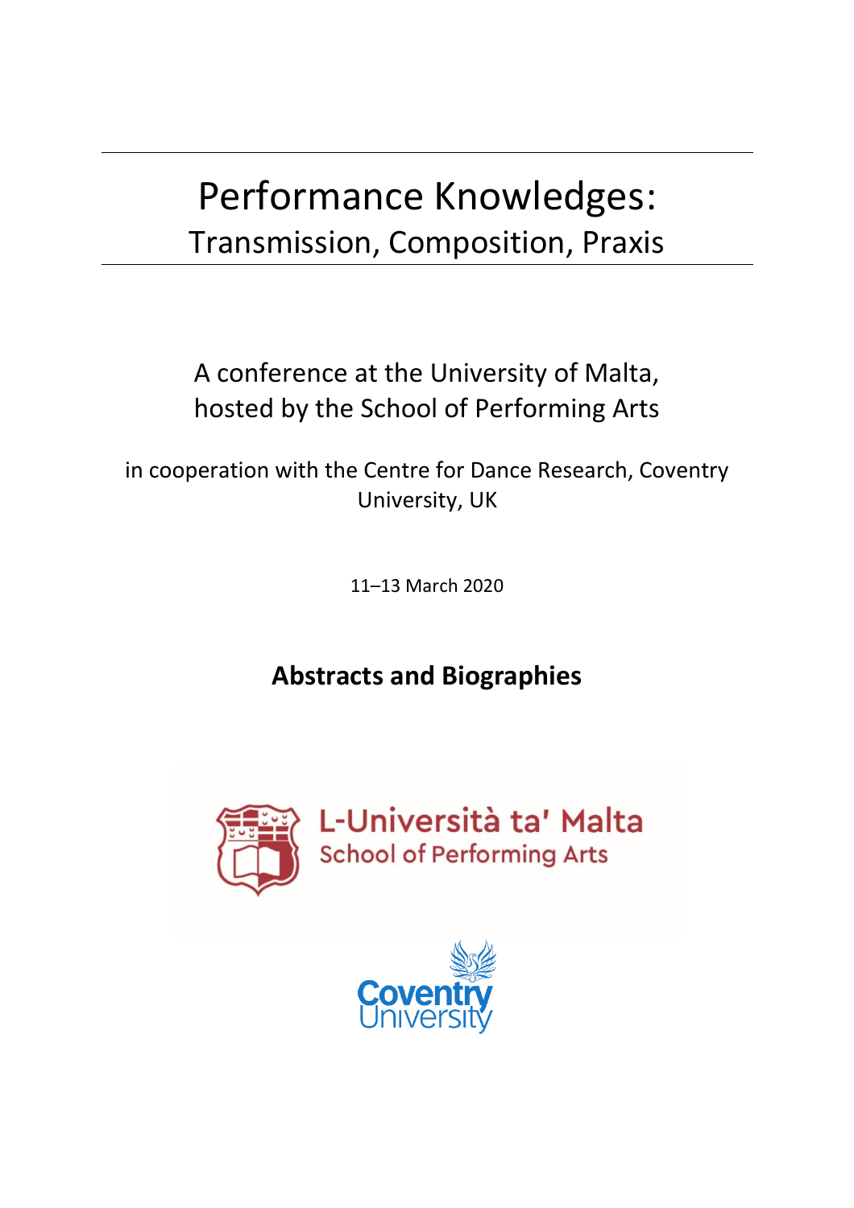# Performance Knowledges:
## Transmission, Composition, Praxis

A conference at the University of Malta, hosted by the School of Performing Arts

in cooperation with the Centre for Dance Research, Coventry University, UK

11–13 March 2020

**Abstracts and Biographies**

L-Università ta' Malta
School of Performing Arts

Coventry University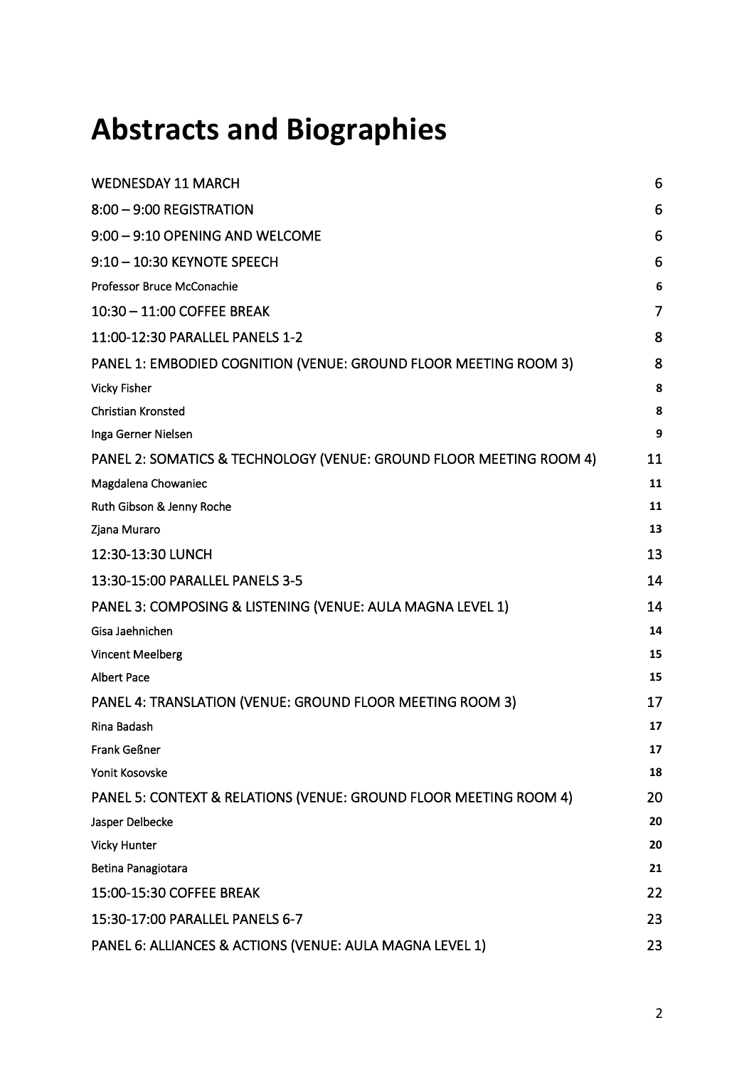# Abstracts and Biographies

| | |
|---|---|
| WEDNESDAY 11 MARCH | 6 |
| 8:00 – 9:00 REGISTRATION | 6 |
| 9:00 – 9:10 OPENING AND WELCOME | 6 |
| 9:10 – 10:30 KEYNOTE SPEECH | 6 |
| Professor Bruce McConachie | 6 |
| 10:30 – 11:00 COFFEE BREAK | 7 |
| 11:00-12:30 PARALLEL PANELS 1-2 | 8 |
| PANEL 1: EMBODIED COGNITION (VENUE: GROUND FLOOR MEETING ROOM 3) | 8 |
| Vicky Fisher | 8 |
| Christian Kronsted | 8 |
| Inga Gerner Nielsen | 9 |
| PANEL 2: SOMATICS & TECHNOLOGY (VENUE: GROUND FLOOR MEETING ROOM 4) | 11 |
| Magdalena Chowaniec | 11 |
| Ruth Gibson & Jenny Roche | 11 |
| Zjana Muraro | 13 |
| 12:30-13:30 LUNCH | 13 |
| 13:30-15:00 PARALLEL PANELS 3-5 | 14 |
| PANEL 3: COMPOSING & LISTENING (VENUE: AULA MAGNA LEVEL 1) | 14 |
| Gisa Jaehnichen | 14 |
| Vincent Meelberg | 15 |
| Albert Pace | 15 |
| PANEL 4: TRANSLATION (VENUE: GROUND FLOOR MEETING ROOM 3) | 17 |
| Rina Badash | 17 |
| Frank Geßner | 17 |
| Yonit Kosovske | 18 |
| PANEL 5: CONTEXT & RELATIONS (VENUE: GROUND FLOOR MEETING ROOM 4) | 20 |
| Jasper Delbecke | 20 |
| Vicky Hunter | 20 |
| Betina Panagiotara | 21 |
| 15:00-15:30 COFFEE BREAK | 22 |
| 15:30-17:00 PARALLEL PANELS 6-7 | 23 |
| PANEL 6: ALLIANCES & ACTIONS (VENUE: AULA MAGNA LEVEL 1) | 23 |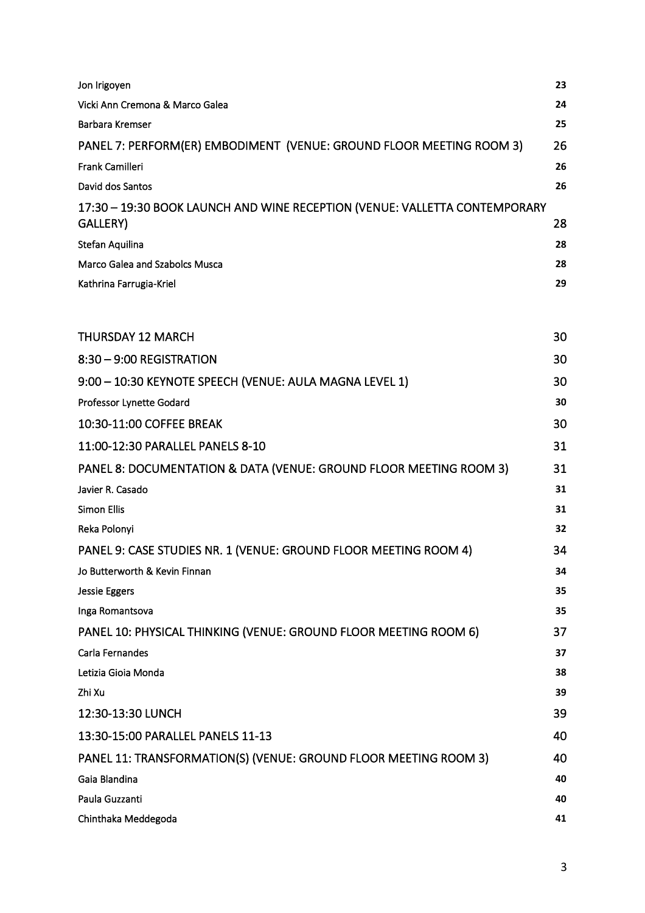| | |
|---|---|
| Jon Irigoyen | 23 |
| Vicki Ann Cremona & Marco Galea | 24 |
| Barbara Kremser | 25 |
| PANEL 7: PERFORM(ER) EMBODIMENT (VENUE: GROUND FLOOR MEETING ROOM 3) | 26 |
| Frank Camilleri | 26 |
| David dos Santos | 26 |
| 17:30 – 19:30 BOOK LAUNCH AND WINE RECEPTION (VENUE: VALLETTA CONTEMPORARY GALLERY) | 28 |
| Stefan Aquilina | 28 |
| Marco Galea and Szabolcs Musca | 28 |
| Kathrina Farrugia-Kriel | 29 |
| THURSDAY 12 MARCH | 30 |
| 8:30 – 9:00 REGISTRATION | 30 |
| 9:00 – 10:30 KEYNOTE SPEECH (VENUE: AULA MAGNA LEVEL 1) | 30 |
| Professor Lynette Godard | 30 |
| 10:30-11:00 COFFEE BREAK | 30 |
| 11:00-12:30 PARALLEL PANELS 8-10 | 31 |
| PANEL 8: DOCUMENTATION & DATA (VENUE: GROUND FLOOR MEETING ROOM 3) | 31 |
| Javier R. Casado | 31 |
| Simon Ellis | 31 |
| Reka Polonyi | 32 |
| PANEL 9: CASE STUDIES NR. 1 (VENUE: GROUND FLOOR MEETING ROOM 4) | 34 |
| Jo Butterworth & Kevin Finnan | 34 |
| Jessie Eggers | 35 |
| Inga Romantsova | 35 |
| PANEL 10: PHYSICAL THINKING (VENUE: GROUND FLOOR MEETING ROOM 6) | 37 |
| Carla Fernandes | 37 |
| Letizia Gioia Monda | 38 |
| Zhi Xu | 39 |
| 12:30-13:30 LUNCH | 39 |
| 13:30-15:00 PARALLEL PANELS 11-13 | 40 |
| PANEL 11: TRANSFORMATION(S) (VENUE: GROUND FLOOR MEETING ROOM 3) | 40 |
| Gaia Blandina | 40 |
| Paula Guzzanti | 40 |
| Chinthaka Meddegoda | 41 |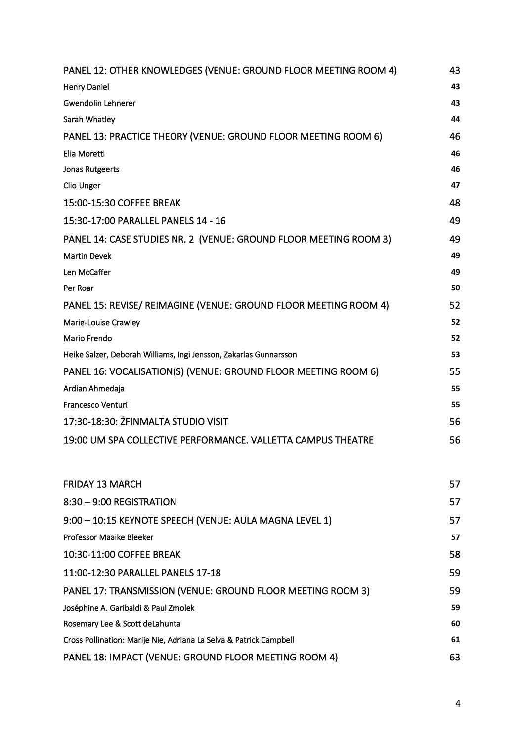| | |
|---|---|
| PANEL 12: OTHER KNOWLEDGES (VENUE: GROUND FLOOR MEETING ROOM 4) | 43 |
| Henry Daniel | 43 |
| Gwendolin Lehnerer | 43 |
| Sarah Whatley | 44 |
| PANEL 13: PRACTICE THEORY (VENUE: GROUND FLOOR MEETING ROOM 6) | 46 |
| Elia Moretti | 46 |
| Jonas Rutgeerts | 46 |
| Clio Unger | 47 |
| 15:00-15:30 COFFEE BREAK | 48 |
| 15:30-17:00 PARALLEL PANELS 14 - 16 | 49 |
| PANEL 14: CASE STUDIES NR. 2 (VENUE: GROUND FLOOR MEETING ROOM 3) | 49 |
| Martin Devek | 49 |
| Len McCaffer | 49 |
| Per Roar | 50 |
| PANEL 15: REVISE/ REIMAGINE (VENUE: GROUND FLOOR MEETING ROOM 4) | 52 |
| Marie-Louise Crawley | 52 |
| Mario Frendo | 52 |
| Heike Salzer, Deborah Williams, Ingi Jensson, Zakarías Gunnarsson | 53 |
| PANEL 16: VOCALISATION(S) (VENUE: GROUND FLOOR MEETING ROOM 6) | 55 |
| Ardian Ahmedaja | 55 |
| Francesco Venturi | 55 |
| 17:30-18:30: ŻFINMALTA STUDIO VISIT | 56 |
| 19:00 UM SPA COLLECTIVE PERFORMANCE. VALLETTA CAMPUS THEATRE | 56 |

| | |
|---|---|
| FRIDAY 13 MARCH | 57 |
| 8:30 – 9:00 REGISTRATION | 57 |
| 9:00 – 10:15 KEYNOTE SPEECH (VENUE: AULA MAGNA LEVEL 1) | 57 |
| Professor Maaike Bleeker | 57 |
| 10:30-11:00 COFFEE BREAK | 58 |
| 11:00-12:30 PARALLEL PANELS 17-18 | 59 |
| PANEL 17: TRANSMISSION (VENUE: GROUND FLOOR MEETING ROOM 3) | 59 |
| Joséphine A. Garibaldi & Paul Zmolek | 59 |
| Rosemary Lee & Scott deLahunta | 60 |
| Cross Pollination: Marije Nie, Adriana La Selva & Patrick Campbell | 61 |
| PANEL 18: IMPACT (VENUE: GROUND FLOOR MEETING ROOM 4) | 63 |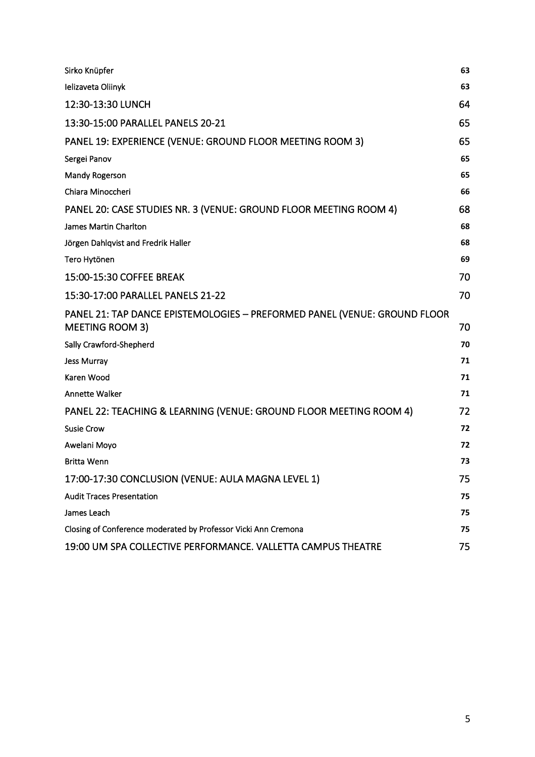Sirko Knüpfer 63

Ielizaveta Oliinyk 63

12:30-13:30 LUNCH 64

13:30-15:00 PARALLEL PANELS 20-21 65

PANEL 19: EXPERIENCE (VENUE: GROUND FLOOR MEETING ROOM 3) 65

Sergei Panov 65

Mandy Rogerson 65

Chiara Minoccheri 66

PANEL 20: CASE STUDIES NR. 3 (VENUE: GROUND FLOOR MEETING ROOM 4) 68

James Martin Charlton 68

Jörgen Dahlqvist and Fredrik Haller 68

Tero Hytönen 69

15:00-15:30 COFFEE BREAK 70

15:30-17:00 PARALLEL PANELS 21-22 70

PANEL 21: TAP DANCE EPISTEMOLOGIES – PREFORMED PANEL (VENUE: GROUND FLOOR MEETING ROOM 3) 70

Sally Crawford-Shepherd 70

Jess Murray 71

Karen Wood 71

Annette Walker 71

PANEL 22: TEACHING & LEARNING (VENUE: GROUND FLOOR MEETING ROOM 4) 72

Susie Crow 72

Awelani Moyo 72

Britta Wenn 73

17:00-17:30 CONCLUSION (VENUE: AULA MAGNA LEVEL 1) 75

Audit Traces Presentation 75

James Leach 75

Closing of Conference moderated by Professor Vicki Ann Cremona 75

19:00 UM SPA COLLECTIVE PERFORMANCE. VALLETTA CAMPUS THEATRE 75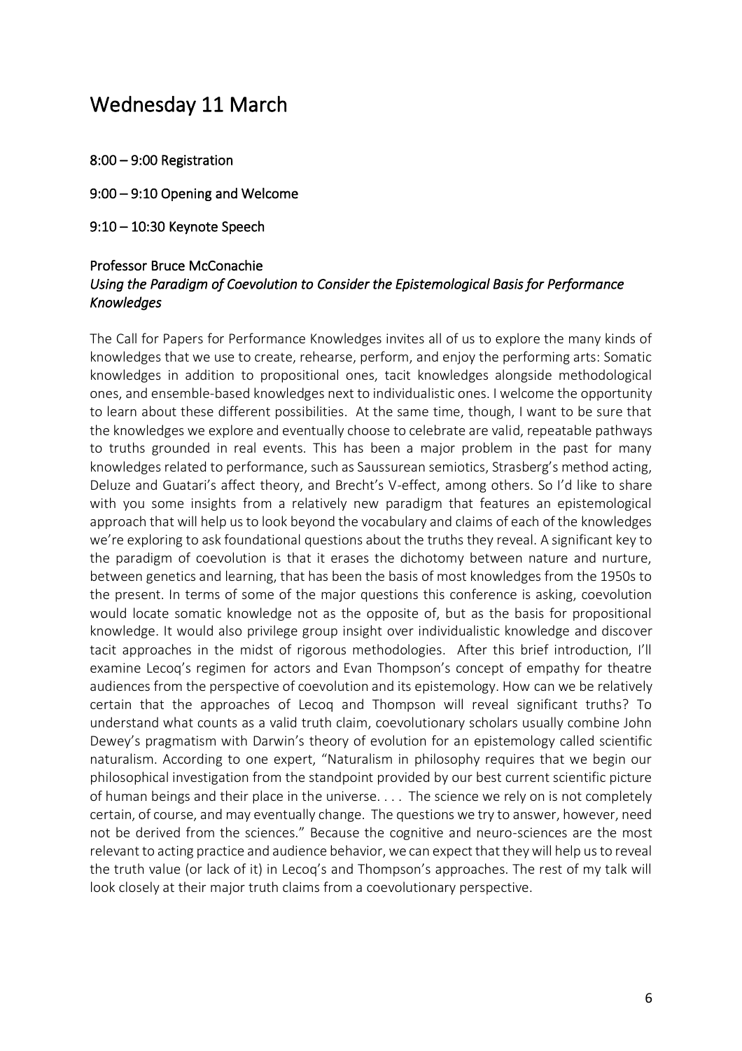# Wednesday 11 March

**8:00 – 9:00 Registration**

**9:00 – 9:10 Opening and Welcome**

**9:10 – 10:30 Keynote Speech**

**Professor Bruce McConachie**
***Using the Paradigm of Coevolution to Consider the Epistemological Basis for Performance Knowledges***

The Call for Papers for Performance Knowledges invites all of us to explore the many kinds of knowledges that we use to create, rehearse, perform, and enjoy the performing arts: Somatic knowledges in addition to propositional ones, tacit knowledges alongside methodological ones, and ensemble-based knowledges next to individualistic ones. I welcome the opportunity to learn about these different possibilities. At the same time, though, I want to be sure that the knowledges we explore and eventually choose to celebrate are valid, repeatable pathways to truths grounded in real events. This has been a major problem in the past for many knowledges related to performance, such as Saussurean semiotics, Strasberg's method acting, Deluze and Guatari's affect theory, and Brecht's V-effect, among others. So I'd like to share with you some insights from a relatively new paradigm that features an epistemological approach that will help us to look beyond the vocabulary and claims of each of the knowledges we're exploring to ask foundational questions about the truths they reveal. A significant key to the paradigm of coevolution is that it erases the dichotomy between nature and nurture, between genetics and learning, that has been the basis of most knowledges from the 1950s to the present. In terms of some of the major questions this conference is asking, coevolution would locate somatic knowledge not as the opposite of, but as the basis for propositional knowledge. It would also privilege group insight over individualistic knowledge and discover tacit approaches in the midst of rigorous methodologies. After this brief introduction, I'll examine Lecoq's regimen for actors and Evan Thompson's concept of empathy for theatre audiences from the perspective of coevolution and its epistemology. How can we be relatively certain that the approaches of Lecoq and Thompson will reveal significant truths? To understand what counts as a valid truth claim, coevolutionary scholars usually combine John Dewey's pragmatism with Darwin's theory of evolution for an epistemology called scientific naturalism. According to one expert, "Naturalism in philosophy requires that we begin our philosophical investigation from the standpoint provided by our best current scientific picture of human beings and their place in the universe. . . . The science we rely on is not completely certain, of course, and may eventually change. The questions we try to answer, however, need not be derived from the sciences." Because the cognitive and neuro-sciences are the most relevant to acting practice and audience behavior, we can expect that they will help us to reveal the truth value (or lack of it) in Lecoq's and Thompson's approaches. The rest of my talk will look closely at their major truth claims from a coevolutionary perspective.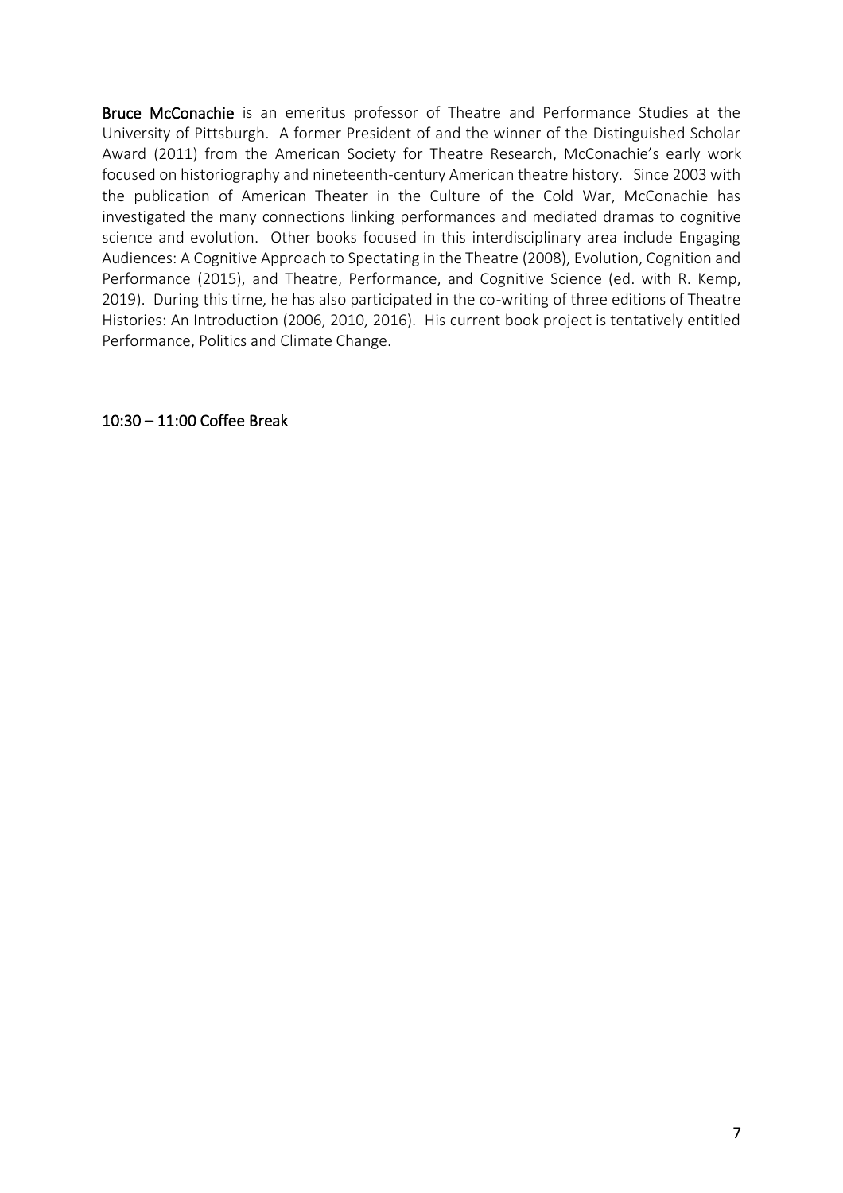**Bruce McConachie** is an emeritus professor of Theatre and Performance Studies at the University of Pittsburgh. A former President of and the winner of the Distinguished Scholar Award (2011) from the American Society for Theatre Research, McConachie's early work focused on historiography and nineteenth-century American theatre history. Since 2003 with the publication of American Theater in the Culture of the Cold War, McConachie has investigated the many connections linking performances and mediated dramas to cognitive science and evolution. Other books focused in this interdisciplinary area include Engaging Audiences: A Cognitive Approach to Spectating in the Theatre (2008), Evolution, Cognition and Performance (2015), and Theatre, Performance, and Cognitive Science (ed. with R. Kemp, 2019). During this time, he has also participated in the co-writing of three editions of Theatre Histories: An Introduction (2006, 2010, 2016). His current book project is tentatively entitled Performance, Politics and Climate Change.

10:30 – 11:00 Coffee Break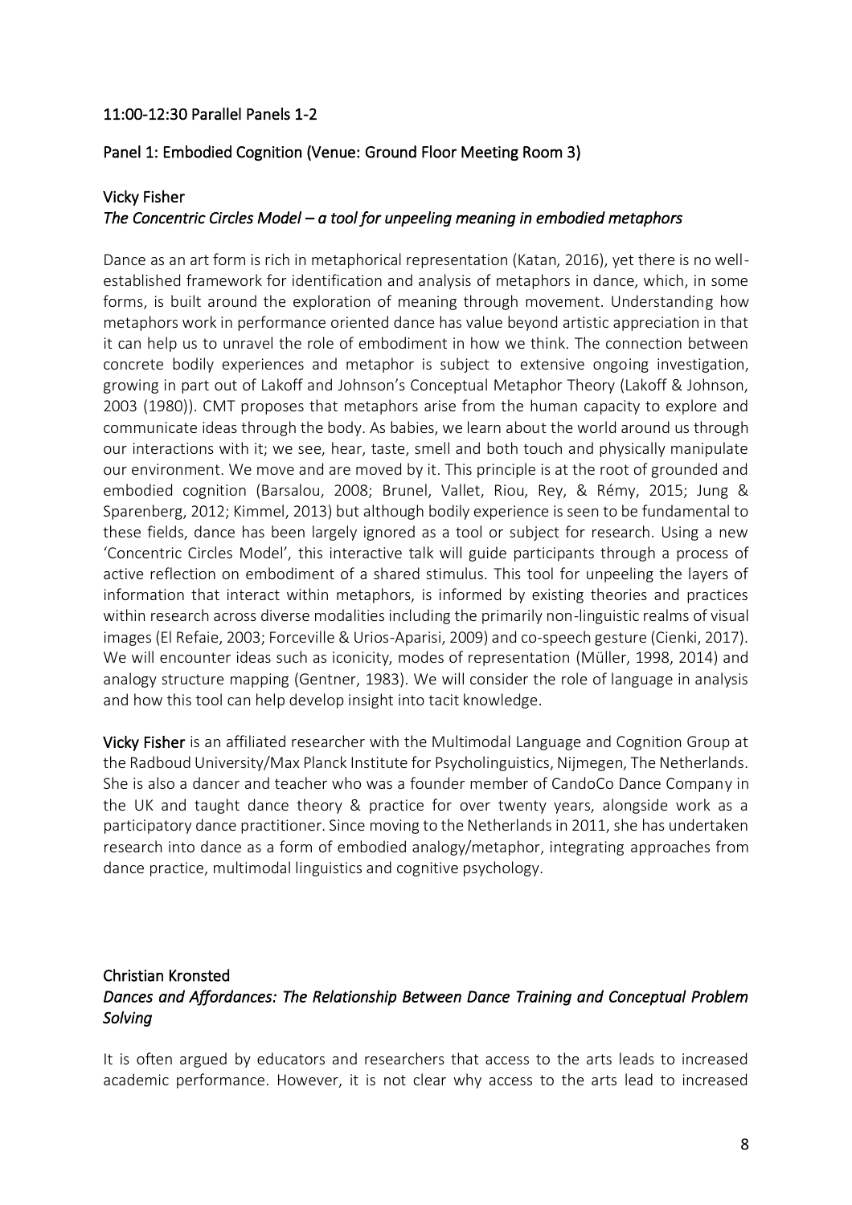## 11:00-12:30 Parallel Panels 1-2

### Panel 1: Embodied Cognition (Venue: Ground Floor Meeting Room 3)

**Vicky Fisher**

*The Concentric Circles Model – a tool for unpeeling meaning in embodied metaphors*

Dance as an art form is rich in metaphorical representation (Katan, 2016), yet there is no well-established framework for identification and analysis of metaphors in dance, which, in some forms, is built around the exploration of meaning through movement. Understanding how metaphors work in performance oriented dance has value beyond artistic appreciation in that it can help us to unravel the role of embodiment in how we think. The connection between concrete bodily experiences and metaphor is subject to extensive ongoing investigation, growing in part out of Lakoff and Johnson's Conceptual Metaphor Theory (Lakoff & Johnson, 2003 (1980)). CMT proposes that metaphors arise from the human capacity to explore and communicate ideas through the body. As babies, we learn about the world around us through our interactions with it; we see, hear, taste, smell and both touch and physically manipulate our environment. We move and are moved by it. This principle is at the root of grounded and embodied cognition (Barsalou, 2008; Brunel, Vallet, Riou, Rey, & Rémy, 2015; Jung & Sparenberg, 2012; Kimmel, 2013) but although bodily experience is seen to be fundamental to these fields, dance has been largely ignored as a tool or subject for research. Using a new 'Concentric Circles Model', this interactive talk will guide participants through a process of active reflection on embodiment of a shared stimulus. This tool for unpeeling the layers of information that interact within metaphors, is informed by existing theories and practices within research across diverse modalities including the primarily non-linguistic realms of visual images (El Refaie, 2003; Forceville & Urios-Aparisi, 2009) and co-speech gesture (Cienki, 2017). We will encounter ideas such as iconicity, modes of representation (Müller, 1998, 2014) and analogy structure mapping (Gentner, 1983). We will consider the role of language in analysis and how this tool can help develop insight into tacit knowledge.

**Vicky Fisher** is an affiliated researcher with the Multimodal Language and Cognition Group at the Radboud University/Max Planck Institute for Psycholinguistics, Nijmegen, The Netherlands. She is also a dancer and teacher who was a founder member of CandoCo Dance Company in the UK and taught dance theory & practice for over twenty years, alongside work as a participatory dance practitioner. Since moving to the Netherlands in 2011, she has undertaken research into dance as a form of embodied analogy/metaphor, integrating approaches from dance practice, multimodal linguistics and cognitive psychology.

**Christian Kronsted**

*Dances and Affordances: The Relationship Between Dance Training and Conceptual Problem Solving*

It is often argued by educators and researchers that access to the arts leads to increased academic performance. However, it is not clear why access to the arts lead to increased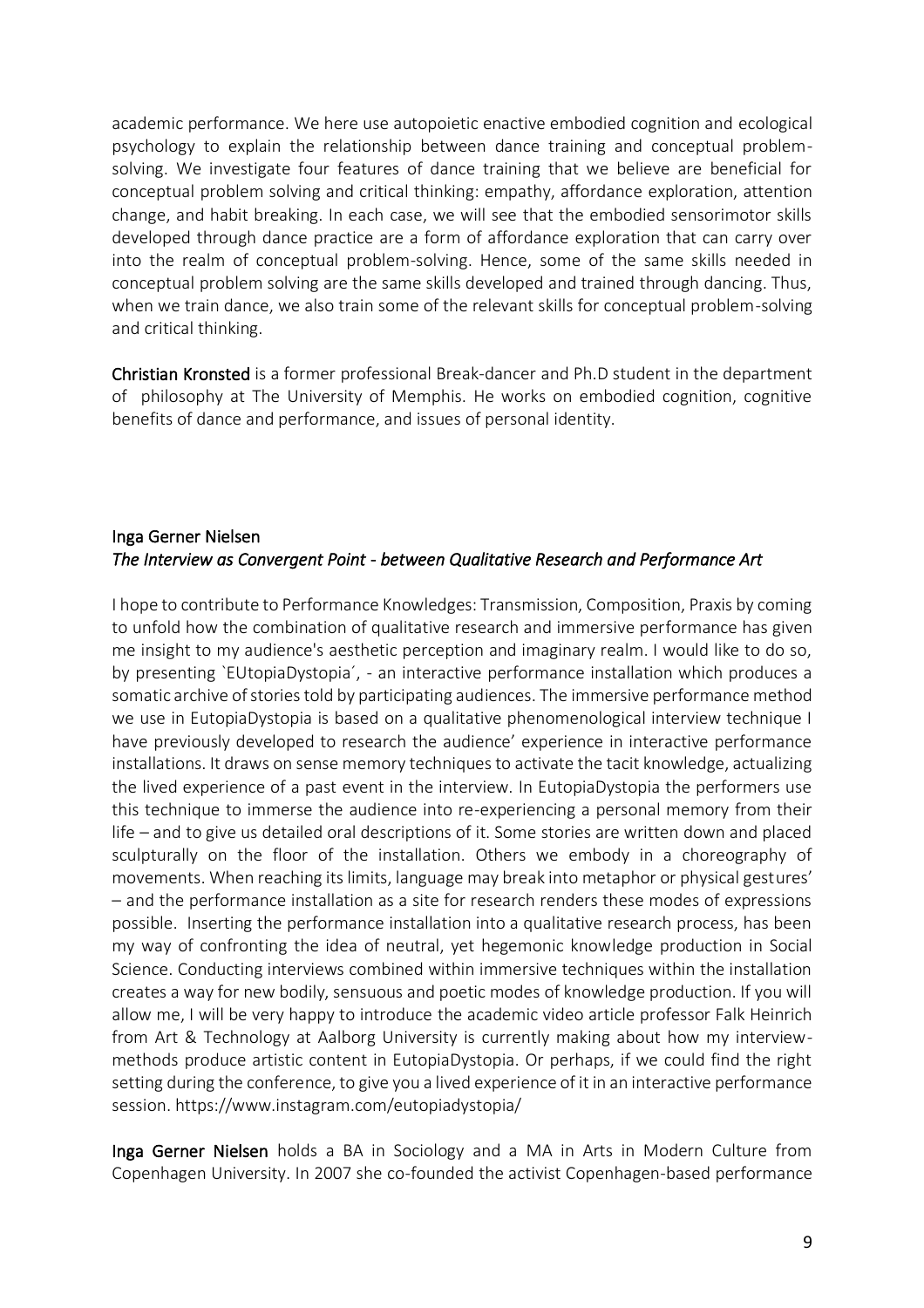academic performance. We here use autopoietic enactive embodied cognition and ecological psychology to explain the relationship between dance training and conceptual problem-solving. We investigate four features of dance training that we believe are beneficial for conceptual problem solving and critical thinking: empathy, affordance exploration, attention change, and habit breaking. In each case, we will see that the embodied sensorimotor skills developed through dance practice are a form of affordance exploration that can carry over into the realm of conceptual problem-solving. Hence, some of the same skills needed in conceptual problem solving are the same skills developed and trained through dancing. Thus, when we train dance, we also train some of the relevant skills for conceptual problem-solving and critical thinking.

**Christian Kronsted** is a former professional Break-dancer and Ph.D student in the department of philosophy at The University of Memphis. He works on embodied cognition, cognitive benefits of dance and performance, and issues of personal identity.

### Inga Gerner Nielsen
*The Interview as Convergent Point - between Qualitative Research and Performance Art*

I hope to contribute to Performance Knowledges: Transmission, Composition, Praxis by coming to unfold how the combination of qualitative research and immersive performance has given me insight to my audience's aesthetic perception and imaginary realm. I would like to do so, by presenting `EUtopiaDystopia´, - an interactive performance installation which produces a somatic archive of stories told by participating audiences. The immersive performance method we use in EutopiaDystopia is based on a qualitative phenomenological interview technique I have previously developed to research the audience' experience in interactive performance installations. It draws on sense memory techniques to activate the tacit knowledge, actualizing the lived experience of a past event in the interview. In EutopiaDystopia the performers use this technique to immerse the audience into re-experiencing a personal memory from their life – and to give us detailed oral descriptions of it. Some stories are written down and placed sculpturally on the floor of the installation. Others we embody in a choreography of movements. When reaching its limits, language may break into metaphor or physical gestures' – and the performance installation as a site for research renders these modes of expressions possible. Inserting the performance installation into a qualitative research process, has been my way of confronting the idea of neutral, yet hegemonic knowledge production in Social Science. Conducting interviews combined within immersive techniques within the installation creates a way for new bodily, sensuous and poetic modes of knowledge production. If you will allow me, I will be very happy to introduce the academic video article professor Falk Heinrich from Art & Technology at Aalborg University is currently making about how my interview-methods produce artistic content in EutopiaDystopia. Or perhaps, if we could find the right setting during the conference, to give you a lived experience of it in an interactive performance session. https://www.instagram.com/eutopiadystopia/

**Inga Gerner Nielsen** holds a BA in Sociology and a MA in Arts in Modern Culture from Copenhagen University. In 2007 she co-founded the activist Copenhagen-based performance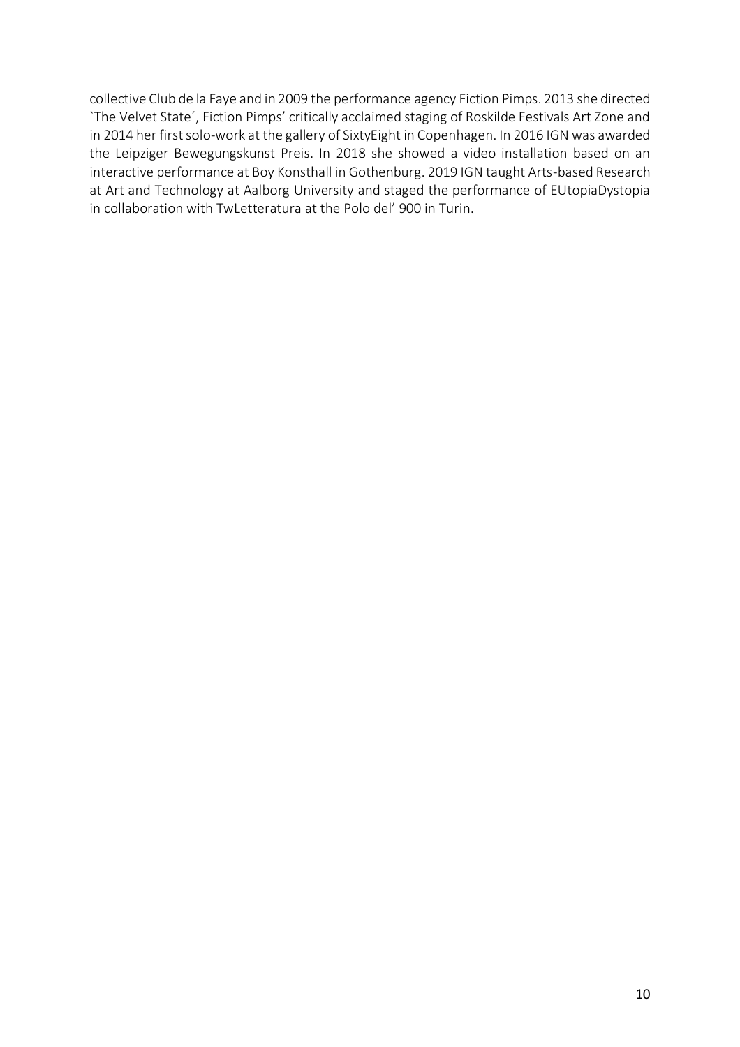collective Club de la Faye and in 2009 the performance agency Fiction Pimps. 2013 she directed `The Velvet State´, Fiction Pimps' critically acclaimed staging of Roskilde Festivals Art Zone and in 2014 her first solo-work at the gallery of SixtyEight in Copenhagen. In 2016 IGN was awarded the Leipziger Bewegungskunst Preis. In 2018 she showed a video installation based on an interactive performance at Boy Konsthall in Gothenburg. 2019 IGN taught Arts-based Research at Art and Technology at Aalborg University and staged the performance of EUtopiaDystopia in collaboration with TwLetteratura at the Polo del' 900 in Turin.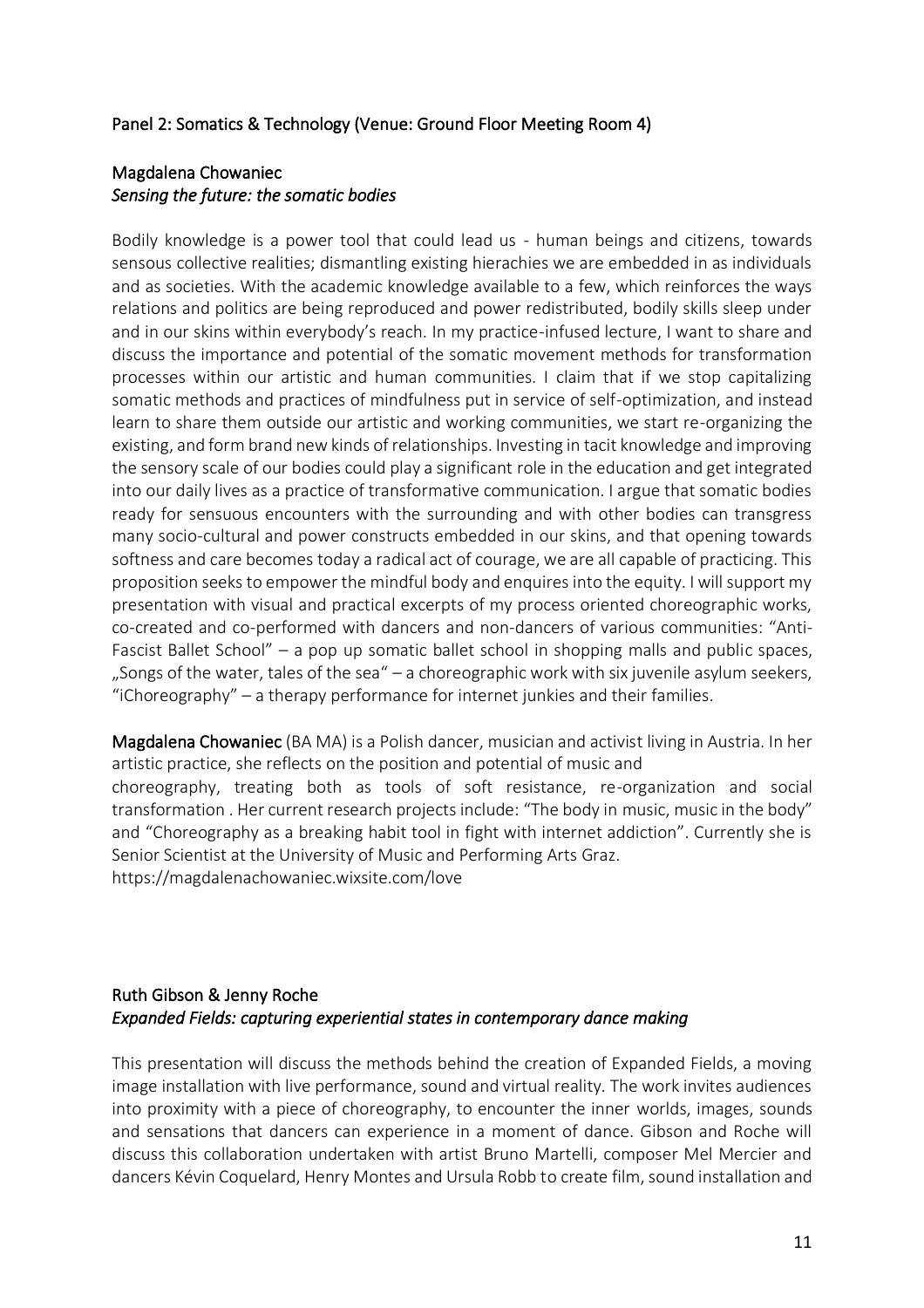## Panel 2: Somatics & Technology (Venue: Ground Floor Meeting Room 4)

### Magdalena Chowaniec
*Sensing the future: the somatic bodies*

Bodily knowledge is a power tool that could lead us - human beings and citizens, towards sensous collective realities; dismantling existing hierachies we are embedded in as individuals and as societies. With the academic knowledge available to a few, which reinforces the ways relations and politics are being reproduced and power redistributed, bodily skills sleep under and in our skins within everybody's reach. In my practice-infused lecture, I want to share and discuss the importance and potential of the somatic movement methods for transformation processes within our artistic and human communities. I claim that if we stop capitalizing somatic methods and practices of mindfulness put in service of self-optimization, and instead learn to share them outside our artistic and working communities, we start re-organizing the existing, and form brand new kinds of relationships. Investing in tacit knowledge and improving the sensory scale of our bodies could play a significant role in the education and get integrated into our daily lives as a practice of transformative communication. I argue that somatic bodies ready for sensuous encounters with the surrounding and with other bodies can transgress many socio-cultural and power constructs embedded in our skins, and that opening towards softness and care becomes today a radical act of courage, we are all capable of practicing. This proposition seeks to empower the mindful body and enquires into the equity. I will support my presentation with visual and practical excerpts of my process oriented choreographic works, co-created and co-performed with dancers and non-dancers of various communities: "Anti-Fascist Ballet School" – a pop up somatic ballet school in shopping malls and public spaces, „Songs of the water, tales of the sea" – a choreographic work with six juvenile asylum seekers, "iChoreography" – a therapy performance for internet junkies and their families.

**Magdalena Chowaniec** (BA MA) is a Polish dancer, musician and activist living in Austria. In her artistic practice, she reflects on the position and potential of music and choreography, treating both as tools of soft resistance, re-organization and social transformation . Her current research projects include: "The body in music, music in the body" and "Choreography as a breaking habit tool in fight with internet addiction". Currently she is Senior Scientist at the University of Music and Performing Arts Graz.
https://magdalenachowaniec.wixsite.com/love

### Ruth Gibson & Jenny Roche
*Expanded Fields: capturing experiential states in contemporary dance making*

This presentation will discuss the methods behind the creation of Expanded Fields, a moving image installation with live performance, sound and virtual reality. The work invites audiences into proximity with a piece of choreography, to encounter the inner worlds, images, sounds and sensations that dancers can experience in a moment of dance. Gibson and Roche will discuss this collaboration undertaken with artist Bruno Martelli, composer Mel Mercier and dancers Kévin Coquelard, Henry Montes and Ursula Robb to create film, sound installation and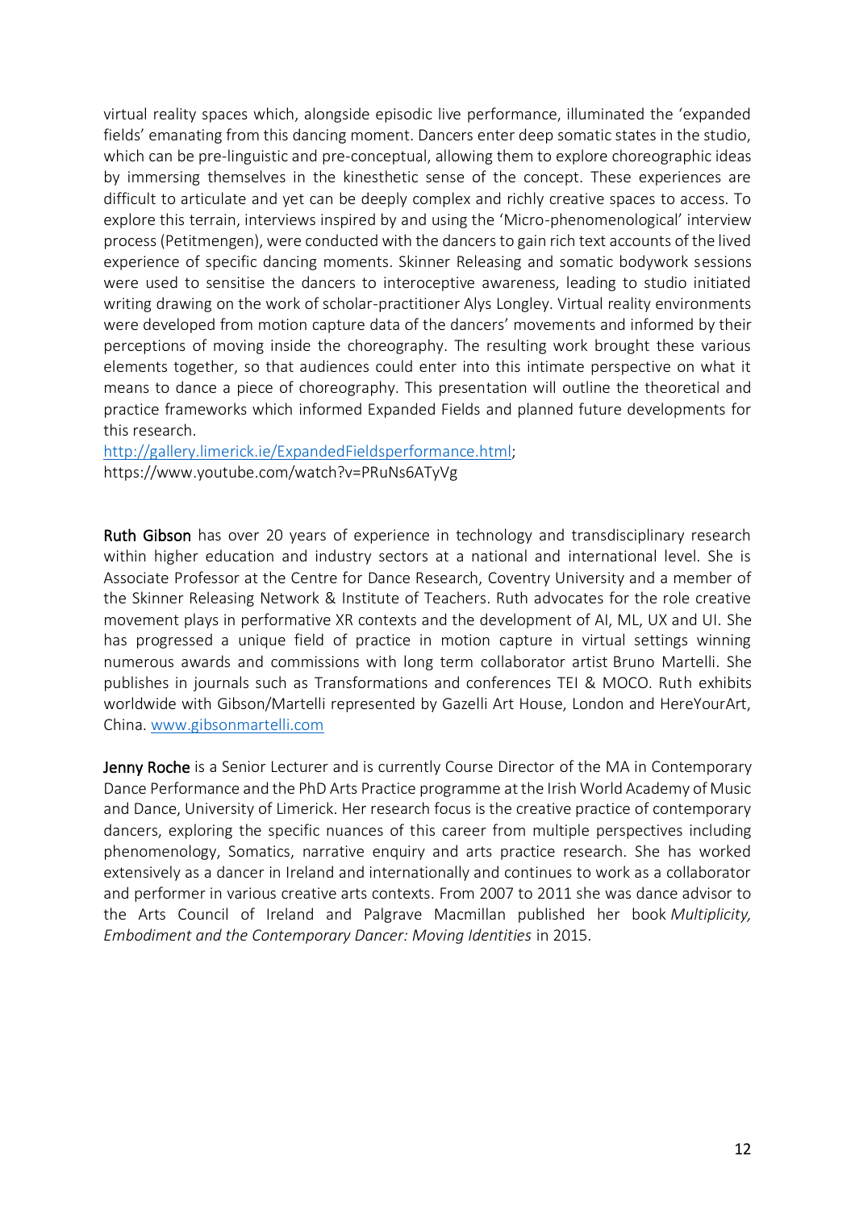virtual reality spaces which, alongside episodic live performance, illuminated the 'expanded fields' emanating from this dancing moment. Dancers enter deep somatic states in the studio, which can be pre-linguistic and pre-conceptual, allowing them to explore choreographic ideas by immersing themselves in the kinesthetic sense of the concept. These experiences are difficult to articulate and yet can be deeply complex and richly creative spaces to access. To explore this terrain, interviews inspired by and using the 'Micro-phenomenological' interview process (Petitmengen), were conducted with the dancers to gain rich text accounts of the lived experience of specific dancing moments. Skinner Releasing and somatic bodywork sessions were used to sensitise the dancers to interoceptive awareness, leading to studio initiated writing drawing on the work of scholar-practitioner Alys Longley. Virtual reality environments were developed from motion capture data of the dancers' movements and informed by their perceptions of moving inside the choreography. The resulting work brought these various elements together, so that audiences could enter into this intimate perspective on what it means to dance a piece of choreography. This presentation will outline the theoretical and practice frameworks which informed Expanded Fields and planned future developments for this research.

[http://gallery.limerick.ie/ExpandedFieldsperformance.html](http://gallery.limerick.ie/ExpandedFieldsperformance.html);
https://www.youtube.com/watch?v=PRuNs6ATyVg

**Ruth Gibson** has over 20 years of experience in technology and transdisciplinary research within higher education and industry sectors at a national and international level. She is Associate Professor at the Centre for Dance Research, Coventry University and a member of the Skinner Releasing Network & Institute of Teachers. Ruth advocates for the role creative movement plays in performative XR contexts and the development of AI, ML, UX and UI. She has progressed a unique field of practice in motion capture in virtual settings winning numerous awards and commissions with long term collaborator artist Bruno Martelli. She publishes in journals such as Transformations and conferences TEI & MOCO. Ruth exhibits worldwide with Gibson/Martelli represented by Gazelli Art House, London and HereYourArt, China. [www.gibsonmartelli.com](http://www.gibsonmartelli.com)

**Jenny Roche** is a Senior Lecturer and is currently Course Director of the MA in Contemporary Dance Performance and the PhD Arts Practice programme at the Irish World Academy of Music and Dance, University of Limerick. Her research focus is the creative practice of contemporary dancers, exploring the specific nuances of this career from multiple perspectives including phenomenology, Somatics, narrative enquiry and arts practice research. She has worked extensively as a dancer in Ireland and internationally and continues to work as a collaborator and performer in various creative arts contexts. From 2007 to 2011 she was dance advisor to the Arts Council of Ireland and Palgrave Macmillan published her book *Multiplicity, Embodiment and the Contemporary Dancer: Moving Identities* in 2015.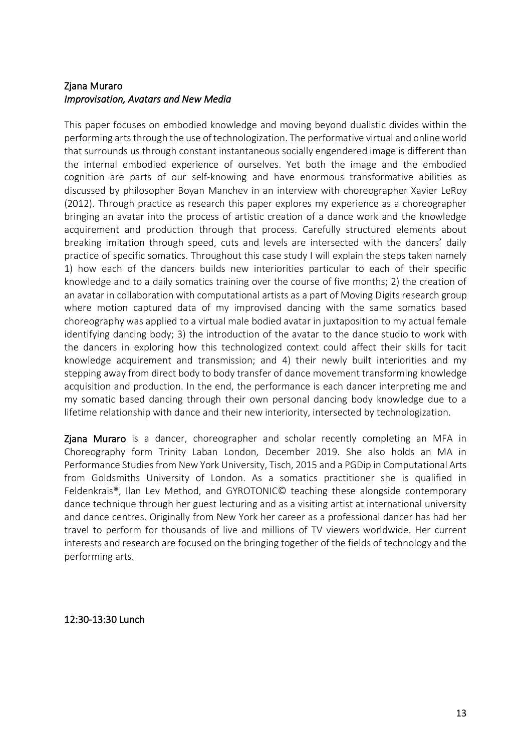## Zjana Muraro

### *Improvisation, Avatars and New Media*

This paper focuses on embodied knowledge and moving beyond dualistic divides within the performing arts through the use of technologization. The performative virtual and online world that surrounds us through constant instantaneous socially engendered image is different than the internal embodied experience of ourselves. Yet both the image and the embodied cognition are parts of our self-knowing and have enormous transformative abilities as discussed by philosopher Boyan Manchev in an interview with choreographer Xavier LeRoy (2012). Through practice as research this paper explores my experience as a choreographer bringing an avatar into the process of artistic creation of a dance work and the knowledge acquirement and production through that process. Carefully structured elements about breaking imitation through speed, cuts and levels are intersected with the dancers' daily practice of specific somatics. Throughout this case study I will explain the steps taken namely 1) how each of the dancers builds new interiorities particular to each of their specific knowledge and to a daily somatics training over the course of five months; 2) the creation of an avatar in collaboration with computational artists as a part of Moving Digits research group where motion captured data of my improvised dancing with the same somatics based choreography was applied to a virtual male bodied avatar in juxtaposition to my actual female identifying dancing body; 3) the introduction of the avatar to the dance studio to work with the dancers in exploring how this technologized context could affect their skills for tacit knowledge acquirement and transmission; and 4) their newly built interiorities and my stepping away from direct body to body transfer of dance movement transforming knowledge acquisition and production. In the end, the performance is each dancer interpreting me and my somatic based dancing through their own personal dancing body knowledge due to a lifetime relationship with dance and their new interiority, intersected by technologization.

**Zjana Muraro** is a dancer, choreographer and scholar recently completing an MFA in Choreography form Trinity Laban London, December 2019. She also holds an MA in Performance Studies from New York University, Tisch, 2015 and a PGDip in Computational Arts from Goldsmiths University of London. As a somatics practitioner she is qualified in Feldenkrais®, Ilan Lev Method, and GYROTONIC© teaching these alongside contemporary dance technique through her guest lecturing and as a visiting artist at international university and dance centres. Originally from New York her career as a professional dancer has had her travel to perform for thousands of live and millions of TV viewers worldwide. Her current interests and research are focused on the bringing together of the fields of technology and the performing arts.

## 12:30-13:30 Lunch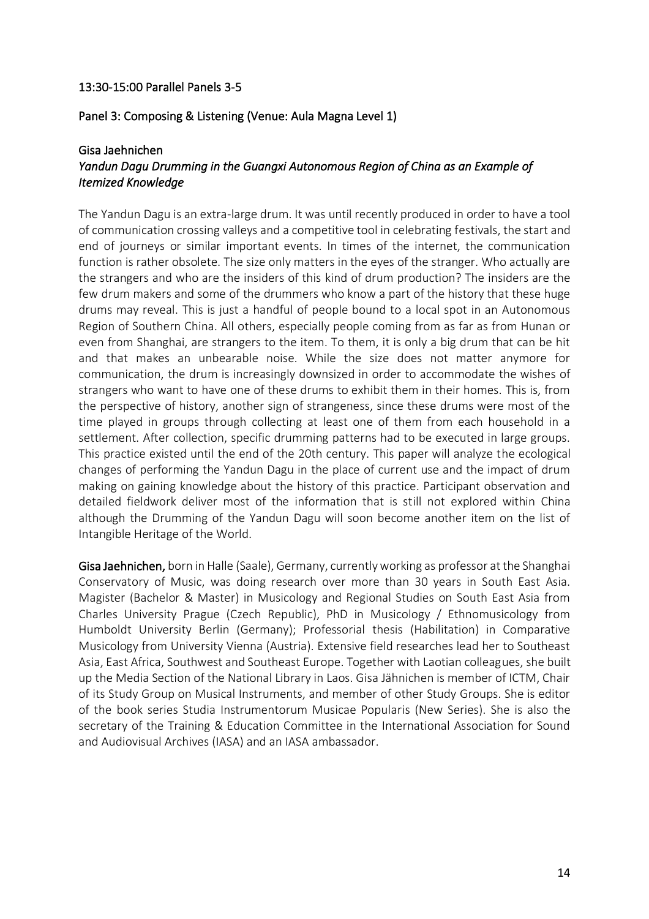## 13:30-15:00 Parallel Panels 3-5

### Panel 3: Composing & Listening (Venue: Aula Magna Level 1)

**Gisa Jaehnichen**

*Yandun Dagu Drumming in the Guangxi Autonomous Region of China as an Example of Itemized Knowledge*

The Yandun Dagu is an extra-large drum. It was until recently produced in order to have a tool of communication crossing valleys and a competitive tool in celebrating festivals, the start and end of journeys or similar important events. In times of the internet, the communication function is rather obsolete. The size only matters in the eyes of the stranger. Who actually are the strangers and who are the insiders of this kind of drum production? The insiders are the few drum makers and some of the drummers who know a part of the history that these huge drums may reveal. This is just a handful of people bound to a local spot in an Autonomous Region of Southern China. All others, especially people coming from as far as from Hunan or even from Shanghai, are strangers to the item. To them, it is only a big drum that can be hit and that makes an unbearable noise. While the size does not matter anymore for communication, the drum is increasingly downsized in order to accommodate the wishes of strangers who want to have one of these drums to exhibit them in their homes. This is, from the perspective of history, another sign of strangeness, since these drums were most of the time played in groups through collecting at least one of them from each household in a settlement. After collection, specific drumming patterns had to be executed in large groups. This practice existed until the end of the 20th century. This paper will analyze the ecological changes of performing the Yandun Dagu in the place of current use and the impact of drum making on gaining knowledge about the history of this practice. Participant observation and detailed fieldwork deliver most of the information that is still not explored within China although the Drumming of the Yandun Dagu will soon become another item on the list of Intangible Heritage of the World.

**Gisa Jaehnichen,** born in Halle (Saale), Germany, currently working as professor at the Shanghai Conservatory of Music, was doing research over more than 30 years in South East Asia. Magister (Bachelor & Master) in Musicology and Regional Studies on South East Asia from Charles University Prague (Czech Republic), PhD in Musicology / Ethnomusicology from Humboldt University Berlin (Germany); Professorial thesis (Habilitation) in Comparative Musicology from University Vienna (Austria). Extensive field researches lead her to Southeast Asia, East Africa, Southwest and Southeast Europe. Together with Laotian colleagues, she built up the Media Section of the National Library in Laos. Gisa Jähnichen is member of ICTM, Chair of its Study Group on Musical Instruments, and member of other Study Groups. She is editor of the book series Studia Instrumentorum Musicae Popularis (New Series). She is also the secretary of the Training & Education Committee in the International Association for Sound and Audiovisual Archives (IASA) and an IASA ambassador.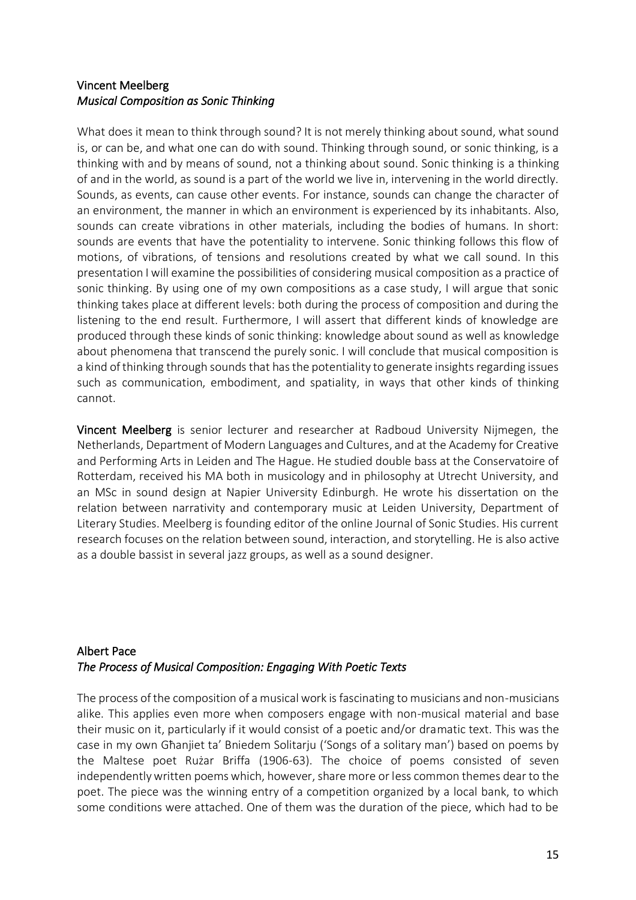### Vincent Meelberg
### *Musical Composition as Sonic Thinking*

What does it mean to think through sound? It is not merely thinking about sound, what sound is, or can be, and what one can do with sound. Thinking through sound, or sonic thinking, is a thinking with and by means of sound, not a thinking about sound. Sonic thinking is a thinking of and in the world, as sound is a part of the world we live in, intervening in the world directly. Sounds, as events, can cause other events. For instance, sounds can change the character of an environment, the manner in which an environment is experienced by its inhabitants. Also, sounds can create vibrations in other materials, including the bodies of humans. In short: sounds are events that have the potentiality to intervene. Sonic thinking follows this flow of motions, of vibrations, of tensions and resolutions created by what we call sound. In this presentation I will examine the possibilities of considering musical composition as a practice of sonic thinking. By using one of my own compositions as a case study, I will argue that sonic thinking takes place at different levels: both during the process of composition and during the listening to the end result. Furthermore, I will assert that different kinds of knowledge are produced through these kinds of sonic thinking: knowledge about sound as well as knowledge about phenomena that transcend the purely sonic. I will conclude that musical composition is a kind of thinking through sounds that has the potentiality to generate insights regarding issues such as communication, embodiment, and spatiality, in ways that other kinds of thinking cannot.

**Vincent Meelberg** is senior lecturer and researcher at Radboud University Nijmegen, the Netherlands, Department of Modern Languages and Cultures, and at the Academy for Creative and Performing Arts in Leiden and The Hague. He studied double bass at the Conservatoire of Rotterdam, received his MA both in musicology and in philosophy at Utrecht University, and an MSc in sound design at Napier University Edinburgh. He wrote his dissertation on the relation between narrativity and contemporary music at Leiden University, Department of Literary Studies. Meelberg is founding editor of the online Journal of Sonic Studies. His current research focuses on the relation between sound, interaction, and storytelling. He is also active as a double bassist in several jazz groups, as well as a sound designer.

### Albert Pace
### *The Process of Musical Composition: Engaging With Poetic Texts*

The process of the composition of a musical work is fascinating to musicians and non-musicians alike. This applies even more when composers engage with non-musical material and base their music on it, particularly if it would consist of a poetic and/or dramatic text. This was the case in my own Għanjiet ta' Bniedem Solitarju ('Songs of a solitary man') based on poems by the Maltese poet Rużar Briffa (1906-63). The choice of poems consisted of seven independently written poems which, however, share more or less common themes dear to the poet. The piece was the winning entry of a competition organized by a local bank, to which some conditions were attached. One of them was the duration of the piece, which had to be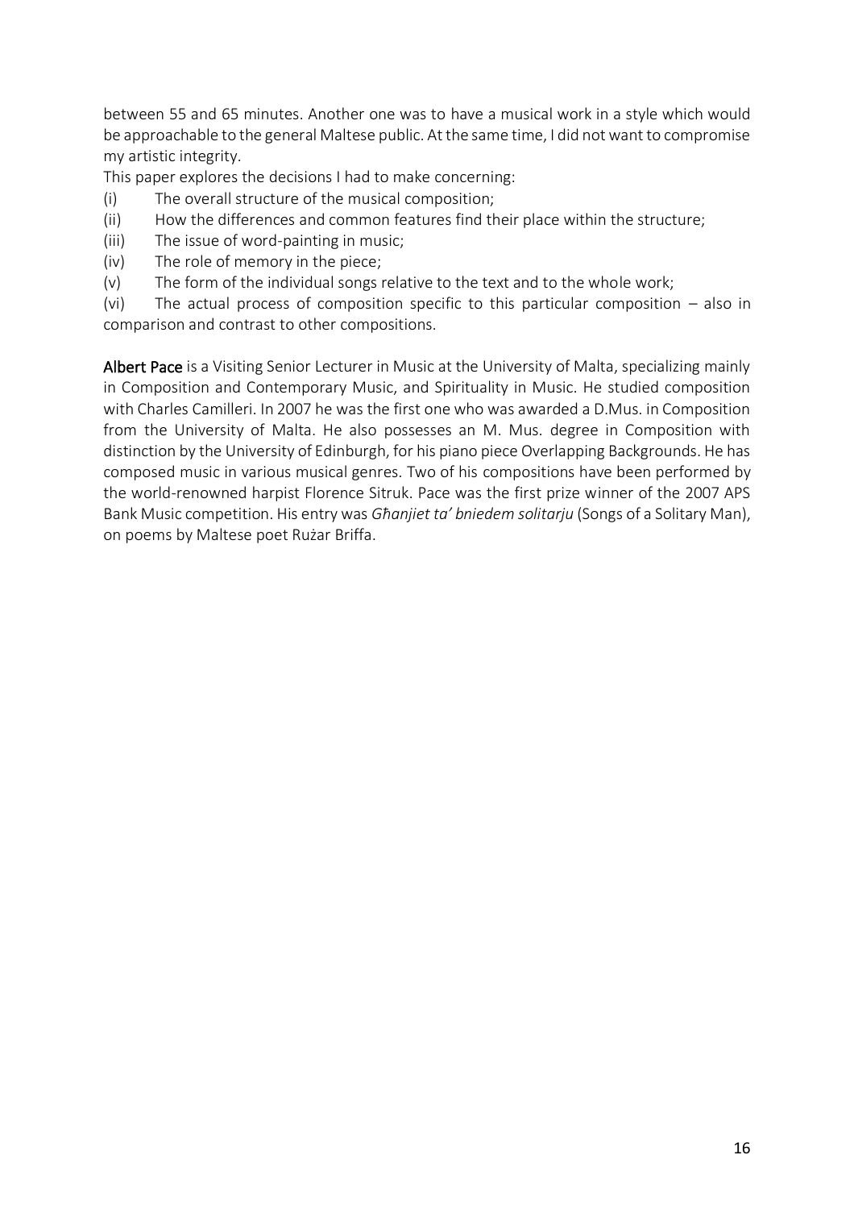between 55 and 65 minutes. Another one was to have a musical work in a style which would be approachable to the general Maltese public. At the same time, I did not want to compromise my artistic integrity.

This paper explores the decisions I had to make concerning:

(i) The overall structure of the musical composition;
(ii) How the differences and common features find their place within the structure;
(iii) The issue of word-painting in music;
(iv) The role of memory in the piece;
(v) The form of the individual songs relative to the text and to the whole work;
(vi) The actual process of composition specific to this particular composition – also in comparison and contrast to other compositions.

**Albert Pace** is a Visiting Senior Lecturer in Music at the University of Malta, specializing mainly in Composition and Contemporary Music, and Spirituality in Music. He studied composition with Charles Camilleri. In 2007 he was the first one who was awarded a D.Mus. in Composition from the University of Malta. He also possesses an M. Mus. degree in Composition with distinction by the University of Edinburgh, for his piano piece Overlapping Backgrounds. He has composed music in various musical genres. Two of his compositions have been performed by the world-renowned harpist Florence Sitruk. Pace was the first prize winner of the 2007 APS Bank Music competition. His entry was *Għanjiet ta' bniedem solitarju* (Songs of a Solitary Man), on poems by Maltese poet Rużar Briffa.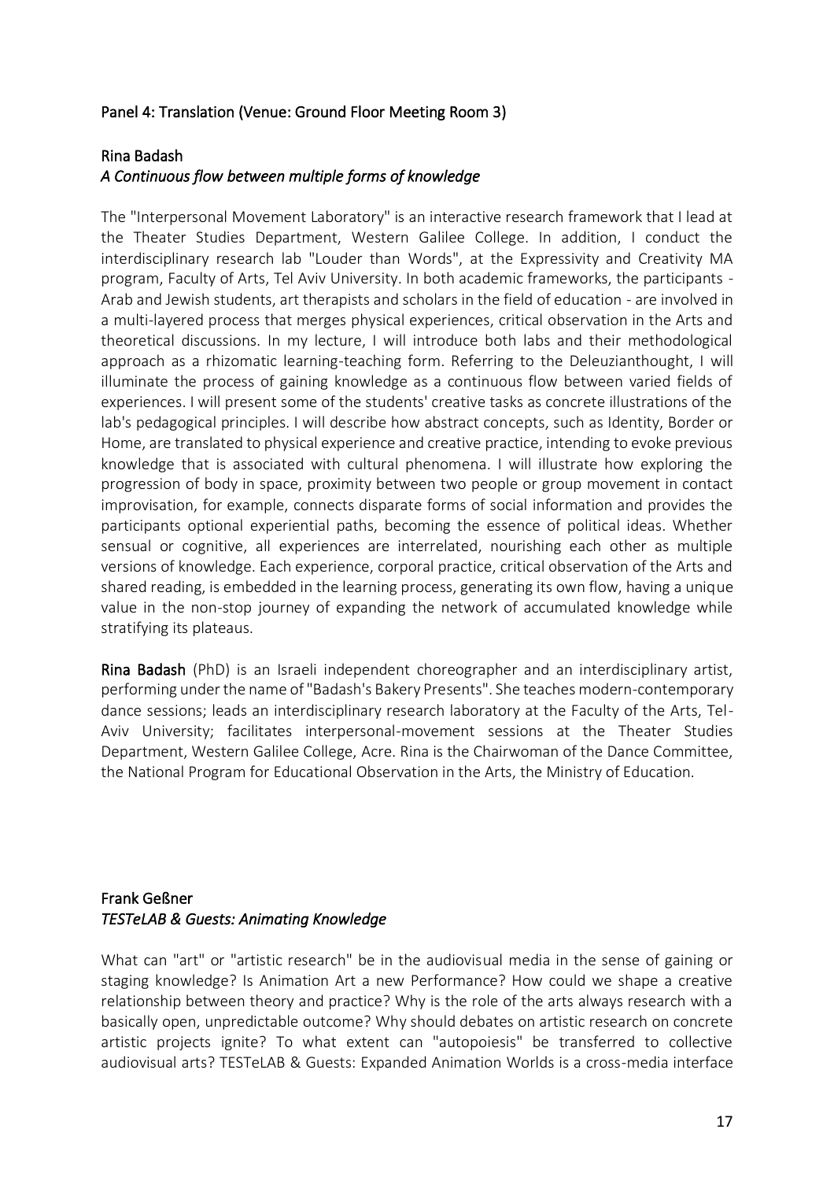## Panel 4: Translation (Venue: Ground Floor Meeting Room 3)

### Rina Badash
*A Continuous flow between multiple forms of knowledge*

The "Interpersonal Movement Laboratory" is an interactive research framework that I lead at the Theater Studies Department, Western Galilee College. In addition, I conduct the interdisciplinary research lab "Louder than Words", at the Expressivity and Creativity MA program, Faculty of Arts, Tel Aviv University. In both academic frameworks, the participants - Arab and Jewish students, art therapists and scholars in the field of education - are involved in a multi-layered process that merges physical experiences, critical observation in the Arts and theoretical discussions. In my lecture, I will introduce both labs and their methodological approach as a rhizomatic learning-teaching form. Referring to the Deleuzianthought, I will illuminate the process of gaining knowledge as a continuous flow between varied fields of experiences. I will present some of the students' creative tasks as concrete illustrations of the lab's pedagogical principles. I will describe how abstract concepts, such as Identity, Border or Home, are translated to physical experience and creative practice, intending to evoke previous knowledge that is associated with cultural phenomena. I will illustrate how exploring the progression of body in space, proximity between two people or group movement in contact improvisation, for example, connects disparate forms of social information and provides the participants optional experiential paths, becoming the essence of political ideas. Whether sensual or cognitive, all experiences are interrelated, nourishing each other as multiple versions of knowledge. Each experience, corporal practice, critical observation of the Arts and shared reading, is embedded in the learning process, generating its own flow, having a unique value in the non-stop journey of expanding the network of accumulated knowledge while stratifying its plateaus.

**Rina Badash** (PhD) is an Israeli independent choreographer and an interdisciplinary artist, performing under the name of "Badash's Bakery Presents". She teaches modern-contemporary dance sessions; leads an interdisciplinary research laboratory at the Faculty of the Arts, Tel-Aviv University; facilitates interpersonal-movement sessions at the Theater Studies Department, Western Galilee College, Acre. Rina is the Chairwoman of the Dance Committee, the National Program for Educational Observation in the Arts, the Ministry of Education.

### Frank Geßner
*TESTeLAB & Guests: Animating Knowledge*

What can "art" or "artistic research" be in the audiovisual media in the sense of gaining or staging knowledge? Is Animation Art a new Performance? How could we shape a creative relationship between theory and practice? Why is the role of the arts always research with a basically open, unpredictable outcome? Why should debates on artistic research on concrete artistic projects ignite? To what extent can "autopoiesis" be transferred to collective audiovisual arts? TESTeLAB & Guests: Expanded Animation Worlds is a cross-media interface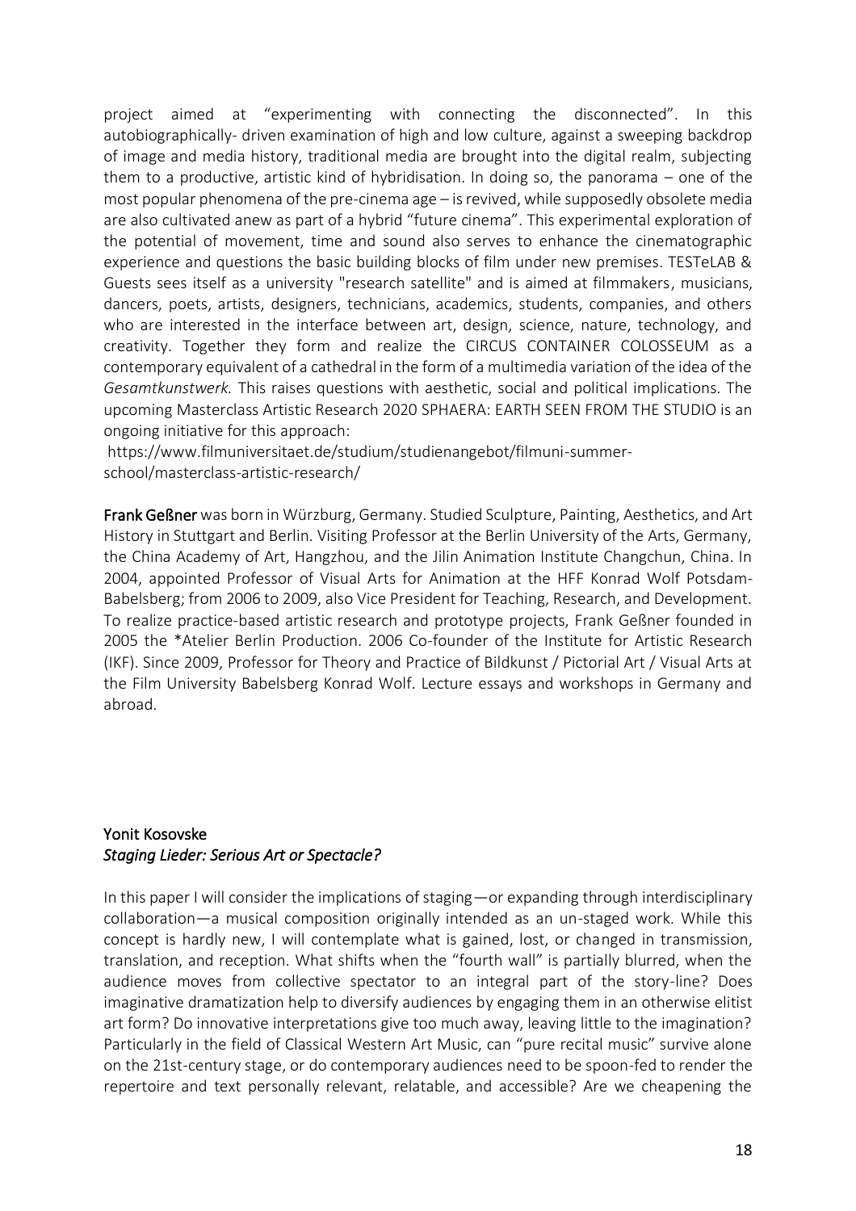project aimed at "experimenting with connecting the disconnected". In this autobiographically- driven examination of high and low culture, against a sweeping backdrop of image and media history, traditional media are brought into the digital realm, subjecting them to a productive, artistic kind of hybridisation. In doing so, the panorama – one of the most popular phenomena of the pre-cinema age – is revived, while supposedly obsolete media are also cultivated anew as part of a hybrid "future cinema". This experimental exploration of the potential of movement, time and sound also serves to enhance the cinematographic experience and questions the basic building blocks of film under new premises. TESTeLAB & Guests sees itself as a university "research satellite" and is aimed at filmmakers, musicians, dancers, poets, artists, designers, technicians, academics, students, companies, and others who are interested in the interface between art, design, science, nature, technology, and creativity. Together they form and realize the CIRCUS CONTAINER COLOSSEUM as a contemporary equivalent of a cathedral in the form of a multimedia variation of the idea of the *Gesamtkunstwerk.* This raises questions with aesthetic, social and political implications. The upcoming Masterclass Artistic Research 2020 SPHAERA: EARTH SEEN FROM THE STUDIO is an ongoing initiative for this approach:
https://www.filmuniversitaet.de/studium/studienangebot/filmuni-summer-school/masterclass-artistic-research/

**Frank Geßner** was born in Würzburg, Germany. Studied Sculpture, Painting, Aesthetics, and Art History in Stuttgart and Berlin. Visiting Professor at the Berlin University of the Arts, Germany, the China Academy of Art, Hangzhou, and the Jilin Animation Institute Changchun, China. In 2004, appointed Professor of Visual Arts for Animation at the HFF Konrad Wolf Potsdam-Babelsberg; from 2006 to 2009, also Vice President for Teaching, Research, and Development. To realize practice-based artistic research and prototype projects, Frank Geßner founded in 2005 the *Atelier Berlin Production. 2006 Co-founder of the Institute for Artistic Research (IKF). Since 2009, Professor for Theory and Practice of Bildkunst / Pictorial Art / Visual Arts at the Film University Babelsberg Konrad Wolf. Lecture essays and workshops in Germany and abroad.

**Yonit Kosovske**
***Staging Lieder: Serious Art or Spectacle?***

In this paper I will consider the implications of staging—or expanding through interdisciplinary collaboration—a musical composition originally intended as an un-staged work. While this concept is hardly new, I will contemplate what is gained, lost, or changed in transmission, translation, and reception. What shifts when the "fourth wall" is partially blurred, when the audience moves from collective spectator to an integral part of the story-line? Does imaginative dramatization help to diversify audiences by engaging them in an otherwise elitist art form? Do innovative interpretations give too much away, leaving little to the imagination? Particularly in the field of Classical Western Art Music, can "pure recital music" survive alone on the 21st-century stage, or do contemporary audiences need to be spoon-fed to render the repertoire and text personally relevant, relatable, and accessible? Are we cheapening the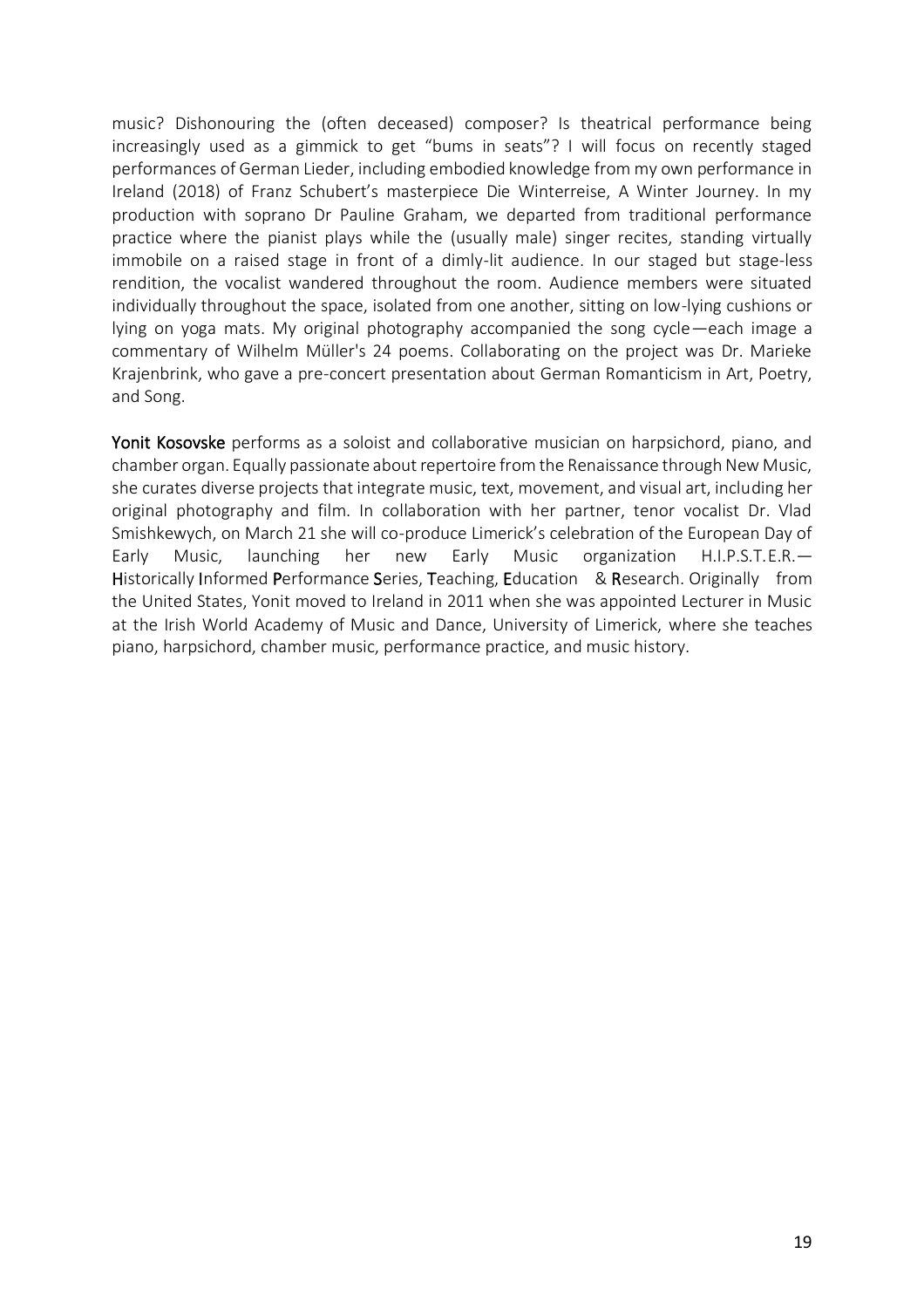music? Dishonouring the (often deceased) composer? Is theatrical performance being increasingly used as a gimmick to get "bums in seats"? I will focus on recently staged performances of German Lieder, including embodied knowledge from my own performance in Ireland (2018) of Franz Schubert's masterpiece Die Winterreise, A Winter Journey. In my production with soprano Dr Pauline Graham, we departed from traditional performance practice where the pianist plays while the (usually male) singer recites, standing virtually immobile on a raised stage in front of a dimly-lit audience. In our staged but stage-less rendition, the vocalist wandered throughout the room. Audience members were situated individually throughout the space, isolated from one another, sitting on low-lying cushions or lying on yoga mats. My original photography accompanied the song cycle—each image a commentary of Wilhelm Müller's 24 poems. Collaborating on the project was Dr. Marieke Krajenbrink, who gave a pre-concert presentation about German Romanticism in Art, Poetry, and Song.

**Yonit Kosovske** performs as a soloist and collaborative musician on harpsichord, piano, and chamber organ. Equally passionate about repertoire from the Renaissance through New Music, she curates diverse projects that integrate music, text, movement, and visual art, including her original photography and film. In collaboration with her partner, tenor vocalist Dr. Vlad Smishkewych, on March 21 she will co-produce Limerick's celebration of the European Day of Early Music, launching her new Early Music organization H.I.P.S.T.E.R.—**H**istorically **I**nformed **P**erformance **S**eries, **T**eaching, **E**ducation & **R**esearch. Originally from the United States, Yonit moved to Ireland in 2011 when she was appointed Lecturer in Music at the Irish World Academy of Music and Dance, University of Limerick, where she teaches piano, harpsichord, chamber music, performance practice, and music history.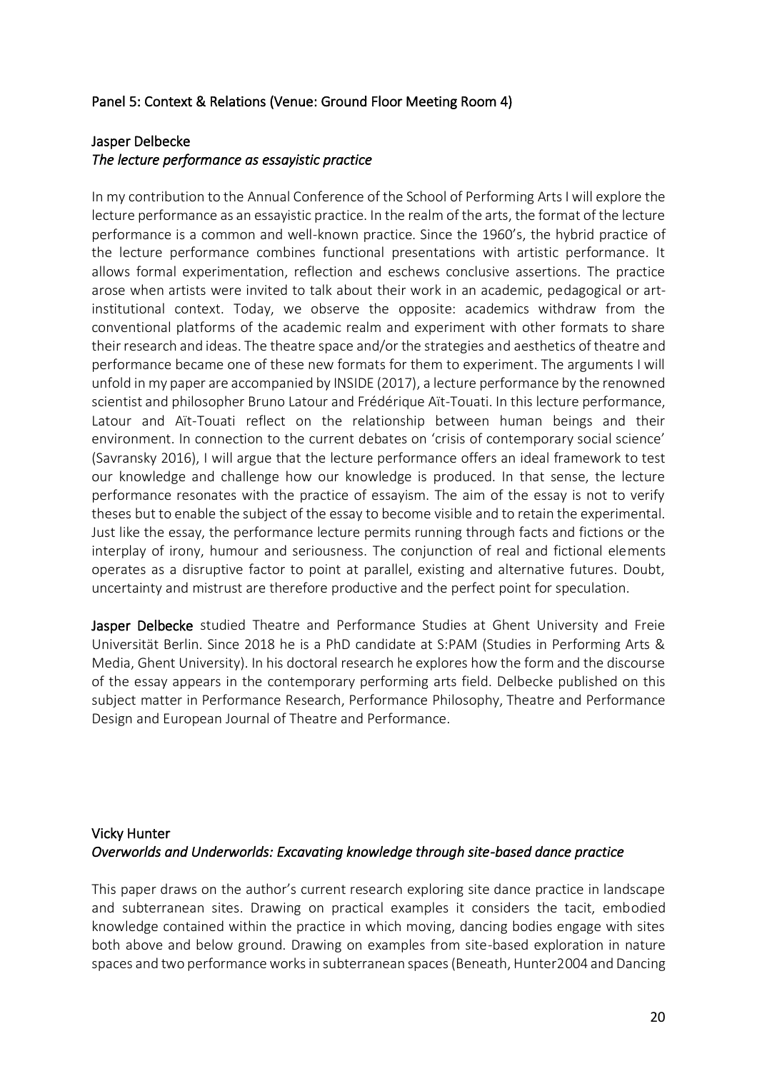## Panel 5: Context & Relations (Venue: Ground Floor Meeting Room 4)

### Jasper Delbecke
*The lecture performance as essayistic practice*

In my contribution to the Annual Conference of the School of Performing Arts I will explore the lecture performance as an essayistic practice. In the realm of the arts, the format of the lecture performance is a common and well-known practice. Since the 1960's, the hybrid practice of the lecture performance combines functional presentations with artistic performance. It allows formal experimentation, reflection and eschews conclusive assertions. The practice arose when artists were invited to talk about their work in an academic, pedagogical or art-institutional context. Today, we observe the opposite: academics withdraw from the conventional platforms of the academic realm and experiment with other formats to share their research and ideas. The theatre space and/or the strategies and aesthetics of theatre and performance became one of these new formats for them to experiment. The arguments I will unfold in my paper are accompanied by INSIDE (2017), a lecture performance by the renowned scientist and philosopher Bruno Latour and Frédérique Aït-Touati. In this lecture performance, Latour and Aït-Touati reflect on the relationship between human beings and their environment. In connection to the current debates on 'crisis of contemporary social science' (Savransky 2016), I will argue that the lecture performance offers an ideal framework to test our knowledge and challenge how our knowledge is produced. In that sense, the lecture performance resonates with the practice of essayism. The aim of the essay is not to verify theses but to enable the subject of the essay to become visible and to retain the experimental. Just like the essay, the performance lecture permits running through facts and fictions or the interplay of irony, humour and seriousness. The conjunction of real and fictional elements operates as a disruptive factor to point at parallel, existing and alternative futures. Doubt, uncertainty and mistrust are therefore productive and the perfect point for speculation.

**Jasper Delbecke** studied Theatre and Performance Studies at Ghent University and Freie Universität Berlin. Since 2018 he is a PhD candidate at S:PAM (Studies in Performing Arts & Media, Ghent University). In his doctoral research he explores how the form and the discourse of the essay appears in the contemporary performing arts field. Delbecke published on this subject matter in Performance Research, Performance Philosophy, Theatre and Performance Design and European Journal of Theatre and Performance.

### Vicky Hunter
*Overworlds and Underworlds: Excavating knowledge through site-based dance practice*

This paper draws on the author's current research exploring site dance practice in landscape and subterranean sites. Drawing on practical examples it considers the tacit, embodied knowledge contained within the practice in which moving, dancing bodies engage with sites both above and below ground. Drawing on examples from site-based exploration in nature spaces and two performance works in subterranean spaces (Beneath, Hunter2004 and Dancing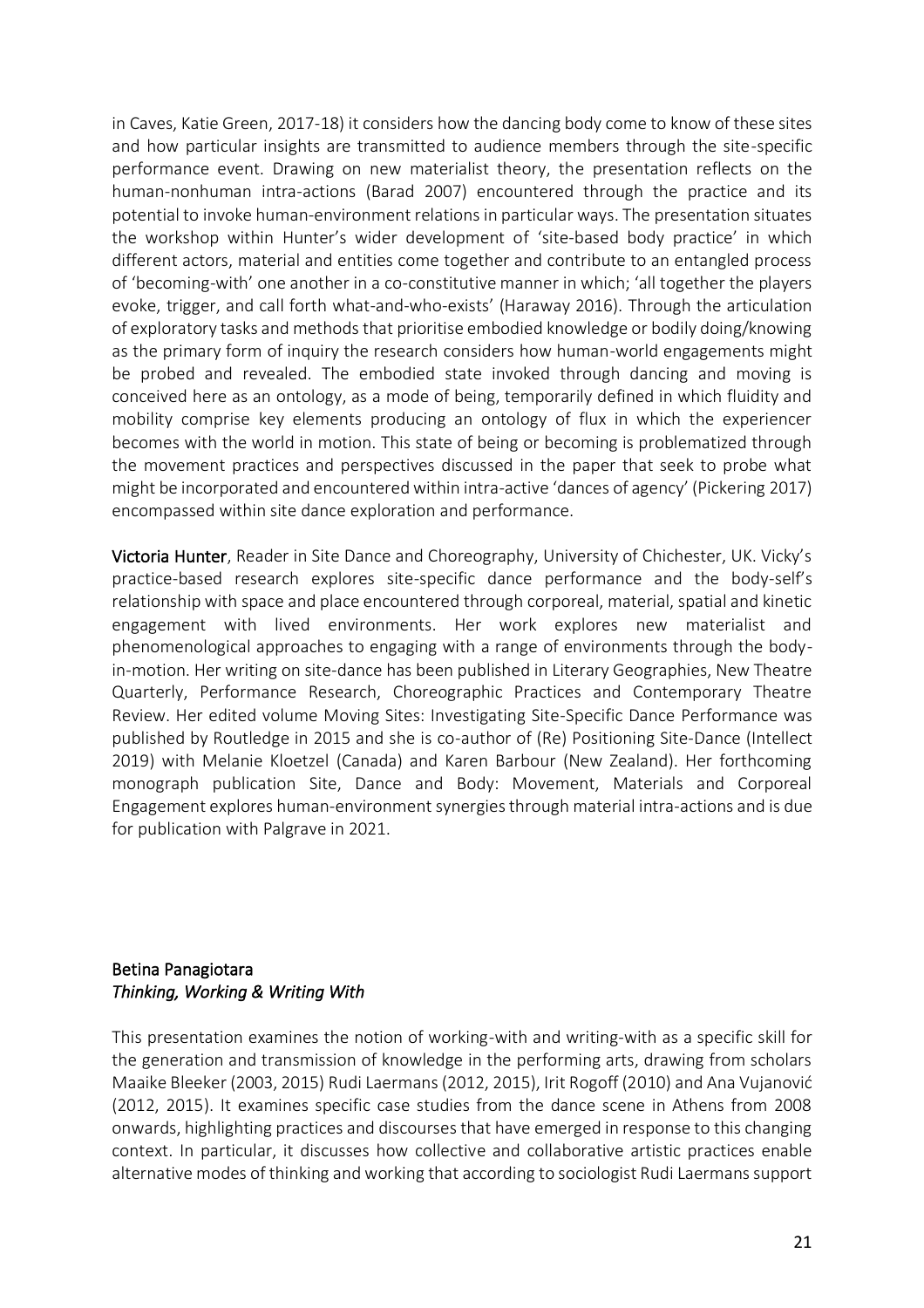in Caves, Katie Green, 2017-18) it considers how the dancing body come to know of these sites and how particular insights are transmitted to audience members through the site-specific performance event. Drawing on new materialist theory, the presentation reflects on the human-nonhuman intra-actions (Barad 2007) encountered through the practice and its potential to invoke human-environment relations in particular ways. The presentation situates the workshop within Hunter's wider development of 'site-based body practice' in which different actors, material and entities come together and contribute to an entangled process of 'becoming-with' one another in a co-constitutive manner in which; 'all together the players evoke, trigger, and call forth what-and-who-exists' (Haraway 2016). Through the articulation of exploratory tasks and methods that prioritise embodied knowledge or bodily doing/knowing as the primary form of inquiry the research considers how human-world engagements might be probed and revealed. The embodied state invoked through dancing and moving is conceived here as an ontology, as a mode of being, temporarily defined in which fluidity and mobility comprise key elements producing an ontology of flux in which the experiencer becomes with the world in motion. This state of being or becoming is problematized through the movement practices and perspectives discussed in the paper that seek to probe what might be incorporated and encountered within intra-active 'dances of agency' (Pickering 2017) encompassed within site dance exploration and performance.

**Victoria Hunter**, Reader in Site Dance and Choreography, University of Chichester, UK. Vicky's practice-based research explores site-specific dance performance and the body-self's relationship with space and place encountered through corporeal, material, spatial and kinetic engagement with lived environments. Her work explores new materialist and phenomenological approaches to engaging with a range of environments through the body-in-motion. Her writing on site-dance has been published in Literary Geographies, New Theatre Quarterly, Performance Research, Choreographic Practices and Contemporary Theatre Review. Her edited volume Moving Sites: Investigating Site-Specific Dance Performance was published by Routledge in 2015 and she is co-author of (Re) Positioning Site-Dance (Intellect 2019) with Melanie Kloetzel (Canada) and Karen Barbour (New Zealand). Her forthcoming monograph publication Site, Dance and Body: Movement, Materials and Corporeal Engagement explores human-environment synergies through material intra-actions and is due for publication with Palgrave in 2021.

**Betina Panagiotara**
***Thinking, Working & Writing With***

This presentation examines the notion of working-with and writing-with as a specific skill for the generation and transmission of knowledge in the performing arts, drawing from scholars Maaike Bleeker (2003, 2015) Rudi Laermans (2012, 2015), Irit Rogoff (2010) and Ana Vujanović (2012, 2015). It examines specific case studies from the dance scene in Athens from 2008 onwards, highlighting practices and discourses that have emerged in response to this changing context. In particular, it discusses how collective and collaborative artistic practices enable alternative modes of thinking and working that according to sociologist Rudi Laermans support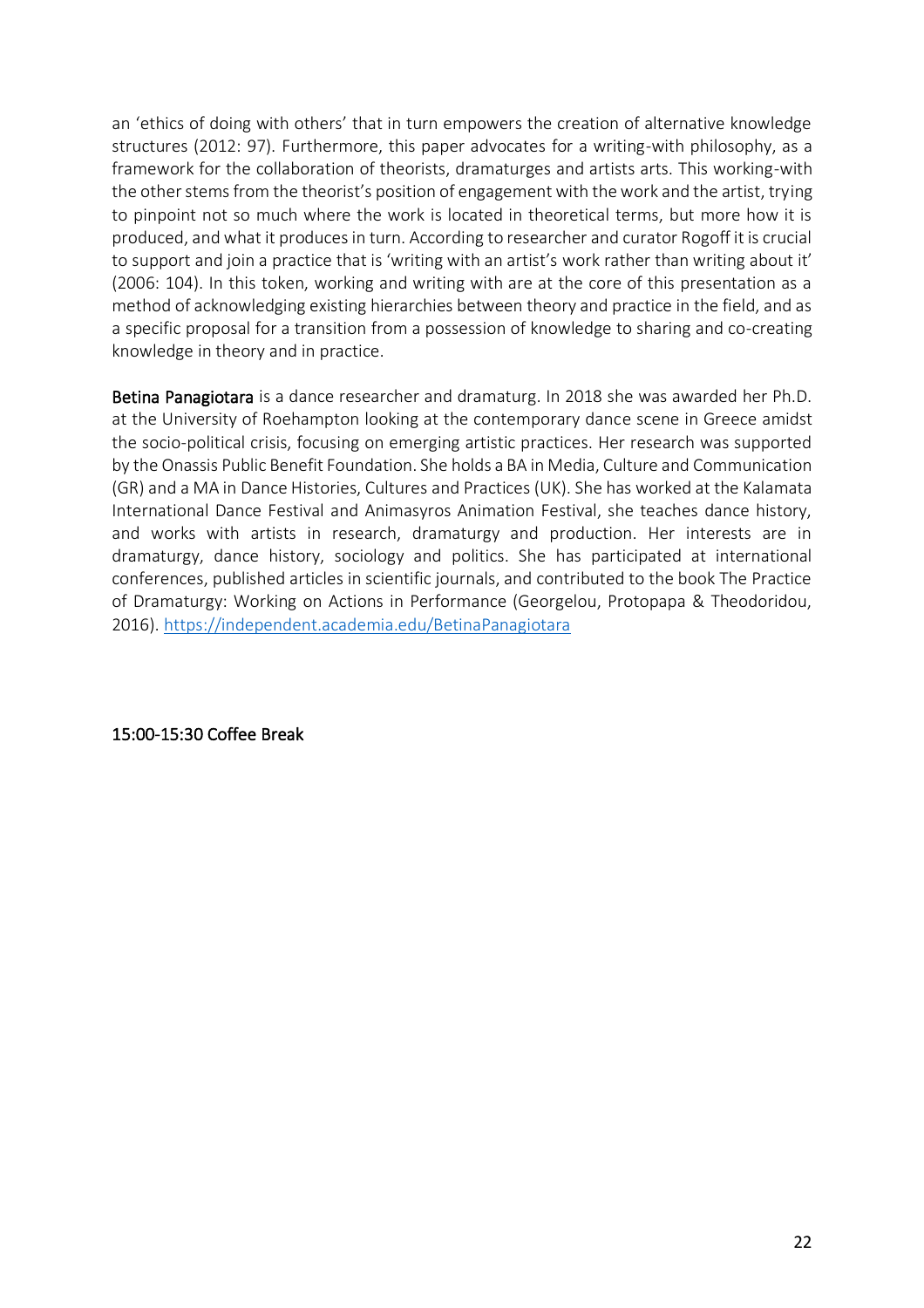an 'ethics of doing with others' that in turn empowers the creation of alternative knowledge structures (2012: 97). Furthermore, this paper advocates for a writing-with philosophy, as a framework for the collaboration of theorists, dramaturges and artists arts. This working-with the other stems from the theorist's position of engagement with the work and the artist, trying to pinpoint not so much where the work is located in theoretical terms, but more how it is produced, and what it produces in turn. According to researcher and curator Rogoff it is crucial to support and join a practice that is 'writing with an artist's work rather than writing about it' (2006: 104). In this token, working and writing with are at the core of this presentation as a method of acknowledging existing hierarchies between theory and practice in the field, and as a specific proposal for a transition from a possession of knowledge to sharing and co-creating knowledge in theory and in practice.

**Betina Panagiotara** is a dance researcher and dramaturg. In 2018 she was awarded her Ph.D. at the University of Roehampton looking at the contemporary dance scene in Greece amidst the socio-political crisis, focusing on emerging artistic practices. Her research was supported by the Onassis Public Benefit Foundation. She holds a BA in Media, Culture and Communication (GR) and a MA in Dance Histories, Cultures and Practices (UK). She has worked at the Kalamata International Dance Festival and Animasyros Animation Festival, she teaches dance history, and works with artists in research, dramaturgy and production. Her interests are in dramaturgy, dance history, sociology and politics. She has participated at international conferences, published articles in scientific journals, and contributed to the book The Practice of Dramaturgy: Working on Actions in Performance (Georgelou, Protopapa & Theodoridou, 2016). https://independent.academia.edu/BetinaPanagiotara

15:00-15:30 Coffee Break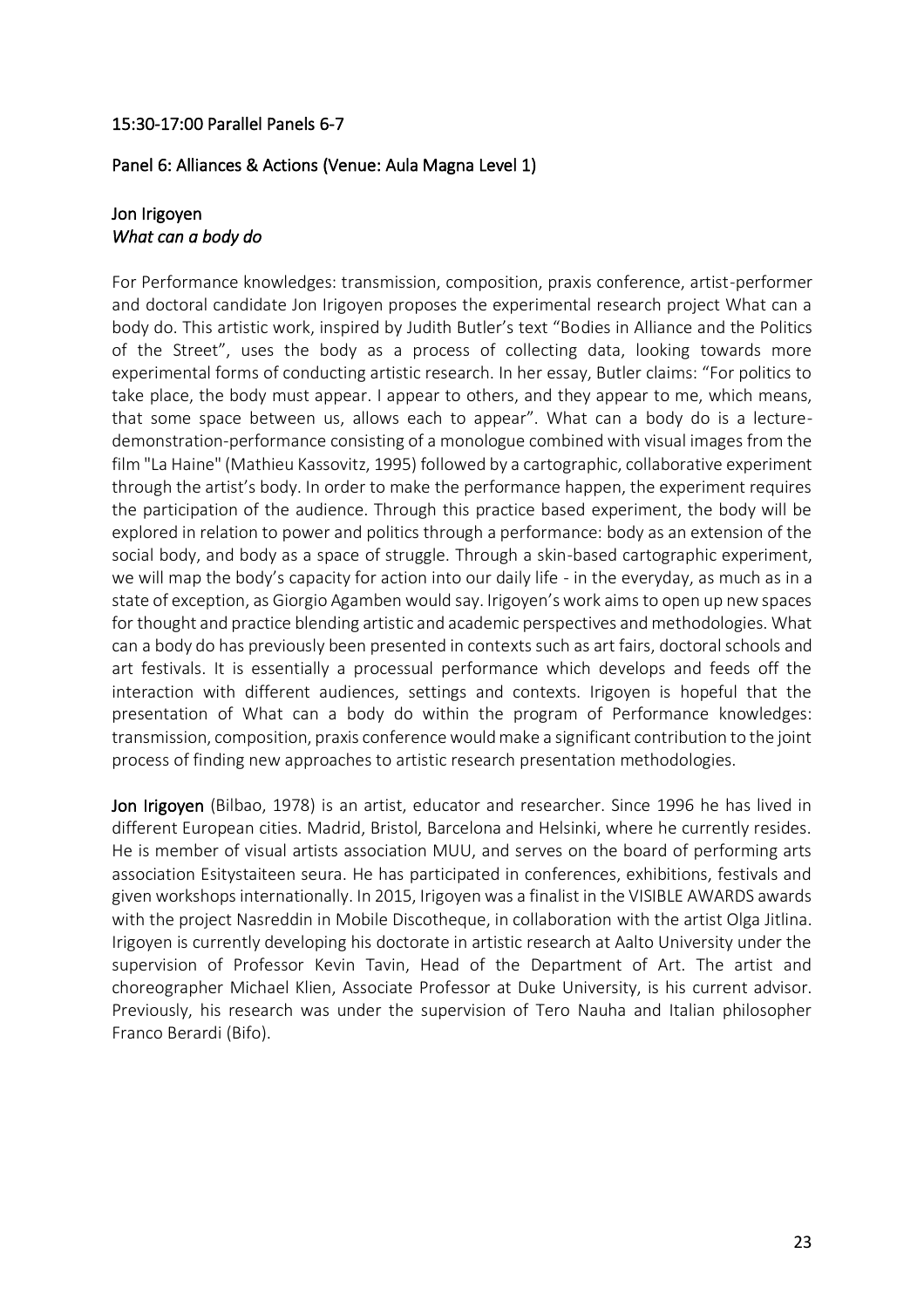## 15:30-17:00 Parallel Panels 6-7

### Panel 6: Alliances & Actions (Venue: Aula Magna Level 1)

#### Jon Irigoyen
*What can a body do*

For Performance knowledges: transmission, composition, praxis conference, artist-performer and doctoral candidate Jon Irigoyen proposes the experimental research project What can a body do. This artistic work, inspired by Judith Butler's text "Bodies in Alliance and the Politics of the Street", uses the body as a process of collecting data, looking towards more experimental forms of conducting artistic research. In her essay, Butler claims: "For politics to take place, the body must appear. I appear to others, and they appear to me, which means, that some space between us, allows each to appear". What can a body do is a lecture-demonstration-performance consisting of a monologue combined with visual images from the film "La Haine" (Mathieu Kassovitz, 1995) followed by a cartographic, collaborative experiment through the artist's body. In order to make the performance happen, the experiment requires the participation of the audience. Through this practice based experiment, the body will be explored in relation to power and politics through a performance: body as an extension of the social body, and body as a space of struggle. Through a skin-based cartographic experiment, we will map the body's capacity for action into our daily life - in the everyday, as much as in a state of exception, as Giorgio Agamben would say. Irigoyen's work aims to open up new spaces for thought and practice blending artistic and academic perspectives and methodologies. What can a body do has previously been presented in contexts such as art fairs, doctoral schools and art festivals. It is essentially a processual performance which develops and feeds off the interaction with different audiences, settings and contexts. Irigoyen is hopeful that the presentation of What can a body do within the program of Performance knowledges: transmission, composition, praxis conference would make a significant contribution to the joint process of finding new approaches to artistic research presentation methodologies.

**Jon Irigoyen** (Bilbao, 1978) is an artist, educator and researcher. Since 1996 he has lived in different European cities. Madrid, Bristol, Barcelona and Helsinki, where he currently resides. He is member of visual artists association MUU, and serves on the board of performing arts association Esitystaiteen seura. He has participated in conferences, exhibitions, festivals and given workshops internationally. In 2015, Irigoyen was a finalist in the VISIBLE AWARDS awards with the project Nasreddin in Mobile Discotheque, in collaboration with the artist Olga Jitlina. Irigoyen is currently developing his doctorate in artistic research at Aalto University under the supervision of Professor Kevin Tavin, Head of the Department of Art. The artist and choreographer Michael Klien, Associate Professor at Duke University, is his current advisor. Previously, his research was under the supervision of Tero Nauha and Italian philosopher Franco Berardi (Bifo).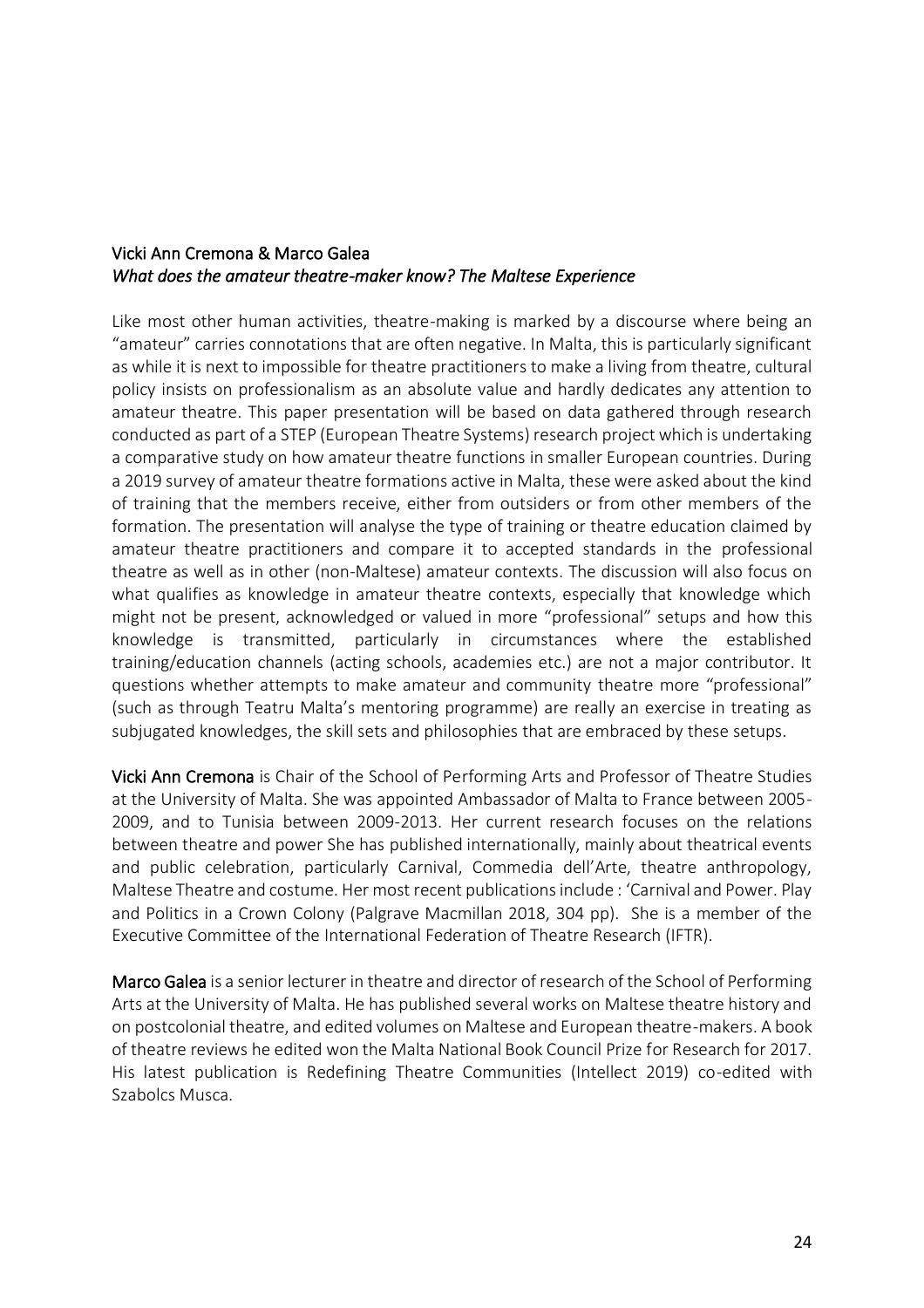### Vicki Ann Cremona & Marco Galea

*What does the amateur theatre-maker know? The Maltese Experience*

Like most other human activities, theatre-making is marked by a discourse where being an "amateur" carries connotations that are often negative. In Malta, this is particularly significant as while it is next to impossible for theatre practitioners to make a living from theatre, cultural policy insists on professionalism as an absolute value and hardly dedicates any attention to amateur theatre. This paper presentation will be based on data gathered through research conducted as part of a STEP (European Theatre Systems) research project which is undertaking a comparative study on how amateur theatre functions in smaller European countries. During a 2019 survey of amateur theatre formations active in Malta, these were asked about the kind of training that the members receive, either from outsiders or from other members of the formation. The presentation will analyse the type of training or theatre education claimed by amateur theatre practitioners and compare it to accepted standards in the professional theatre as well as in other (non-Maltese) amateur contexts. The discussion will also focus on what qualifies as knowledge in amateur theatre contexts, especially that knowledge which might not be present, acknowledged or valued in more "professional" setups and how this knowledge is transmitted, particularly in circumstances where the established training/education channels (acting schools, academies etc.) are not a major contributor. It questions whether attempts to make amateur and community theatre more "professional" (such as through Teatru Malta's mentoring programme) are really an exercise in treating as subjugated knowledges, the skill sets and philosophies that are embraced by these setups.

**Vicki Ann Cremona** is Chair of the School of Performing Arts and Professor of Theatre Studies at the University of Malta. She was appointed Ambassador of Malta to France between 2005-2009, and to Tunisia between 2009-2013. Her current research focuses on the relations between theatre and power She has published internationally, mainly about theatrical events and public celebration, particularly Carnival, Commedia dell'Arte, theatre anthropology, Maltese Theatre and costume. Her most recent publications include : 'Carnival and Power. Play and Politics in a Crown Colony (Palgrave Macmillan 2018, 304 pp). She is a member of the Executive Committee of the International Federation of Theatre Research (IFTR).

**Marco Galea** is a senior lecturer in theatre and director of research of the School of Performing Arts at the University of Malta. He has published several works on Maltese theatre history and on postcolonial theatre, and edited volumes on Maltese and European theatre-makers. A book of theatre reviews he edited won the Malta National Book Council Prize for Research for 2017. His latest publication is Redefining Theatre Communities (Intellect 2019) co-edited with Szabolcs Musca.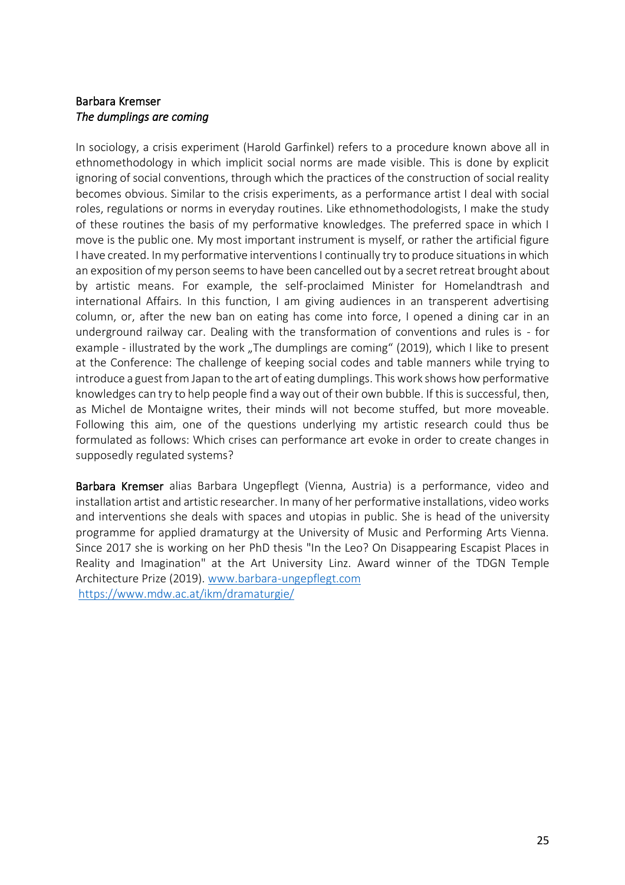**Barbara Kremser**
*The dumplings are coming*

In sociology, a crisis experiment (Harold Garfinkel) refers to a procedure known above all in ethnomethodology in which implicit social norms are made visible. This is done by explicit ignoring of social conventions, through which the practices of the construction of social reality becomes obvious. Similar to the crisis experiments, as a performance artist I deal with social roles, regulations or norms in everyday routines. Like ethnomethodologists, I make the study of these routines the basis of my performative knowledges. The preferred space in which I move is the public one. My most important instrument is myself, or rather the artificial figure I have created. In my performative interventions I continually try to produce situations in which an exposition of my person seems to have been cancelled out by a secret retreat brought about by artistic means. For example, the self-proclaimed Minister for Homelandtrash and international Affairs. In this function, I am giving audiences in an transperent advertising column, or, after the new ban on eating has come into force, I opened a dining car in an underground railway car. Dealing with the transformation of conventions and rules is - for example - illustrated by the work „The dumplings are coming" (2019), which I like to present at the Conference: The challenge of keeping social codes and table manners while trying to introduce a guest from Japan to the art of eating dumplings. This work shows how performative knowledges can try to help people find a way out of their own bubble. If this is successful, then, as Michel de Montaigne writes, their minds will not become stuffed, but more moveable. Following this aim, one of the questions underlying my artistic research could thus be formulated as follows: Which crises can performance art evoke in order to create changes in supposedly regulated systems?

**Barbara Kremser** alias Barbara Ungepflegt (Vienna, Austria) is a performance, video and installation artist and artistic researcher. In many of her performative installations, video works and interventions she deals with spaces and utopias in public. She is head of the university programme for applied dramaturgy at the University of Music and Performing Arts Vienna. Since 2017 she is working on her PhD thesis "In the Leo? On Disappearing Escapist Places in Reality and Imagination" at the Art University Linz. Award winner of the TDGN Temple Architecture Prize (2019). [www.barbara-ungepflegt.com](http://www.barbara-ungepflegt.com)
[https://www.mdw.ac.at/ikm/dramaturgie/](https://www.mdw.ac.at/ikm/dramaturgie/)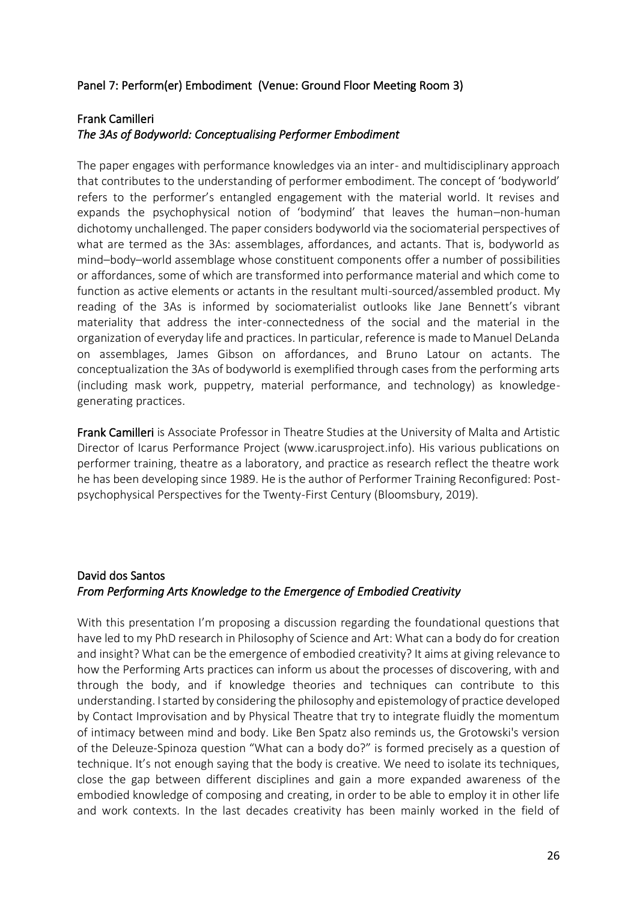## Panel 7: Perform(er) Embodiment (Venue: Ground Floor Meeting Room 3)

### Frank Camilleri
### *The 3As of Bodyworld: Conceptualising Performer Embodiment*

The paper engages with performance knowledges via an inter- and multidisciplinary approach that contributes to the understanding of performer embodiment. The concept of 'bodyworld' refers to the performer's entangled engagement with the material world. It revises and expands the psychophysical notion of 'bodymind' that leaves the human–non-human dichotomy unchallenged. The paper considers bodyworld via the sociomaterial perspectives of what are termed as the 3As: assemblages, affordances, and actants. That is, bodyworld as mind–body–world assemblage whose constituent components offer a number of possibilities or affordances, some of which are transformed into performance material and which come to function as active elements or actants in the resultant multi-sourced/assembled product. My reading of the 3As is informed by sociomaterialist outlooks like Jane Bennett's vibrant materiality that address the inter-connectedness of the social and the material in the organization of everyday life and practices. In particular, reference is made to Manuel DeLanda on assemblages, James Gibson on affordances, and Bruno Latour on actants. The conceptualization the 3As of bodyworld is exemplified through cases from the performing arts (including mask work, puppetry, material performance, and technology) as knowledge-generating practices.

**Frank Camilleri** is Associate Professor in Theatre Studies at the University of Malta and Artistic Director of Icarus Performance Project (www.icarusproject.info). His various publications on performer training, theatre as a laboratory, and practice as research reflect the theatre work he has been developing since 1989. He is the author of Performer Training Reconfigured: Post-psychophysical Perspectives for the Twenty-First Century (Bloomsbury, 2019).

### David dos Santos
### *From Performing Arts Knowledge to the Emergence of Embodied Creativity*

With this presentation I'm proposing a discussion regarding the foundational questions that have led to my PhD research in Philosophy of Science and Art: What can a body do for creation and insight? What can be the emergence of embodied creativity? It aims at giving relevance to how the Performing Arts practices can inform us about the processes of discovering, with and through the body, and if knowledge theories and techniques can contribute to this understanding. I started by considering the philosophy and epistemology of practice developed by Contact Improvisation and by Physical Theatre that try to integrate fluidly the momentum of intimacy between mind and body. Like Ben Spatz also reminds us, the Grotowski's version of the Deleuze-Spinoza question "What can a body do?" is formed precisely as a question of technique. It's not enough saying that the body is creative. We need to isolate its techniques, close the gap between different disciplines and gain a more expanded awareness of the embodied knowledge of composing and creating, in order to be able to employ it in other life and work contexts. In the last decades creativity has been mainly worked in the field of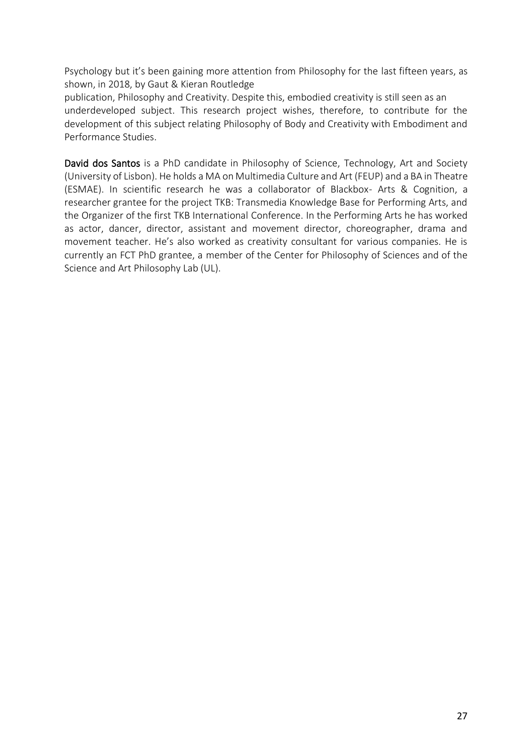Psychology but it's been gaining more attention from Philosophy for the last fifteen years, as shown, in 2018, by Gaut & Kieran Routledge publication, Philosophy and Creativity. Despite this, embodied creativity is still seen as an underdeveloped subject. This research project wishes, therefore, to contribute for the development of this subject relating Philosophy of Body and Creativity with Embodiment and Performance Studies.

**David dos Santos** is a PhD candidate in Philosophy of Science, Technology, Art and Society (University of Lisbon). He holds a MA on Multimedia Culture and Art (FEUP) and a BA in Theatre (ESMAE). In scientific research he was a collaborator of Blackbox- Arts & Cognition, a researcher grantee for the project TKB: Transmedia Knowledge Base for Performing Arts, and the Organizer of the first TKB International Conference. In the Performing Arts he has worked as actor, dancer, director, assistant and movement director, choreographer, drama and movement teacher. He's also worked as creativity consultant for various companies. He is currently an FCT PhD grantee, a member of the Center for Philosophy of Sciences and of the Science and Art Philosophy Lab (UL).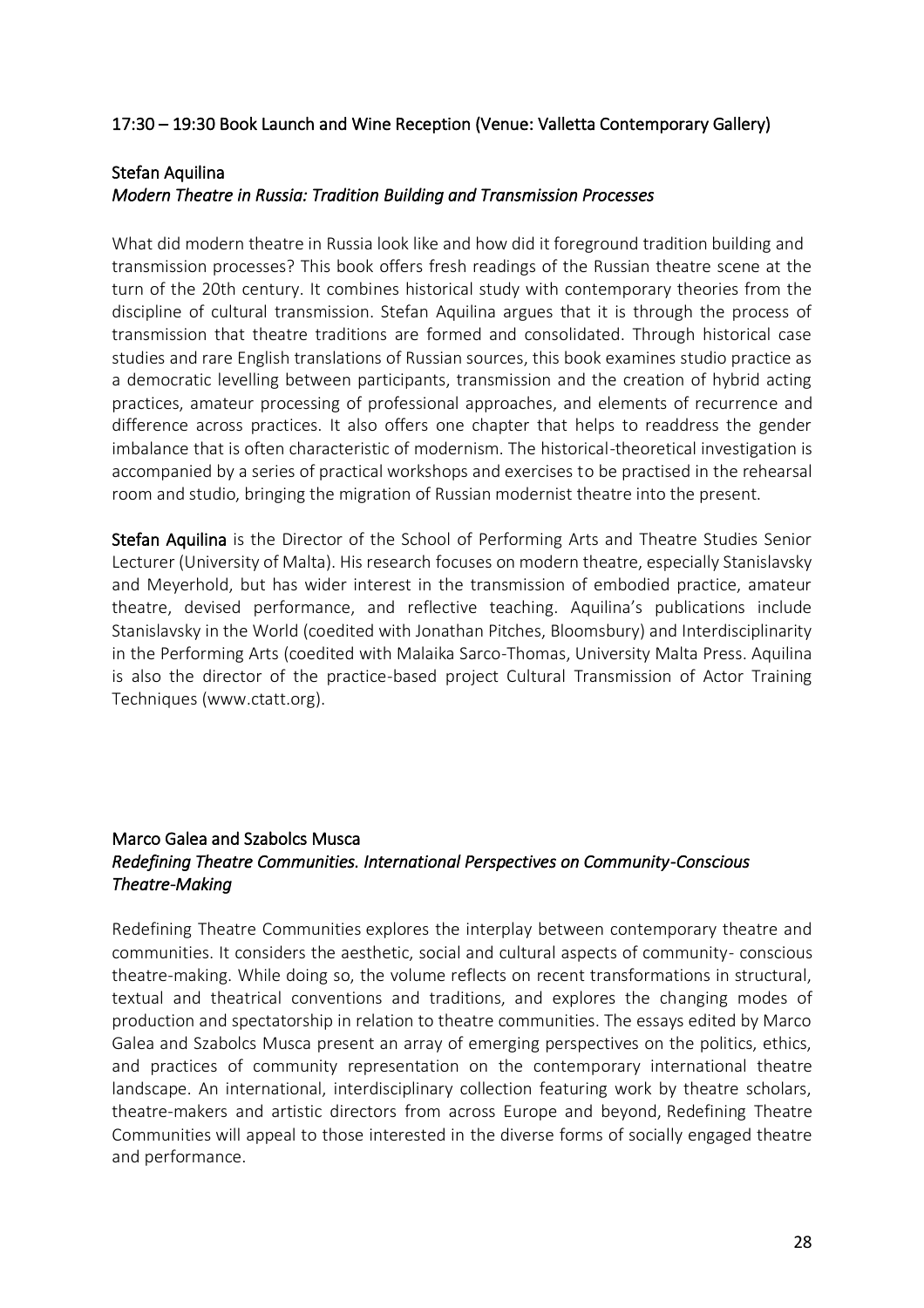17:30 – 19:30 Book Launch and Wine Reception (Venue: Valletta Contemporary Gallery)

Stefan Aquilina
*Modern Theatre in Russia: Tradition Building and Transmission Processes*

What did modern theatre in Russia look like and how did it foreground tradition building and transmission processes? This book offers fresh readings of the Russian theatre scene at the turn of the 20th century. It combines historical study with contemporary theories from the discipline of cultural transmission. Stefan Aquilina argues that it is through the process of transmission that theatre traditions are formed and consolidated. Through historical case studies and rare English translations of Russian sources, this book examines studio practice as a democratic levelling between participants, transmission and the creation of hybrid acting practices, amateur processing of professional approaches, and elements of recurrence and difference across practices. It also offers one chapter that helps to readdress the gender imbalance that is often characteristic of modernism. The historical-theoretical investigation is accompanied by a series of practical workshops and exercises to be practised in the rehearsal room and studio, bringing the migration of Russian modernist theatre into the present.

**Stefan Aquilina** is the Director of the School of Performing Arts and Theatre Studies Senior Lecturer (University of Malta). His research focuses on modern theatre, especially Stanislavsky and Meyerhold, but has wider interest in the transmission of embodied practice, amateur theatre, devised performance, and reflective teaching. Aquilina's publications include Stanislavsky in the World (coedited with Jonathan Pitches, Bloomsbury) and Interdisciplinarity in the Performing Arts (coedited with Malaika Sarco-Thomas, University Malta Press. Aquilina is also the director of the practice-based project Cultural Transmission of Actor Training Techniques (www.ctatt.org).

Marco Galea and Szabolcs Musca
*Redefining Theatre Communities. International Perspectives on Community-Conscious Theatre-Making*

Redefining Theatre Communities explores the interplay between contemporary theatre and communities. It considers the aesthetic, social and cultural aspects of community- conscious theatre-making. While doing so, the volume reflects on recent transformations in structural, textual and theatrical conventions and traditions, and explores the changing modes of production and spectatorship in relation to theatre communities. The essays edited by Marco Galea and Szabolcs Musca present an array of emerging perspectives on the politics, ethics, and practices of community representation on the contemporary international theatre landscape. An international, interdisciplinary collection featuring work by theatre scholars, theatre-makers and artistic directors from across Europe and beyond, Redefining Theatre Communities will appeal to those interested in the diverse forms of socially engaged theatre and performance.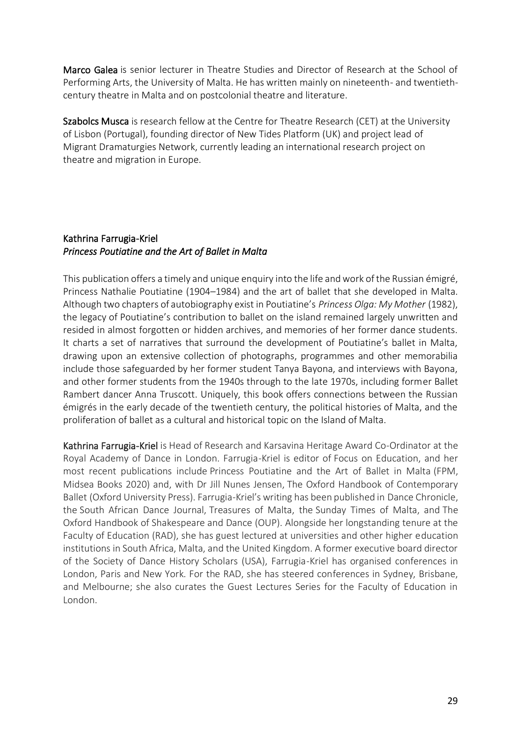**Marco Galea** is senior lecturer in Theatre Studies and Director of Research at the School of Performing Arts, the University of Malta. He has written mainly on nineteenth- and twentieth-century theatre in Malta and on postcolonial theatre and literature.

**Szabolcs Musca** is research fellow at the Centre for Theatre Research (CET) at the University of Lisbon (Portugal), founding director of New Tides Platform (UK) and project lead of Migrant Dramaturgies Network, currently leading an international research project on theatre and migration in Europe.

**Kathrina Farrugia-Kriel**
***Princess Poutiatine and the Art of Ballet in Malta***

This publication offers a timely and unique enquiry into the life and work of the Russian émigré, Princess Nathalie Poutiatine (1904–1984) and the art of ballet that she developed in Malta. Although two chapters of autobiography exist in Poutiatine's *Princess Olga: My Mother* (1982), the legacy of Poutiatine's contribution to ballet on the island remained largely unwritten and resided in almost forgotten or hidden archives, and memories of her former dance students. It charts a set of narratives that surround the development of Poutiatine's ballet in Malta, drawing upon an extensive collection of photographs, programmes and other memorabilia include those safeguarded by her former student Tanya Bayona, and interviews with Bayona, and other former students from the 1940s through to the late 1970s, including former Ballet Rambert dancer Anna Truscott. Uniquely, this book offers connections between the Russian émigrés in the early decade of the twentieth century, the political histories of Malta, and the proliferation of ballet as a cultural and historical topic on the Island of Malta.

**Kathrina Farrugia-Kriel** is Head of Research and Karsavina Heritage Award Co-Ordinator at the Royal Academy of Dance in London. Farrugia-Kriel is editor of Focus on Education, and her most recent publications include Princess Poutiatine and the Art of Ballet in Malta (FPM, Midsea Books 2020) and, with Dr Jill Nunes Jensen, The Oxford Handbook of Contemporary Ballet (Oxford University Press). Farrugia-Kriel's writing has been published in Dance Chronicle, the South African Dance Journal, Treasures of Malta, the Sunday Times of Malta, and The Oxford Handbook of Shakespeare and Dance (OUP). Alongside her longstanding tenure at the Faculty of Education (RAD), she has guest lectured at universities and other higher education institutions in South Africa, Malta, and the United Kingdom. A former executive board director of the Society of Dance History Scholars (USA), Farrugia-Kriel has organised conferences in London, Paris and New York. For the RAD, she has steered conferences in Sydney, Brisbane, and Melbourne; she also curates the Guest Lectures Series for the Faculty of Education in London.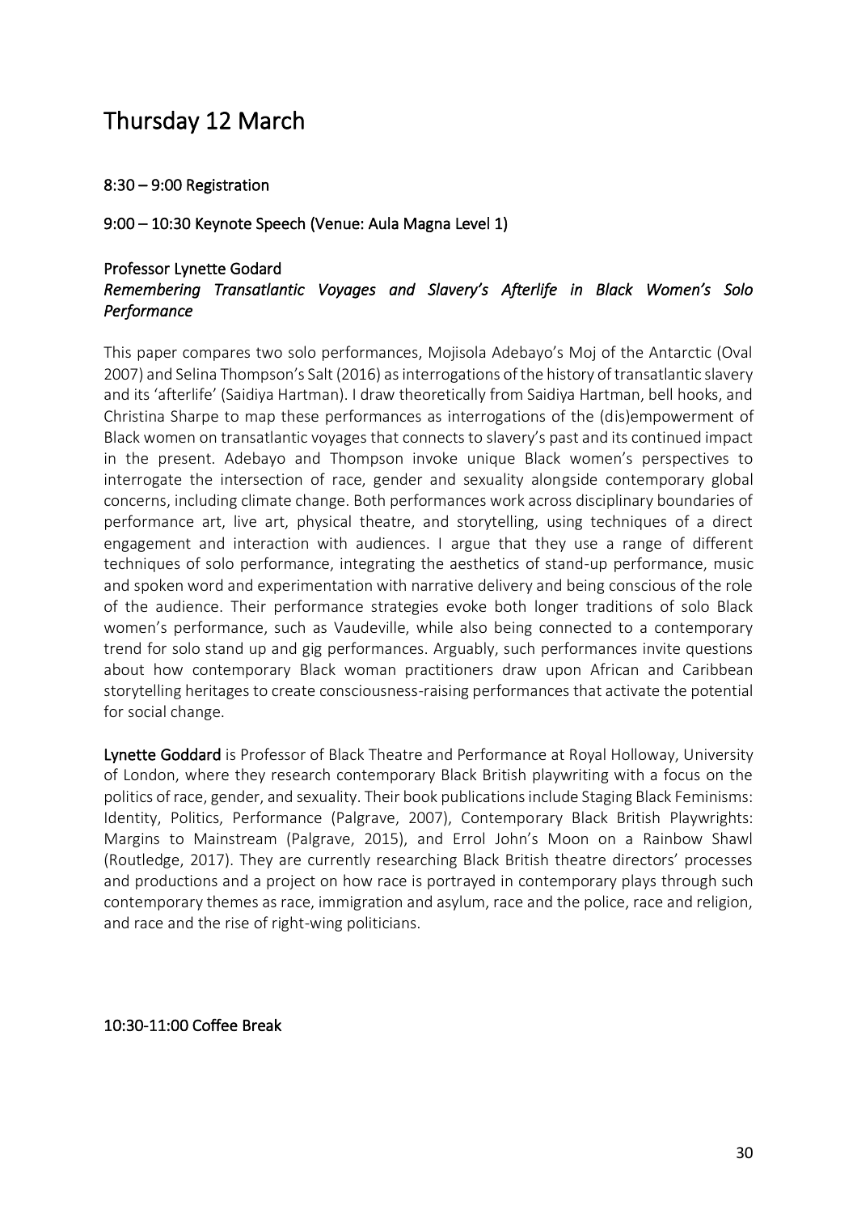# Thursday 12 March

8:30 – 9:00 Registration

9:00 – 10:30 Keynote Speech (Venue: Aula Magna Level 1)

Professor Lynette Godard
*Remembering Transatlantic Voyages and Slavery's Afterlife in Black Women's Solo Performance*

This paper compares two solo performances, Mojisola Adebayo's Moj of the Antarctic (Oval 2007) and Selina Thompson's Salt (2016) as interrogations of the history of transatlantic slavery and its 'afterlife' (Saidiya Hartman). I draw theoretically from Saidiya Hartman, bell hooks, and Christina Sharpe to map these performances as interrogations of the (dis)empowerment of Black women on transatlantic voyages that connects to slavery's past and its continued impact in the present. Adebayo and Thompson invoke unique Black women's perspectives to interrogate the intersection of race, gender and sexuality alongside contemporary global concerns, including climate change. Both performances work across disciplinary boundaries of performance art, live art, physical theatre, and storytelling, using techniques of a direct engagement and interaction with audiences. I argue that they use a range of different techniques of solo performance, integrating the aesthetics of stand-up performance, music and spoken word and experimentation with narrative delivery and being conscious of the role of the audience. Their performance strategies evoke both longer traditions of solo Black women's performance, such as Vaudeville, while also being connected to a contemporary trend for solo stand up and gig performances. Arguably, such performances invite questions about how contemporary Black woman practitioners draw upon African and Caribbean storytelling heritages to create consciousness-raising performances that activate the potential for social change.

Lynette Goddard is Professor of Black Theatre and Performance at Royal Holloway, University of London, where they research contemporary Black British playwriting with a focus on the politics of race, gender, and sexuality. Their book publications include Staging Black Feminisms: Identity, Politics, Performance (Palgrave, 2007), Contemporary Black British Playwrights: Margins to Mainstream (Palgrave, 2015), and Errol John's Moon on a Rainbow Shawl (Routledge, 2017). They are currently researching Black British theatre directors' processes and productions and a project on how race is portrayed in contemporary plays through such contemporary themes as race, immigration and asylum, race and the police, race and religion, and race and the rise of right-wing politicians.

10:30-11:00 Coffee Break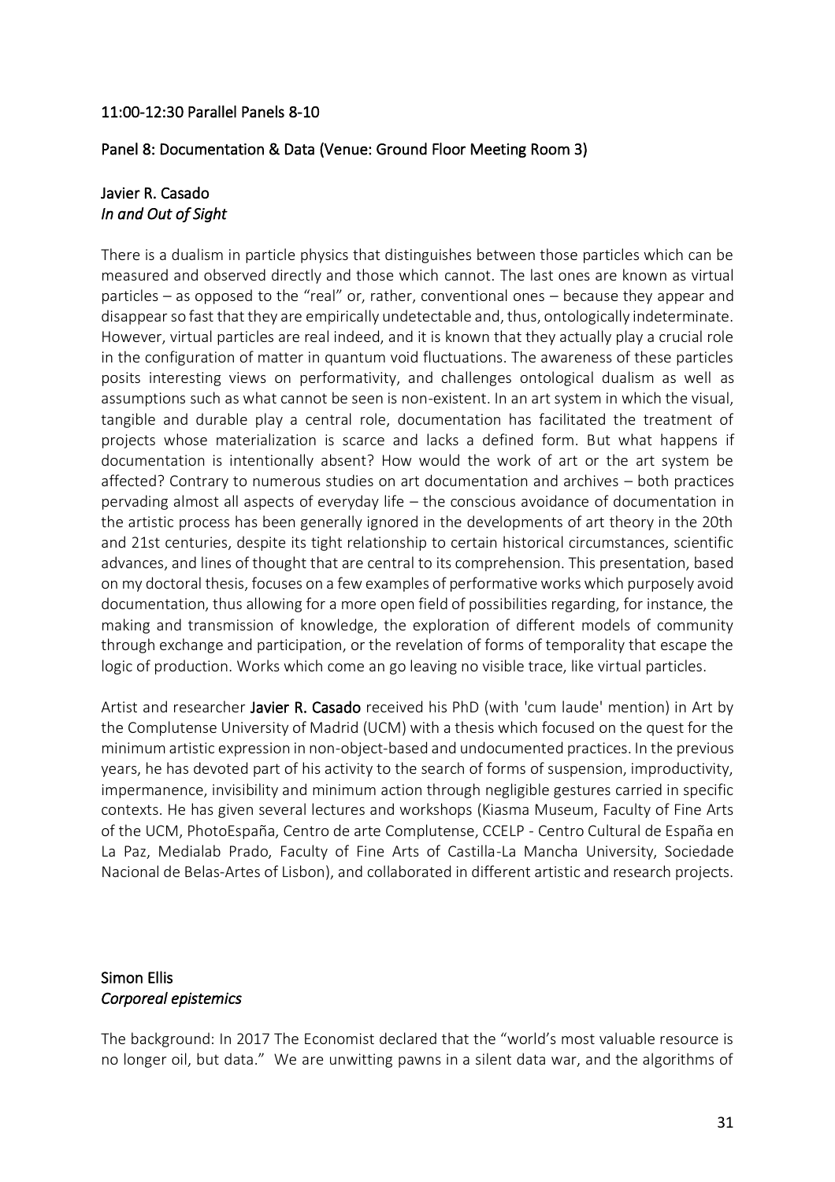## 11:00-12:30 Parallel Panels 8-10

### Panel 8: Documentation & Data (Venue: Ground Floor Meeting Room 3)

#### Javier R. Casado
*In and Out of Sight*

There is a dualism in particle physics that distinguishes between those particles which can be measured and observed directly and those which cannot. The last ones are known as virtual particles – as opposed to the "real" or, rather, conventional ones – because they appear and disappear so fast that they are empirically undetectable and, thus, ontologically indeterminate. However, virtual particles are real indeed, and it is known that they actually play a crucial role in the configuration of matter in quantum void fluctuations. The awareness of these particles posits interesting views on performativity, and challenges ontological dualism as well as assumptions such as what cannot be seen is non-existent. In an art system in which the visual, tangible and durable play a central role, documentation has facilitated the treatment of projects whose materialization is scarce and lacks a defined form. But what happens if documentation is intentionally absent? How would the work of art or the art system be affected? Contrary to numerous studies on art documentation and archives – both practices pervading almost all aspects of everyday life – the conscious avoidance of documentation in the artistic process has been generally ignored in the developments of art theory in the 20th and 21st centuries, despite its tight relationship to certain historical circumstances, scientific advances, and lines of thought that are central to its comprehension. This presentation, based on my doctoral thesis, focuses on a few examples of performative works which purposely avoid documentation, thus allowing for a more open field of possibilities regarding, for instance, the making and transmission of knowledge, the exploration of different models of community through exchange and participation, or the revelation of forms of temporality that escape the logic of production. Works which come an go leaving no visible trace, like virtual particles.

Artist and researcher **Javier R. Casado** received his PhD (with 'cum laude' mention) in Art by the Complutense University of Madrid (UCM) with a thesis which focused on the quest for the minimum artistic expression in non-object-based and undocumented practices. In the previous years, he has devoted part of his activity to the search of forms of suspension, improductivity, impermanence, invisibility and minimum action through negligible gestures carried in specific contexts. He has given several lectures and workshops (Kiasma Museum, Faculty of Fine Arts of the UCM, PhotoEspaña, Centro de arte Complutense, CCELP - Centro Cultural de España en La Paz, Medialab Prado, Faculty of Fine Arts of Castilla-La Mancha University, Sociedade Nacional de Belas-Artes of Lisbon), and collaborated in different artistic and research projects.

#### Simon Ellis
*Corporeal epistemics*

The background: In 2017 The Economist declared that the "world's most valuable resource is no longer oil, but data." We are unwitting pawns in a silent data war, and the algorithms of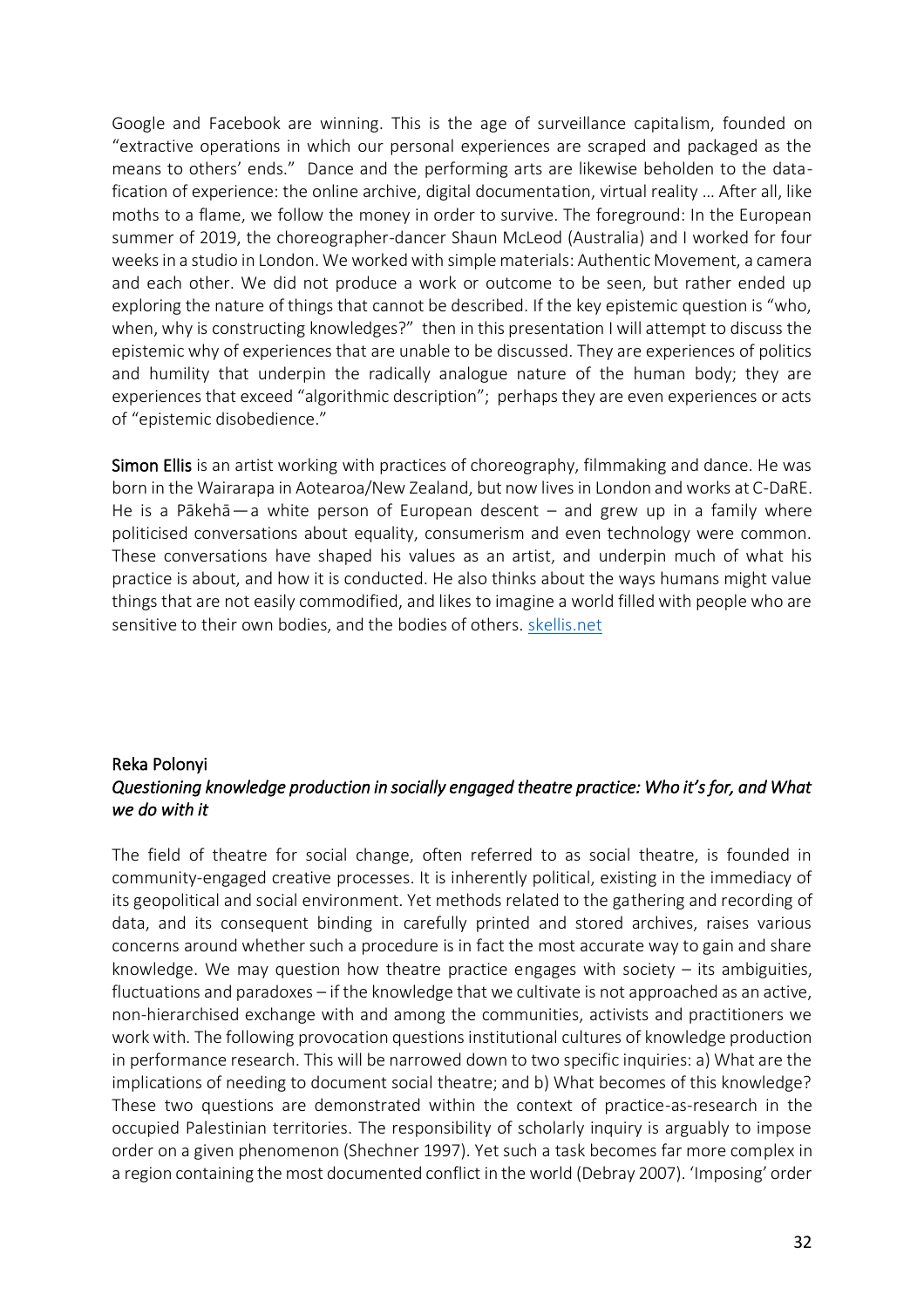Google and Facebook are winning. This is the age of surveillance capitalism, founded on "extractive operations in which our personal experiences are scraped and packaged as the means to others' ends." Dance and the performing arts are likewise beholden to the data-fication of experience: the online archive, digital documentation, virtual reality … After all, like moths to a flame, we follow the money in order to survive. The foreground: In the European summer of 2019, the choreographer-dancer Shaun McLeod (Australia) and I worked for four weeks in a studio in London. We worked with simple materials: Authentic Movement, a camera and each other. We did not produce a work or outcome to be seen, but rather ended up exploring the nature of things that cannot be described. If the key epistemic question is "who, when, why is constructing knowledges?" then in this presentation I will attempt to discuss the epistemic why of experiences that are unable to be discussed. They are experiences of politics and humility that underpin the radically analogue nature of the human body; they are experiences that exceed "algorithmic description"; perhaps they are even experiences or acts of "epistemic disobedience."

**Simon Ellis** is an artist working with practices of choreography, filmmaking and dance. He was born in the Wairarapa in Aotearoa/New Zealand, but now lives in London and works at C-DaRE. He is a Pākehā — a white person of European descent – and grew up in a family where politicised conversations about equality, consumerism and even technology were common. These conversations have shaped his values as an artist, and underpin much of what his practice is about, and how it is conducted. He also thinks about the ways humans might value things that are not easily commodified, and likes to imagine a world filled with people who are sensitive to their own bodies, and the bodies of others. skellis.net

## Reka Polonyi

### *Questioning knowledge production in socially engaged theatre practice: Who it's for, and What we do with it*

The field of theatre for social change, often referred to as social theatre, is founded in community-engaged creative processes. It is inherently political, existing in the immediacy of its geopolitical and social environment. Yet methods related to the gathering and recording of data, and its consequent binding in carefully printed and stored archives, raises various concerns around whether such a procedure is in fact the most accurate way to gain and share knowledge. We may question how theatre practice engages with society – its ambiguities, fluctuations and paradoxes – if the knowledge that we cultivate is not approached as an active, non-hierarchised exchange with and among the communities, activists and practitioners we work with. The following provocation questions institutional cultures of knowledge production in performance research. This will be narrowed down to two specific inquiries: a) What are the implications of needing to document social theatre; and b) What becomes of this knowledge? These two questions are demonstrated within the context of practice-as-research in the occupied Palestinian territories. The responsibility of scholarly inquiry is arguably to impose order on a given phenomenon (Shechner 1997). Yet such a task becomes far more complex in a region containing the most documented conflict in the world (Debray 2007). 'Imposing' order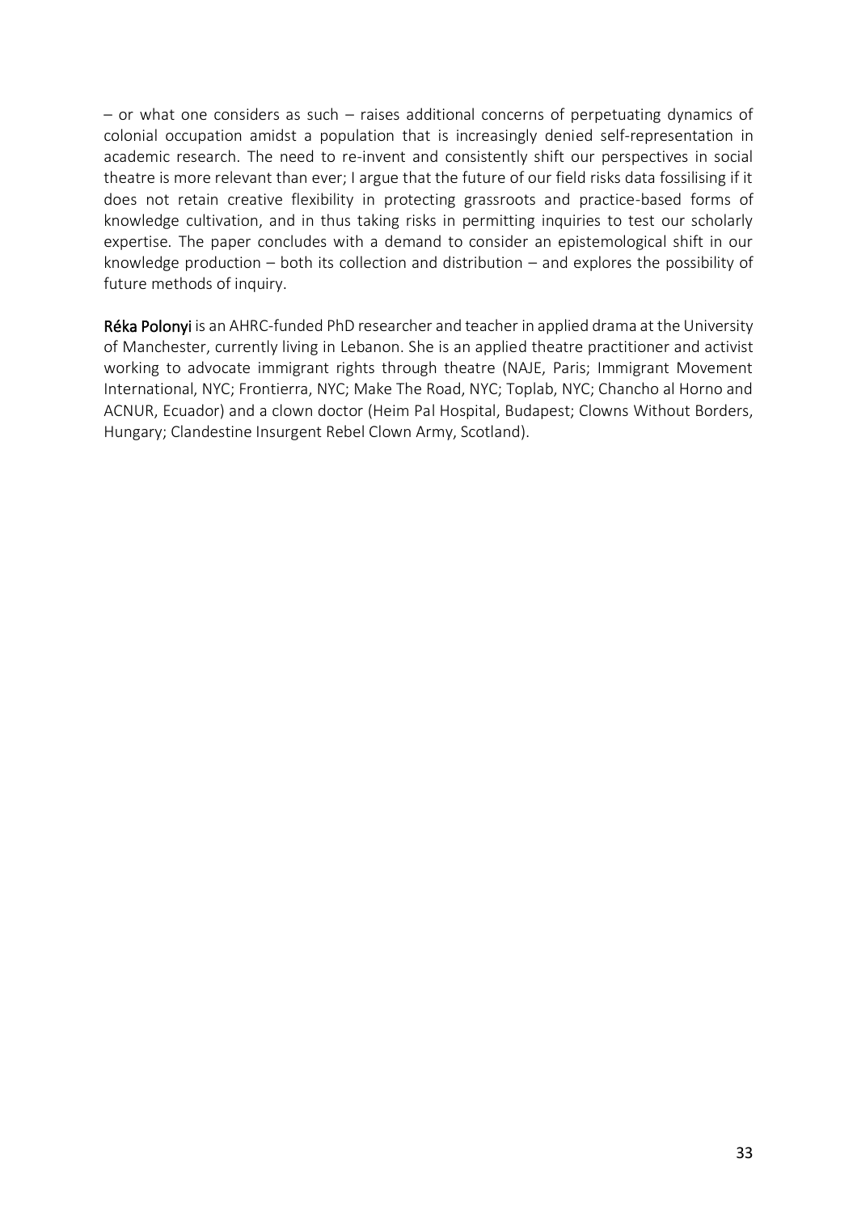– or what one considers as such – raises additional concerns of perpetuating dynamics of colonial occupation amidst a population that is increasingly denied self-representation in academic research. The need to re-invent and consistently shift our perspectives in social theatre is more relevant than ever; I argue that the future of our field risks data fossilising if it does not retain creative flexibility in protecting grassroots and practice-based forms of knowledge cultivation, and in thus taking risks in permitting inquiries to test our scholarly expertise. The paper concludes with a demand to consider an epistemological shift in our knowledge production – both its collection and distribution – and explores the possibility of future methods of inquiry.

**Réka Polonyi** is an AHRC-funded PhD researcher and teacher in applied drama at the University of Manchester, currently living in Lebanon. She is an applied theatre practitioner and activist working to advocate immigrant rights through theatre (NAJE, Paris; Immigrant Movement International, NYC; Frontierra, NYC; Make The Road, NYC; Toplab, NYC; Chancho al Horno and ACNUR, Ecuador) and a clown doctor (Heim Pal Hospital, Budapest; Clowns Without Borders, Hungary; Clandestine Insurgent Rebel Clown Army, Scotland).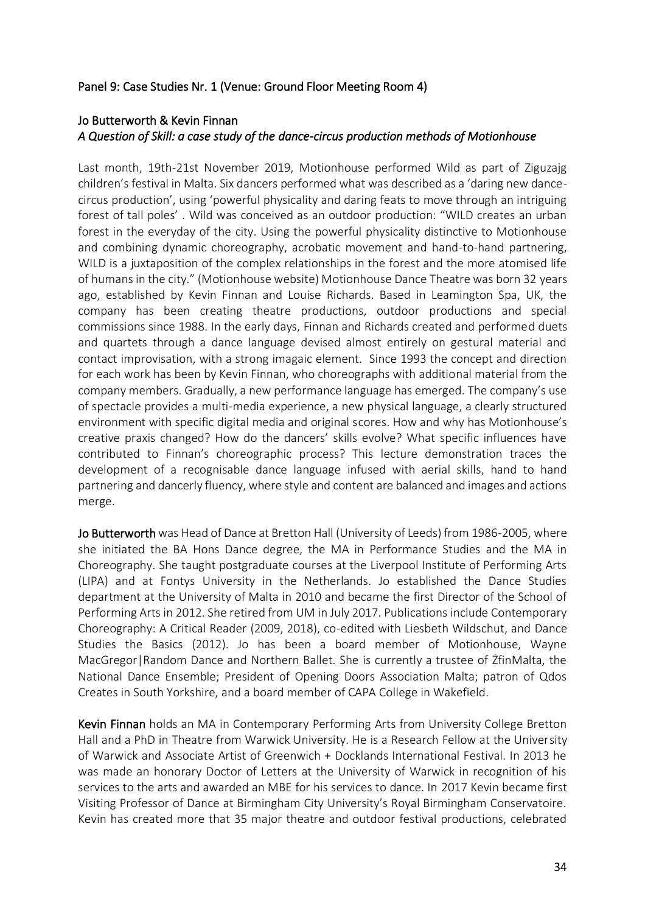## Panel 9: Case Studies Nr. 1 (Venue: Ground Floor Meeting Room 4)

### Jo Butterworth & Kevin Finnan

*A Question of Skill: a case study of the dance-circus production methods of Motionhouse*

Last month, 19th-21st November 2019, Motionhouse performed Wild as part of Ziguzajg children's festival in Malta. Six dancers performed what was described as a 'daring new dance-circus production', using 'powerful physicality and daring feats to move through an intriguing forest of tall poles' . Wild was conceived as an outdoor production: "WILD creates an urban forest in the everyday of the city. Using the powerful physicality distinctive to Motionhouse and combining dynamic choreography, acrobatic movement and hand-to-hand partnering, WILD is a juxtaposition of the complex relationships in the forest and the more atomised life of humans in the city." (Motionhouse website) Motionhouse Dance Theatre was born 32 years ago, established by Kevin Finnan and Louise Richards. Based in Leamington Spa, UK, the company has been creating theatre productions, outdoor productions and special commissions since 1988. In the early days, Finnan and Richards created and performed duets and quartets through a dance language devised almost entirely on gestural material and contact improvisation, with a strong imagaic element. Since 1993 the concept and direction for each work has been by Kevin Finnan, who choreographs with additional material from the company members. Gradually, a new performance language has emerged. The company's use of spectacle provides a multi-media experience, a new physical language, a clearly structured environment with specific digital media and original scores. How and why has Motionhouse's creative praxis changed? How do the dancers' skills evolve? What specific influences have contributed to Finnan's choreographic process? This lecture demonstration traces the development of a recognisable dance language infused with aerial skills, hand to hand partnering and dancerly fluency, where style and content are balanced and images and actions merge.

**Jo Butterworth** was Head of Dance at Bretton Hall (University of Leeds) from 1986-2005, where she initiated the BA Hons Dance degree, the MA in Performance Studies and the MA in Choreography. She taught postgraduate courses at the Liverpool Institute of Performing Arts (LIPA) and at Fontys University in the Netherlands. Jo established the Dance Studies department at the University of Malta in 2010 and became the first Director of the School of Performing Arts in 2012. She retired from UM in July 2017. Publications include Contemporary Choreography: A Critical Reader (2009, 2018), co-edited with Liesbeth Wildschut, and Dance Studies the Basics (2012). Jo has been a board member of Motionhouse, Wayne MacGregor|Random Dance and Northern Ballet. She is currently a trustee of ŻfinMalta, the National Dance Ensemble; President of Opening Doors Association Malta; patron of Qdos Creates in South Yorkshire, and a board member of CAPA College in Wakefield.

**Kevin Finnan** holds an MA in Contemporary Performing Arts from University College Bretton Hall and a PhD in Theatre from Warwick University. He is a Research Fellow at the University of Warwick and Associate Artist of Greenwich + Docklands International Festival. In 2013 he was made an honorary Doctor of Letters at the University of Warwick in recognition of his services to the arts and awarded an MBE for his services to dance. In 2017 Kevin became first Visiting Professor of Dance at Birmingham City University's Royal Birmingham Conservatoire. Kevin has created more that 35 major theatre and outdoor festival productions, celebrated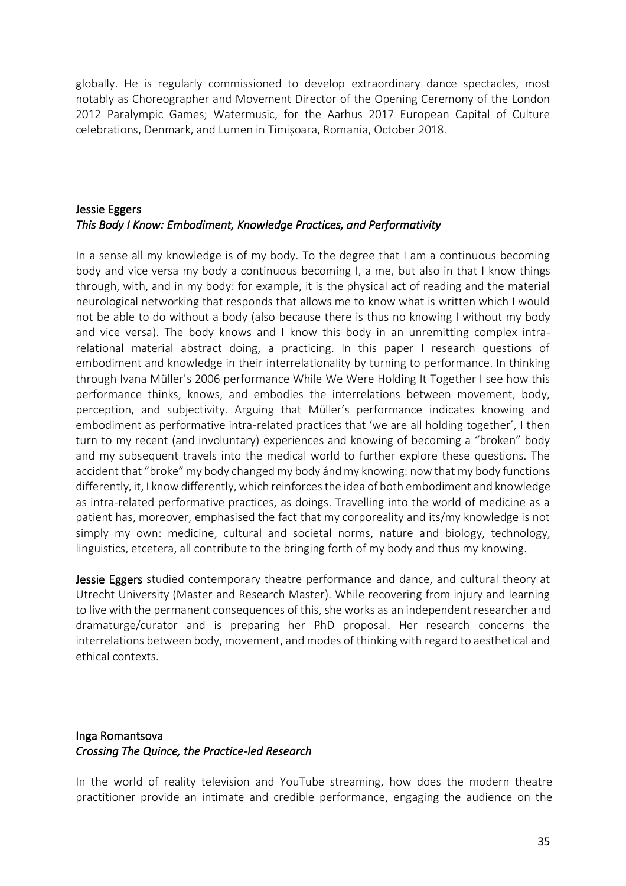globally. He is regularly commissioned to develop extraordinary dance spectacles, most notably as Choreographer and Movement Director of the Opening Ceremony of the London 2012 Paralympic Games; Watermusic, for the Aarhus 2017 European Capital of Culture celebrations, Denmark, and Lumen in Timișoara, Romania, October 2018.

**Jessie Eggers**
*This Body I Know: Embodiment, Knowledge Practices, and Performativity*

In a sense all my knowledge is of my body. To the degree that I am a continuous becoming body and vice versa my body a continuous becoming I, a me, but also in that I know things through, with, and in my body: for example, it is the physical act of reading and the material neurological networking that responds that allows me to know what is written which I would not be able to do without a body (also because there is thus no knowing I without my body and vice versa). The body knows and I know this body in an unremitting complex intra-relational material abstract doing, a practicing. In this paper I research questions of embodiment and knowledge in their interrelationality by turning to performance. In thinking through Ivana Müller's 2006 performance While We Were Holding It Together I see how this performance thinks, knows, and embodies the interrelations between movement, body, perception, and subjectivity. Arguing that Müller's performance indicates knowing and embodiment as performative intra-related practices that 'we are all holding together', I then turn to my recent (and involuntary) experiences and knowing of becoming a "broken" body and my subsequent travels into the medical world to further explore these questions. The accident that "broke" my body changed my body ánd my knowing: now that my body functions differently, it, I know differently, which reinforces the idea of both embodiment and knowledge as intra-related performative practices, as doings. Travelling into the world of medicine as a patient has, moreover, emphasised the fact that my corporeality and its/my knowledge is not simply my own: medicine, cultural and societal norms, nature and biology, technology, linguistics, etcetera, all contribute to the bringing forth of my body and thus my knowing.

**Jessie Eggers** studied contemporary theatre performance and dance, and cultural theory at Utrecht University (Master and Research Master). While recovering from injury and learning to live with the permanent consequences of this, she works as an independent researcher and dramaturge/curator and is preparing her PhD proposal. Her research concerns the interrelations between body, movement, and modes of thinking with regard to aesthetical and ethical contexts.

**Inga Romantsova**
*Crossing The Quince, the Practice-led Research*

In the world of reality television and YouTube streaming, how does the modern theatre practitioner provide an intimate and credible performance, engaging the audience on the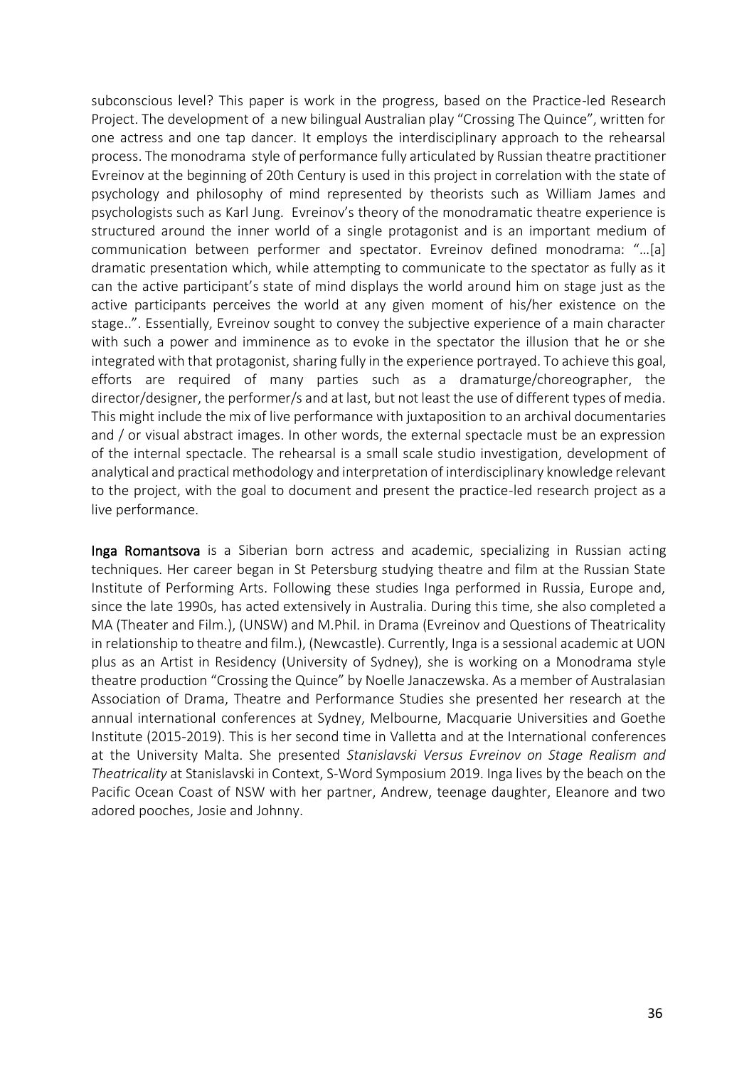subconscious level? This paper is work in the progress, based on the Practice-led Research Project. The development of a new bilingual Australian play "Crossing The Quince", written for one actress and one tap dancer. It employs the interdisciplinary approach to the rehearsal process. The monodrama style of performance fully articulated by Russian theatre practitioner Evreinov at the beginning of 20th Century is used in this project in correlation with the state of psychology and philosophy of mind represented by theorists such as William James and psychologists such as Karl Jung. Evreinov's theory of the monodramatic theatre experience is structured around the inner world of a single protagonist and is an important medium of communication between performer and spectator. Evreinov defined monodrama: "…[a] dramatic presentation which, while attempting to communicate to the spectator as fully as it can the active participant's state of mind displays the world around him on stage just as the active participants perceives the world at any given moment of his/her existence on the stage..". Essentially, Evreinov sought to convey the subjective experience of a main character with such a power and imminence as to evoke in the spectator the illusion that he or she integrated with that protagonist, sharing fully in the experience portrayed. To achieve this goal, efforts are required of many parties such as a dramaturge/choreographer, the director/designer, the performer/s and at last, but not least the use of different types of media. This might include the mix of live performance with juxtaposition to an archival documentaries and / or visual abstract images. In other words, the external spectacle must be an expression of the internal spectacle. The rehearsal is a small scale studio investigation, development of analytical and practical methodology and interpretation of interdisciplinary knowledge relevant to the project, with the goal to document and present the practice-led research project as a live performance.

**Inga Romantsova** is a Siberian born actress and academic, specializing in Russian acting techniques. Her career began in St Petersburg studying theatre and film at the Russian State Institute of Performing Arts. Following these studies Inga performed in Russia, Europe and, since the late 1990s, has acted extensively in Australia. During this time, she also completed a MA (Theater and Film.), (UNSW) and M.Phil. in Drama (Evreinov and Questions of Theatricality in relationship to theatre and film.), (Newcastle). Currently, Inga is a sessional academic at UON plus as an Artist in Residency (University of Sydney), she is working on a Monodrama style theatre production "Crossing the Quince" by Noelle Janaczewska. As a member of Australasian Association of Drama, Theatre and Performance Studies she presented her research at the annual international conferences at Sydney, Melbourne, Macquarie Universities and Goethe Institute (2015-2019). This is her second time in Valletta and at the International conferences at the University Malta. She presented *Stanislavski Versus Evreinov on Stage Realism and Theatricality* at Stanislavski in Context, S-Word Symposium 2019. Inga lives by the beach on the Pacific Ocean Coast of NSW with her partner, Andrew, teenage daughter, Eleanore and two adored pooches, Josie and Johnny.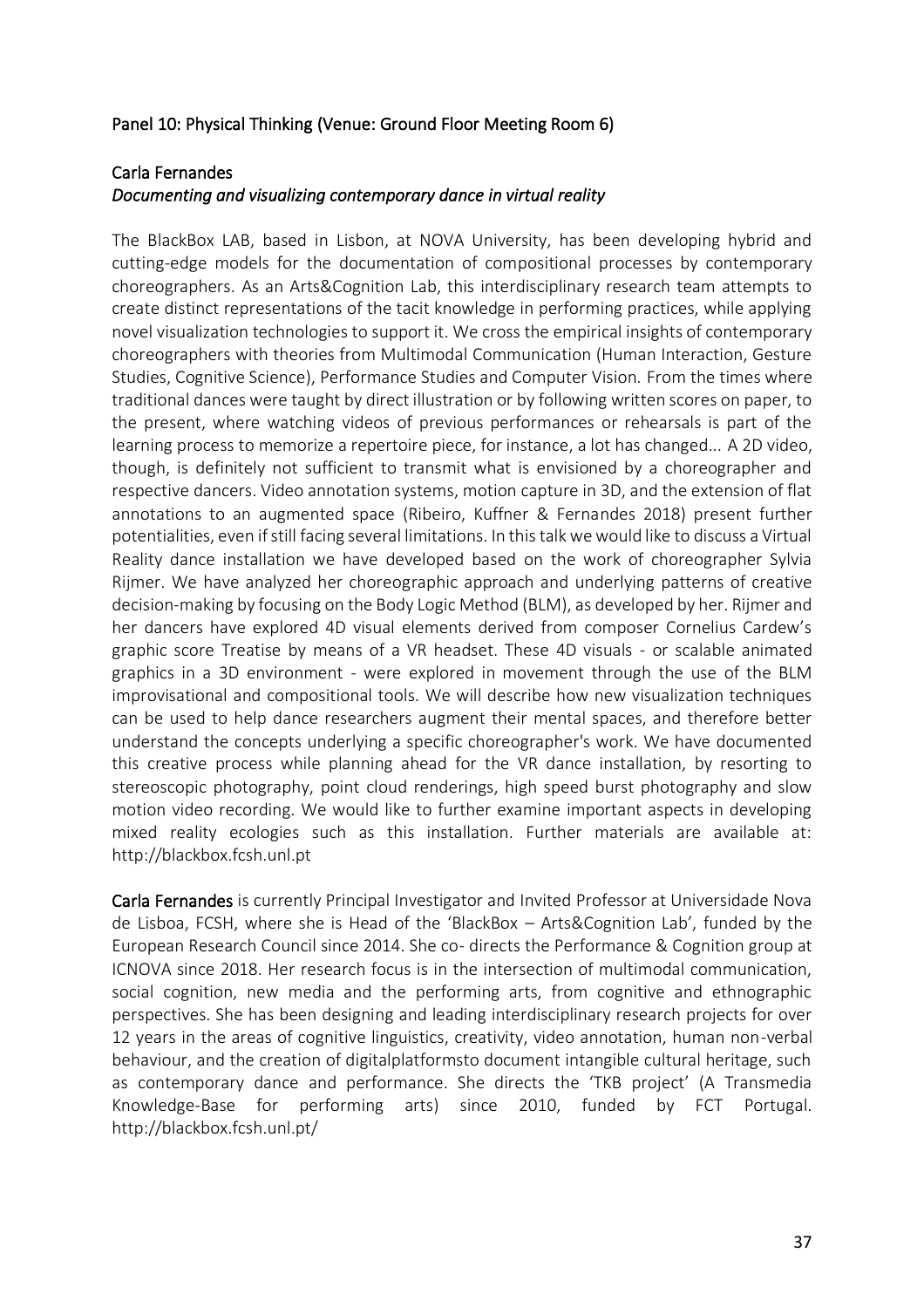## Panel 10: Physical Thinking (Venue: Ground Floor Meeting Room 6)

### Carla Fernandes

*Documenting and visualizing contemporary dance in virtual reality*

The BlackBox LAB, based in Lisbon, at NOVA University, has been developing hybrid and cutting-edge models for the documentation of compositional processes by contemporary choreographers. As an Arts&Cognition Lab, this interdisciplinary research team attempts to create distinct representations of the tacit knowledge in performing practices, while applying novel visualization technologies to support it. We cross the empirical insights of contemporary choreographers with theories from Multimodal Communication (Human Interaction, Gesture Studies, Cognitive Science), Performance Studies and Computer Vision. From the times where traditional dances were taught by direct illustration or by following written scores on paper, to the present, where watching videos of previous performances or rehearsals is part of the learning process to memorize a repertoire piece, for instance, a lot has changed... A 2D video, though, is definitely not sufficient to transmit what is envisioned by a choreographer and respective dancers. Video annotation systems, motion capture in 3D, and the extension of flat annotations to an augmented space (Ribeiro, Kuffner & Fernandes 2018) present further potentialities, even if still facing several limitations. In this talk we would like to discuss a Virtual Reality dance installation we have developed based on the work of choreographer Sylvia Rijmer. We have analyzed her choreographic approach and underlying patterns of creative decision-making by focusing on the Body Logic Method (BLM), as developed by her. Rijmer and her dancers have explored 4D visual elements derived from composer Cornelius Cardew's graphic score Treatise by means of a VR headset. These 4D visuals - or scalable animated graphics in a 3D environment - were explored in movement through the use of the BLM improvisational and compositional tools. We will describe how new visualization techniques can be used to help dance researchers augment their mental spaces, and therefore better understand the concepts underlying a specific choreographer's work. We have documented this creative process while planning ahead for the VR dance installation, by resorting to stereoscopic photography, point cloud renderings, high speed burst photography and slow motion video recording. We would like to further examine important aspects in developing mixed reality ecologies such as this installation. Further materials are available at: http://blackbox.fcsh.unl.pt

**Carla Fernandes** is currently Principal Investigator and Invited Professor at Universidade Nova de Lisboa, FCSH, where she is Head of the 'BlackBox – Arts&Cognition Lab', funded by the European Research Council since 2014. She co- directs the Performance & Cognition group at ICNOVA since 2018. Her research focus is in the intersection of multimodal communication, social cognition, new media and the performing arts, from cognitive and ethnographic perspectives. She has been designing and leading interdisciplinary research projects for over 12 years in the areas of cognitive linguistics, creativity, video annotation, human non-verbal behaviour, and the creation of digitalplatformsto document intangible cultural heritage, such as contemporary dance and performance. She directs the 'TKB project' (A Transmedia Knowledge-Base for performing arts) since 2010, funded by FCT Portugal. http://blackbox.fcsh.unl.pt/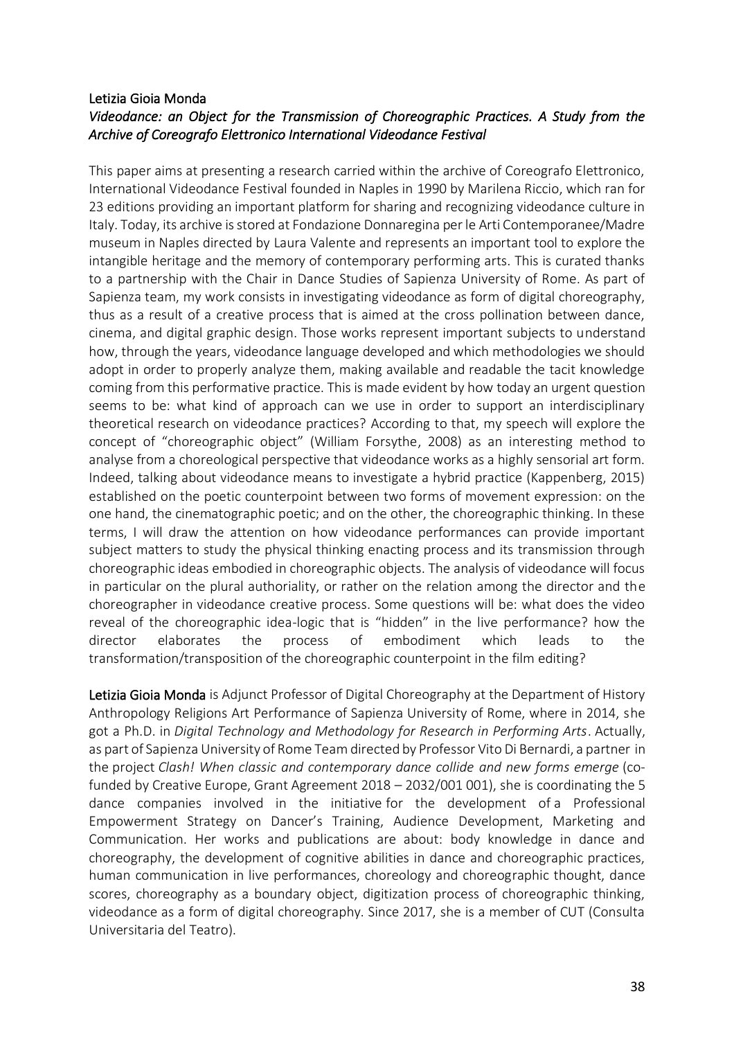Letizia Gioia Monda

*Videodance: an Object for the Transmission of Choreographic Practices. A Study from the Archive of Coreografo Elettronico International Videodance Festival*

This paper aims at presenting a research carried within the archive of Coreografo Elettronico, International Videodance Festival founded in Naples in 1990 by Marilena Riccio, which ran for 23 editions providing an important platform for sharing and recognizing videodance culture in Italy. Today, its archive is stored at Fondazione Donnaregina per le Arti Contemporanee/Madre museum in Naples directed by Laura Valente and represents an important tool to explore the intangible heritage and the memory of contemporary performing arts. This is curated thanks to a partnership with the Chair in Dance Studies of Sapienza University of Rome. As part of Sapienza team, my work consists in investigating videodance as form of digital choreography, thus as a result of a creative process that is aimed at the cross pollination between dance, cinema, and digital graphic design. Those works represent important subjects to understand how, through the years, videodance language developed and which methodologies we should adopt in order to properly analyze them, making available and readable the tacit knowledge coming from this performative practice. This is made evident by how today an urgent question seems to be: what kind of approach can we use in order to support an interdisciplinary theoretical research on videodance practices? According to that, my speech will explore the concept of "choreographic object" (William Forsythe, 2008) as an interesting method to analyse from a choreological perspective that videodance works as a highly sensorial art form. Indeed, talking about videodance means to investigate a hybrid practice (Kappenberg, 2015) established on the poetic counterpoint between two forms of movement expression: on the one hand, the cinematographic poetic; and on the other, the choreographic thinking. In these terms, I will draw the attention on how videodance performances can provide important subject matters to study the physical thinking enacting process and its transmission through choreographic ideas embodied in choreographic objects. The analysis of videodance will focus in particular on the plural authoriality, or rather on the relation among the director and the choreographer in videodance creative process. Some questions will be: what does the video reveal of the choreographic idea-logic that is "hidden" in the live performance? how the director elaborates the process of embodiment which leads to the transformation/transposition of the choreographic counterpoint in the film editing?

Letizia Gioia Monda is Adjunct Professor of Digital Choreography at the Department of History Anthropology Religions Art Performance of Sapienza University of Rome, where in 2014, she got a Ph.D. in *Digital Technology and Methodology for Research in Performing Arts*. Actually, as part of Sapienza University of Rome Team directed by Professor Vito Di Bernardi, a partner in the project *Clash! When classic and contemporary dance collide and new forms emerge* (co-funded by Creative Europe, Grant Agreement 2018 – 2032/001 001), she is coordinating the 5 dance companies involved in the initiative for the development of a Professional Empowerment Strategy on Dancer's Training, Audience Development, Marketing and Communication. Her works and publications are about: body knowledge in dance and choreography, the development of cognitive abilities in dance and choreographic practices, human communication in live performances, choreology and choreographic thought, dance scores, choreography as a boundary object, digitization process of choreographic thinking, videodance as a form of digital choreography. Since 2017, she is a member of CUT (Consulta Universitaria del Teatro).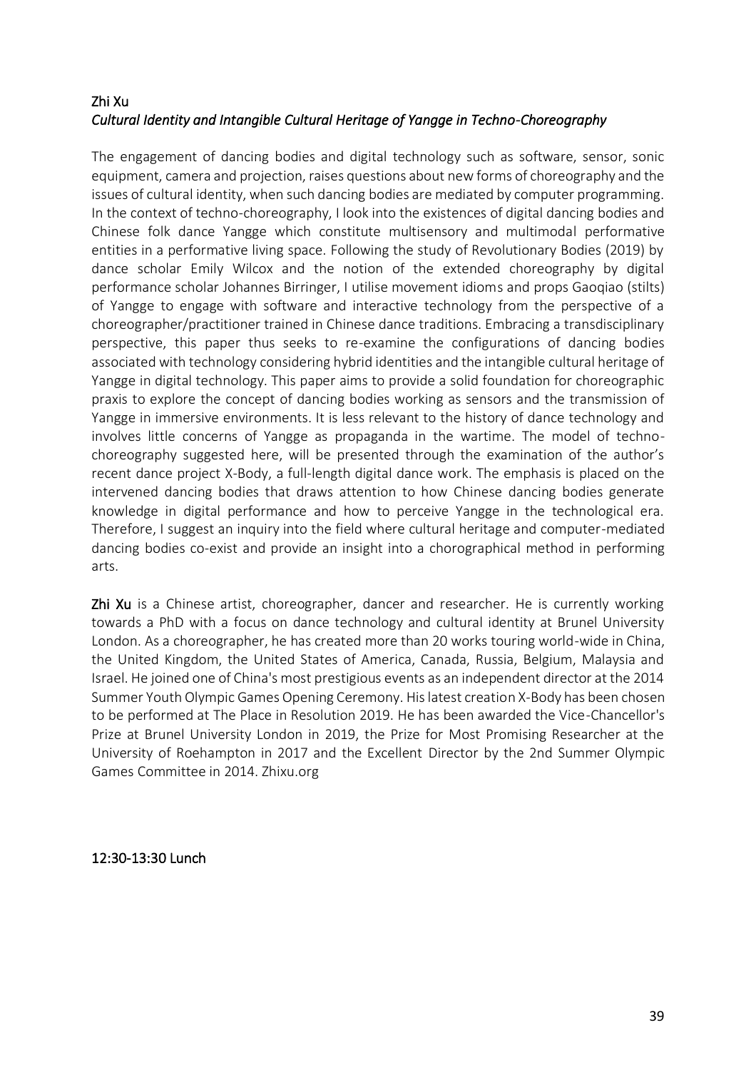## Zhi Xu

### *Cultural Identity and Intangible Cultural Heritage of Yangge in Techno-Choreography*

The engagement of dancing bodies and digital technology such as software, sensor, sonic equipment, camera and projection, raises questions about new forms of choreography and the issues of cultural identity, when such dancing bodies are mediated by computer programming. In the context of techno-choreography, I look into the existences of digital dancing bodies and Chinese folk dance Yangge which constitute multisensory and multimodal performative entities in a performative living space. Following the study of Revolutionary Bodies (2019) by dance scholar Emily Wilcox and the notion of the extended choreography by digital performance scholar Johannes Birringer, I utilise movement idioms and props Gaoqiao (stilts) of Yangge to engage with software and interactive technology from the perspective of a choreographer/practitioner trained in Chinese dance traditions. Embracing a transdisciplinary perspective, this paper thus seeks to re-examine the configurations of dancing bodies associated with technology considering hybrid identities and the intangible cultural heritage of Yangge in digital technology. This paper aims to provide a solid foundation for choreographic praxis to explore the concept of dancing bodies working as sensors and the transmission of Yangge in immersive environments. It is less relevant to the history of dance technology and involves little concerns of Yangge as propaganda in the wartime. The model of techno-choreography suggested here, will be presented through the examination of the author's recent dance project X-Body, a full-length digital dance work. The emphasis is placed on the intervened dancing bodies that draws attention to how Chinese dancing bodies generate knowledge in digital performance and how to perceive Yangge in the technological era. Therefore, I suggest an inquiry into the field where cultural heritage and computer-mediated dancing bodies co-exist and provide an insight into a chorographical method in performing arts.

**Zhi Xu** is a Chinese artist, choreographer, dancer and researcher. He is currently working towards a PhD with a focus on dance technology and cultural identity at Brunel University London. As a choreographer, he has created more than 20 works touring world-wide in China, the United Kingdom, the United States of America, Canada, Russia, Belgium, Malaysia and Israel. He joined one of China's most prestigious events as an independent director at the 2014 Summer Youth Olympic Games Opening Ceremony. His latest creation X-Body has been chosen to be performed at The Place in Resolution 2019. He has been awarded the Vice-Chancellor's Prize at Brunel University London in 2019, the Prize for Most Promising Researcher at the University of Roehampton in 2017 and the Excellent Director by the 2nd Summer Olympic Games Committee in 2014. Zhixu.org

12:30-13:30 Lunch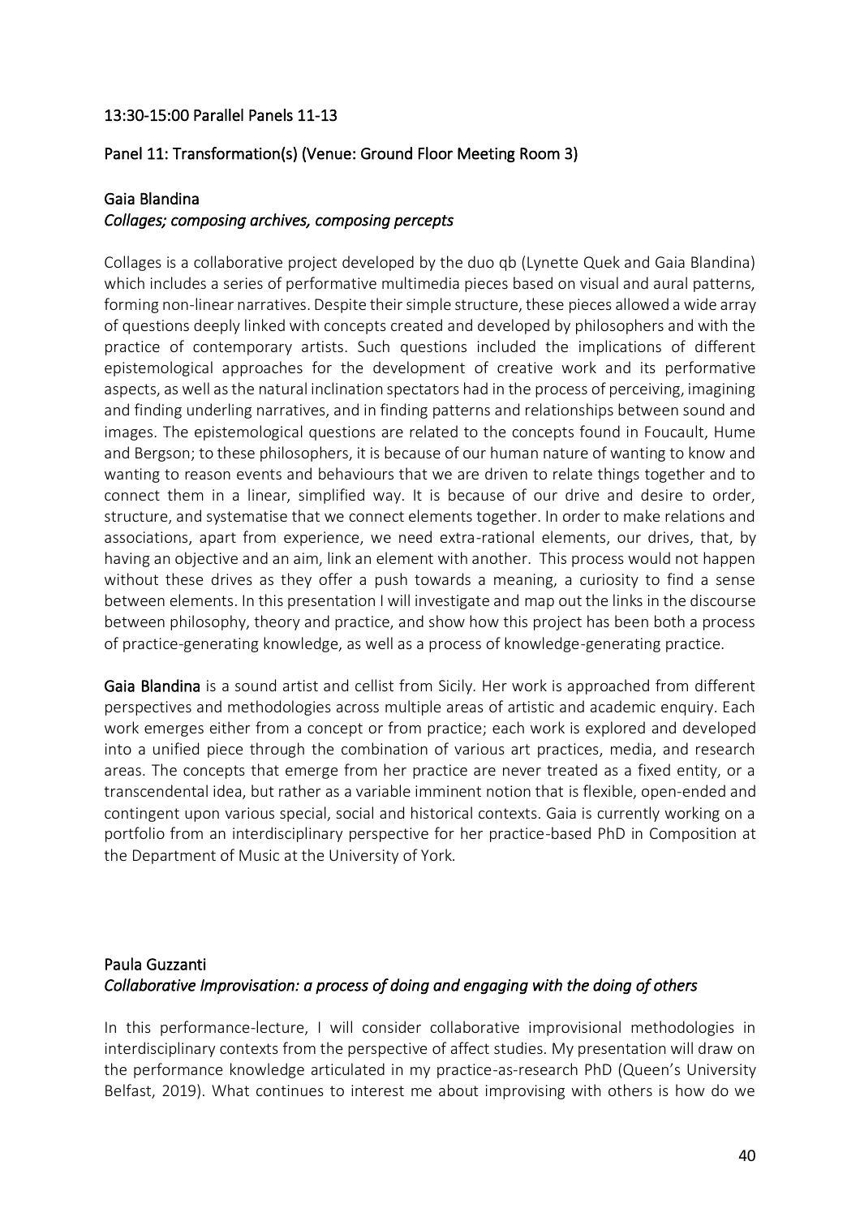## 13:30-15:00 Parallel Panels 11-13

### Panel 11: Transformation(s) (Venue: Ground Floor Meeting Room 3)

#### Gaia Blandina

*Collages; composing archives, composing percepts*

Collages is a collaborative project developed by the duo qb (Lynette Quek and Gaia Blandina) which includes a series of performative multimedia pieces based on visual and aural patterns, forming non-linear narratives. Despite their simple structure, these pieces allowed a wide array of questions deeply linked with concepts created and developed by philosophers and with the practice of contemporary artists. Such questions included the implications of different epistemological approaches for the development of creative work and its performative aspects, as well as the natural inclination spectators had in the process of perceiving, imagining and finding underling narratives, and in finding patterns and relationships between sound and images. The epistemological questions are related to the concepts found in Foucault, Hume and Bergson; to these philosophers, it is because of our human nature of wanting to know and wanting to reason events and behaviours that we are driven to relate things together and to connect them in a linear, simplified way. It is because of our drive and desire to order, structure, and systematise that we connect elements together. In order to make relations and associations, apart from experience, we need extra-rational elements, our drives, that, by having an objective and an aim, link an element with another. This process would not happen without these drives as they offer a push towards a meaning, a curiosity to find a sense between elements. In this presentation I will investigate and map out the links in the discourse between philosophy, theory and practice, and show how this project has been both a process of practice-generating knowledge, as well as a process of knowledge-generating practice.

**Gaia Blandina** is a sound artist and cellist from Sicily. Her work is approached from different perspectives and methodologies across multiple areas of artistic and academic enquiry. Each work emerges either from a concept or from practice; each work is explored and developed into a unified piece through the combination of various art practices, media, and research areas. The concepts that emerge from her practice are never treated as a fixed entity, or a transcendental idea, but rather as a variable imminent notion that is flexible, open-ended and contingent upon various special, social and historical contexts. Gaia is currently working on a portfolio from an interdisciplinary perspective for her practice-based PhD in Composition at the Department of Music at the University of York.

#### Paula Guzzanti

*Collaborative Improvisation: a process of doing and engaging with the doing of others*

In this performance-lecture, I will consider collaborative improvisional methodologies in interdisciplinary contexts from the perspective of affect studies. My presentation will draw on the performance knowledge articulated in my practice-as-research PhD (Queen's University Belfast, 2019). What continues to interest me about improvising with others is how do we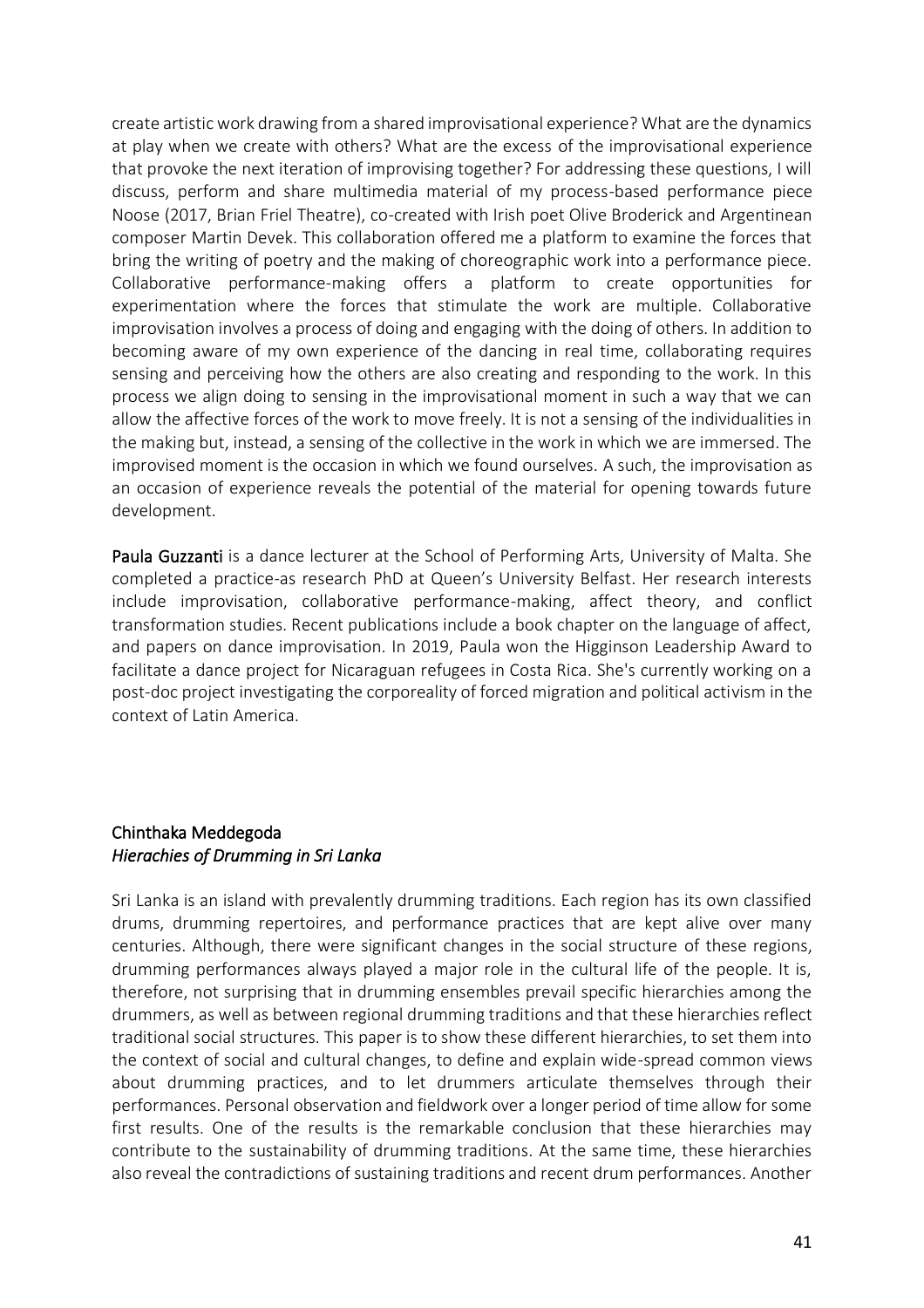create artistic work drawing from a shared improvisational experience? What are the dynamics at play when we create with others? What are the excess of the improvisational experience that provoke the next iteration of improvising together? For addressing these questions, I will discuss, perform and share multimedia material of my process-based performance piece Noose (2017, Brian Friel Theatre), co-created with Irish poet Olive Broderick and Argentinean composer Martin Devek. This collaboration offered me a platform to examine the forces that bring the writing of poetry and the making of choreographic work into a performance piece. Collaborative performance-making offers a platform to create opportunities for experimentation where the forces that stimulate the work are multiple. Collaborative improvisation involves a process of doing and engaging with the doing of others. In addition to becoming aware of my own experience of the dancing in real time, collaborating requires sensing and perceiving how the others are also creating and responding to the work. In this process we align doing to sensing in the improvisational moment in such a way that we can allow the affective forces of the work to move freely. It is not a sensing of the individualities in the making but, instead, a sensing of the collective in the work in which we are immersed. The improvised moment is the occasion in which we found ourselves. A such, the improvisation as an occasion of experience reveals the potential of the material for opening towards future development.

Paula Guzzanti is a dance lecturer at the School of Performing Arts, University of Malta. She completed a practice-as research PhD at Queen's University Belfast. Her research interests include improvisation, collaborative performance-making, affect theory, and conflict transformation studies. Recent publications include a book chapter on the language of affect, and papers on dance improvisation. In 2019, Paula won the Higginson Leadership Award to facilitate a dance project for Nicaraguan refugees in Costa Rica. She's currently working on a post-doc project investigating the corporeality of forced migration and political activism in the context of Latin America.

## Chinthaka Meddegoda
*Hierachies of Drumming in Sri Lanka*

Sri Lanka is an island with prevalently drumming traditions. Each region has its own classified drums, drumming repertoires, and performance practices that are kept alive over many centuries. Although, there were significant changes in the social structure of these regions, drumming performances always played a major role in the cultural life of the people. It is, therefore, not surprising that in drumming ensembles prevail specific hierarchies among the drummers, as well as between regional drumming traditions and that these hierarchies reflect traditional social structures. This paper is to show these different hierarchies, to set them into the context of social and cultural changes, to define and explain wide-spread common views about drumming practices, and to let drummers articulate themselves through their performances. Personal observation and fieldwork over a longer period of time allow for some first results. One of the results is the remarkable conclusion that these hierarchies may contribute to the sustainability of drumming traditions. At the same time, these hierarchies also reveal the contradictions of sustaining traditions and recent drum performances. Another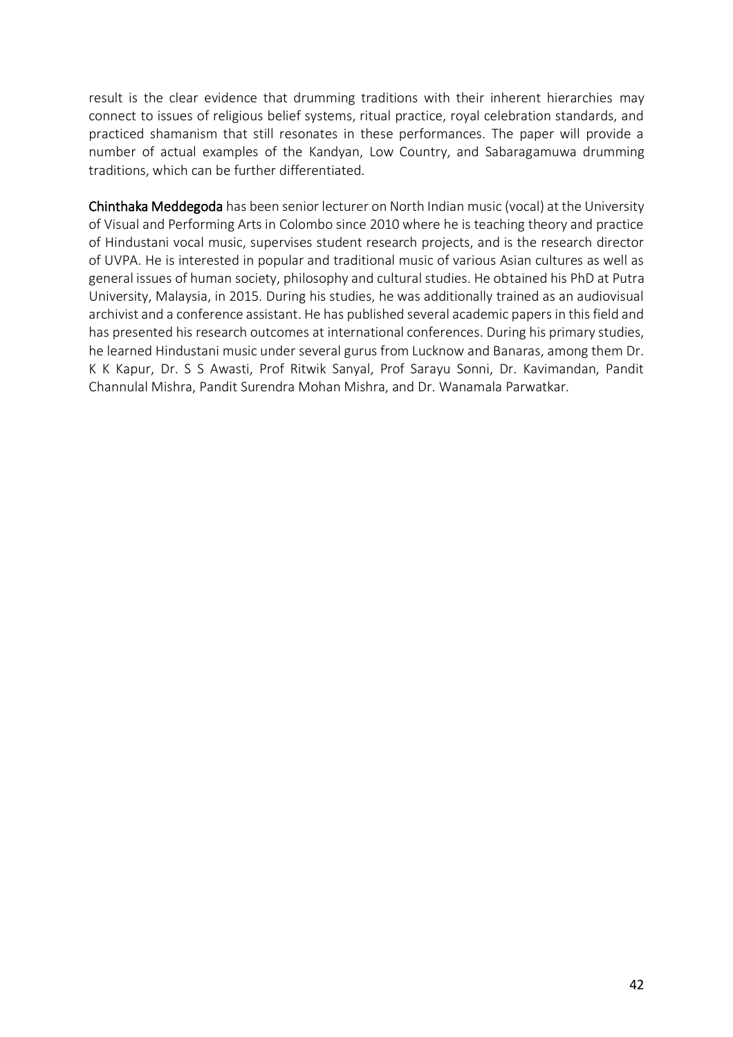result is the clear evidence that drumming traditions with their inherent hierarchies may connect to issues of religious belief systems, ritual practice, royal celebration standards, and practiced shamanism that still resonates in these performances. The paper will provide a number of actual examples of the Kandyan, Low Country, and Sabaragamuwa drumming traditions, which can be further differentiated.

**Chinthaka Meddegoda** has been senior lecturer on North Indian music (vocal) at the University of Visual and Performing Arts in Colombo since 2010 where he is teaching theory and practice of Hindustani vocal music, supervises student research projects, and is the research director of UVPA. He is interested in popular and traditional music of various Asian cultures as well as general issues of human society, philosophy and cultural studies. He obtained his PhD at Putra University, Malaysia, in 2015. During his studies, he was additionally trained as an audiovisual archivist and a conference assistant. He has published several academic papers in this field and has presented his research outcomes at international conferences. During his primary studies, he learned Hindustani music under several gurus from Lucknow and Banaras, among them Dr. K K Kapur, Dr. S S Awasti, Prof Ritwik Sanyal, Prof Sarayu Sonni, Dr. Kavimandan, Pandit Channulal Mishra, Pandit Surendra Mohan Mishra, and Dr. Wanamala Parwatkar.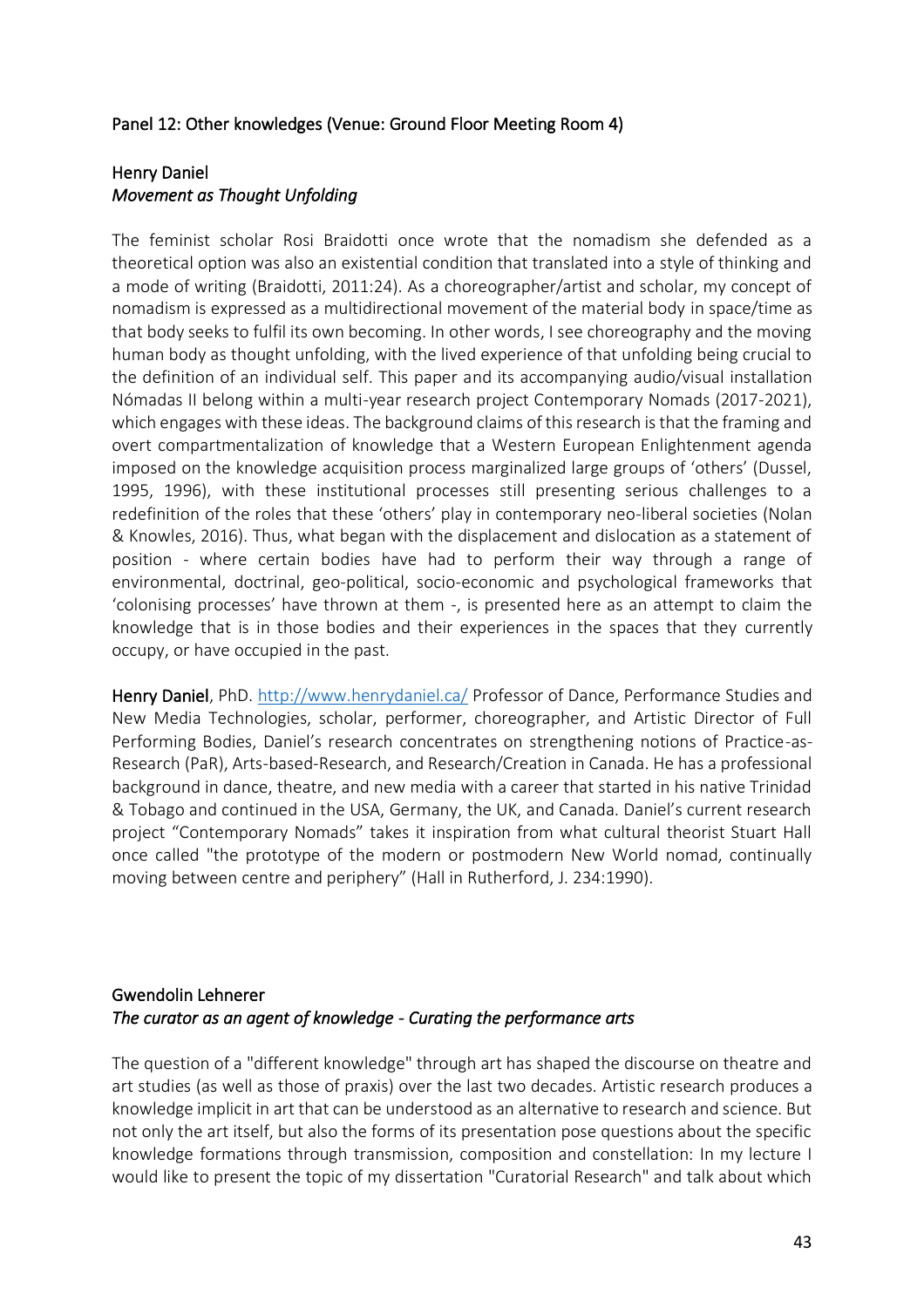## Panel 12: Other knowledges (Venue: Ground Floor Meeting Room 4)

### Henry Daniel
### *Movement as Thought Unfolding*

The feminist scholar Rosi Braidotti once wrote that the nomadism she defended as a theoretical option was also an existential condition that translated into a style of thinking and a mode of writing (Braidotti, 2011:24). As a choreographer/artist and scholar, my concept of nomadism is expressed as a multidirectional movement of the material body in space/time as that body seeks to fulfil its own becoming. In other words, I see choreography and the moving human body as thought unfolding, with the lived experience of that unfolding being crucial to the definition of an individual self. This paper and its accompanying audio/visual installation Nómadas II belong within a multi-year research project Contemporary Nomads (2017-2021), which engages with these ideas. The background claims of this research is that the framing and overt compartmentalization of knowledge that a Western European Enlightenment agenda imposed on the knowledge acquisition process marginalized large groups of 'others' (Dussel, 1995, 1996), with these institutional processes still presenting serious challenges to a redefinition of the roles that these 'others' play in contemporary neo-liberal societies (Nolan & Knowles, 2016). Thus, what began with the displacement and dislocation as a statement of position - where certain bodies have had to perform their way through a range of environmental, doctrinal, geo-political, socio-economic and psychological frameworks that 'colonising processes' have thrown at them -, is presented here as an attempt to claim the knowledge that is in those bodies and their experiences in the spaces that they currently occupy, or have occupied in the past.

**Henry Daniel**, PhD. http://www.henrydaniel.ca/ Professor of Dance, Performance Studies and New Media Technologies, scholar, performer, choreographer, and Artistic Director of Full Performing Bodies, Daniel's research concentrates on strengthening notions of Practice-as-Research (PaR), Arts-based-Research, and Research/Creation in Canada. He has a professional background in dance, theatre, and new media with a career that started in his native Trinidad & Tobago and continued in the USA, Germany, the UK, and Canada. Daniel's current research project "Contemporary Nomads" takes it inspiration from what cultural theorist Stuart Hall once called "the prototype of the modern or postmodern New World nomad, continually moving between centre and periphery" (Hall in Rutherford, J. 234:1990).

### Gwendolin Lehnerer
### *The curator as an agent of knowledge - Curating the performance arts*

The question of a "different knowledge" through art has shaped the discourse on theatre and art studies (as well as those of praxis) over the last two decades. Artistic research produces a knowledge implicit in art that can be understood as an alternative to research and science. But not only the art itself, but also the forms of its presentation pose questions about the specific knowledge formations through transmission, composition and constellation: In my lecture I would like to present the topic of my dissertation "Curatorial Research" and talk about which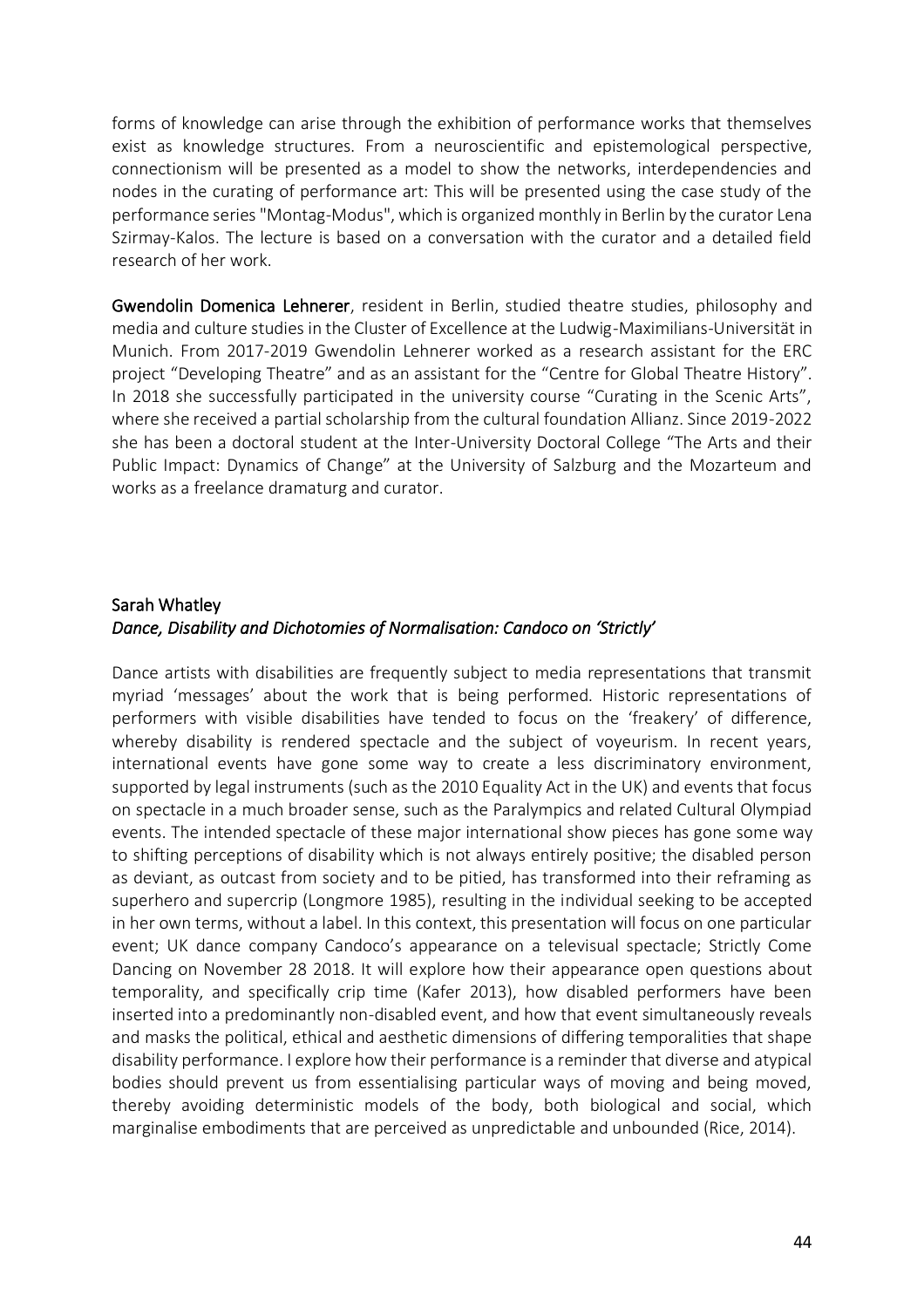forms of knowledge can arise through the exhibition of performance works that themselves exist as knowledge structures. From a neuroscientific and epistemological perspective, connectionism will be presented as a model to show the networks, interdependencies and nodes in the curating of performance art: This will be presented using the case study of the performance series "Montag-Modus", which is organized monthly in Berlin by the curator Lena Szirmay-Kalos. The lecture is based on a conversation with the curator and a detailed field research of her work.

**Gwendolin Domenica Lehnerer**, resident in Berlin, studied theatre studies, philosophy and media and culture studies in the Cluster of Excellence at the Ludwig-Maximilians-Universität in Munich. From 2017-2019 Gwendolin Lehnerer worked as a research assistant for the ERC project "Developing Theatre" and as an assistant for the "Centre for Global Theatre History". In 2018 she successfully participated in the university course "Curating in the Scenic Arts", where she received a partial scholarship from the cultural foundation Allianz. Since 2019-2022 she has been a doctoral student at the Inter-University Doctoral College "The Arts and their Public Impact: Dynamics of Change" at the University of Salzburg and the Mozarteum and works as a freelance dramaturg and curator.

## Sarah Whatley

### *Dance, Disability and Dichotomies of Normalisation: Candoco on 'Strictly'*

Dance artists with disabilities are frequently subject to media representations that transmit myriad 'messages' about the work that is being performed. Historic representations of performers with visible disabilities have tended to focus on the 'freakery' of difference, whereby disability is rendered spectacle and the subject of voyeurism. In recent years, international events have gone some way to create a less discriminatory environment, supported by legal instruments (such as the 2010 Equality Act in the UK) and events that focus on spectacle in a much broader sense, such as the Paralympics and related Cultural Olympiad events. The intended spectacle of these major international show pieces has gone some way to shifting perceptions of disability which is not always entirely positive; the disabled person as deviant, as outcast from society and to be pitied, has transformed into their reframing as superhero and supercrip (Longmore 1985), resulting in the individual seeking to be accepted in her own terms, without a label. In this context, this presentation will focus on one particular event; UK dance company Candoco's appearance on a televisual spectacle; Strictly Come Dancing on November 28 2018. It will explore how their appearance open questions about temporality, and specifically crip time (Kafer 2013), how disabled performers have been inserted into a predominantly non-disabled event, and how that event simultaneously reveals and masks the political, ethical and aesthetic dimensions of differing temporalities that shape disability performance. I explore how their performance is a reminder that diverse and atypical bodies should prevent us from essentialising particular ways of moving and being moved, thereby avoiding deterministic models of the body, both biological and social, which marginalise embodiments that are perceived as unpredictable and unbounded (Rice, 2014).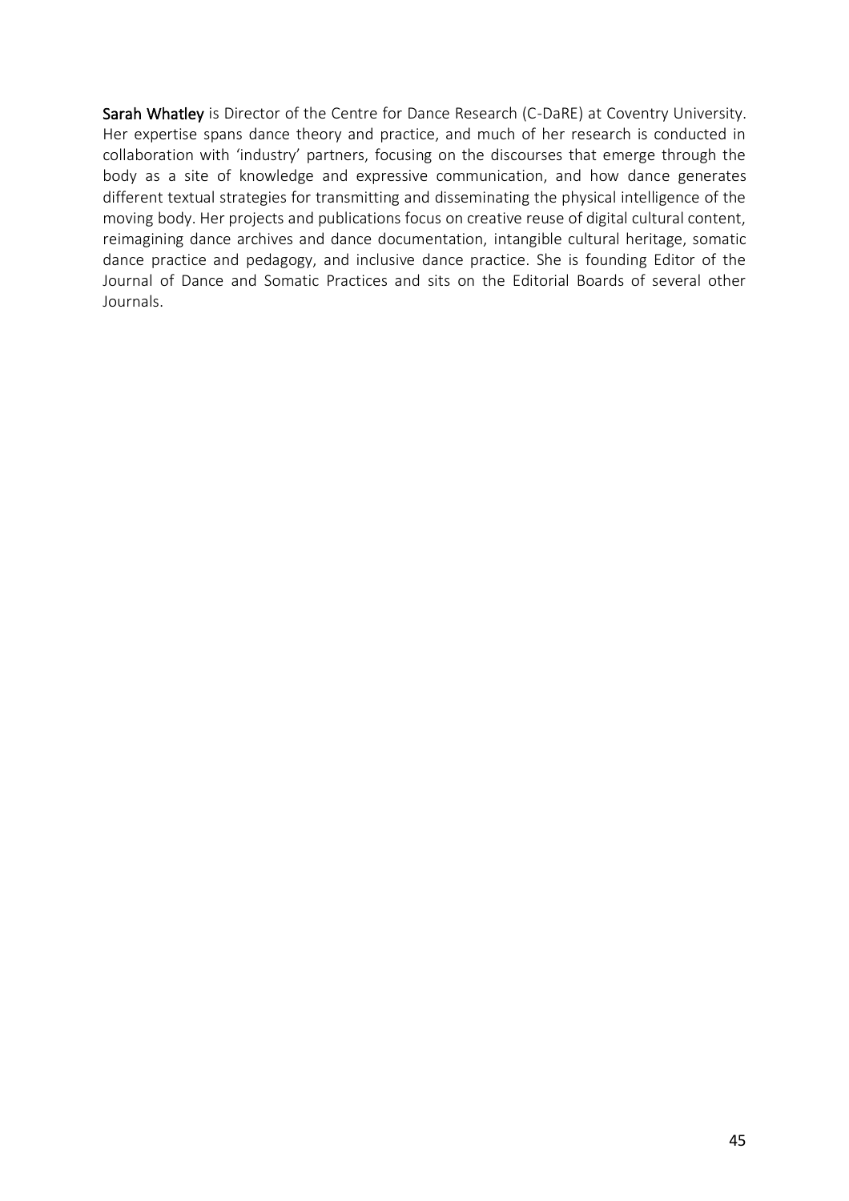**Sarah Whatley** is Director of the Centre for Dance Research (C-DaRE) at Coventry University. Her expertise spans dance theory and practice, and much of her research is conducted in collaboration with 'industry' partners, focusing on the discourses that emerge through the body as a site of knowledge and expressive communication, and how dance generates different textual strategies for transmitting and disseminating the physical intelligence of the moving body. Her projects and publications focus on creative reuse of digital cultural content, reimagining dance archives and dance documentation, intangible cultural heritage, somatic dance practice and pedagogy, and inclusive dance practice. She is founding Editor of the Journal of Dance and Somatic Practices and sits on the Editorial Boards of several other Journals.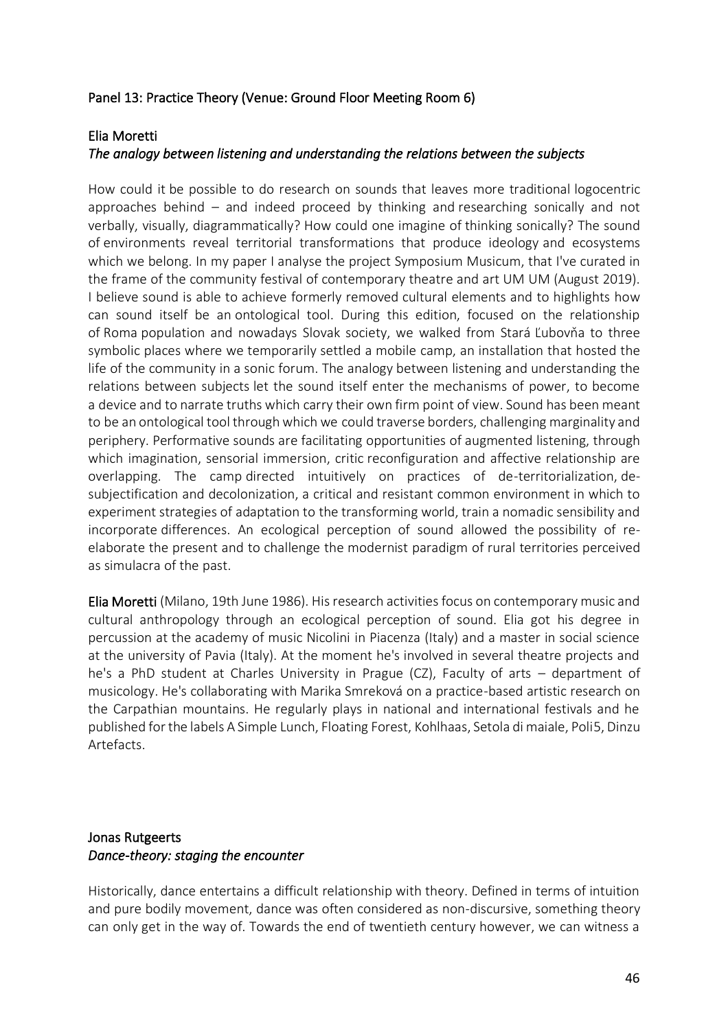## Panel 13: Practice Theory (Venue: Ground Floor Meeting Room 6)

### Elia Moretti
*The analogy between listening and understanding the relations between the subjects*

How could it be possible to do research on sounds that leaves more traditional logocentric approaches behind – and indeed proceed by thinking and researching sonically and not verbally, visually, diagrammatically? How could one imagine of thinking sonically? The sound of environments reveal territorial transformations that produce ideology and ecosystems which we belong. In my paper I analyse the project Symposium Musicum, that I've curated in the frame of the community festival of contemporary theatre and art UM UM (August 2019). I believe sound is able to achieve formerly removed cultural elements and to highlights how can sound itself be an ontological tool. During this edition, focused on the relationship of Roma population and nowadays Slovak society, we walked from Stará Ľubovňa to three symbolic places where we temporarily settled a mobile camp, an installation that hosted the life of the community in a sonic forum. The analogy between listening and understanding the relations between subjects let the sound itself enter the mechanisms of power, to become a device and to narrate truths which carry their own firm point of view. Sound has been meant to be an ontological tool through which we could traverse borders, challenging marginality and periphery. Performative sounds are facilitating opportunities of augmented listening, through which imagination, sensorial immersion, critic reconfiguration and affective relationship are overlapping. The camp directed intuitively on practices of de-territorialization, de-subjectification and decolonization, a critical and resistant common environment in which to experiment strategies of adaptation to the transforming world, train a nomadic sensibility and incorporate differences. An ecological perception of sound allowed the possibility of re-elaborate the present and to challenge the modernist paradigm of rural territories perceived as simulacra of the past.

**Elia Moretti** (Milano, 19th June 1986). His research activities focus on contemporary music and cultural anthropology through an ecological perception of sound. Elia got his degree in percussion at the academy of music Nicolini in Piacenza (Italy) and a master in social science at the university of Pavia (Italy). At the moment he's involved in several theatre projects and he's a PhD student at Charles University in Prague (CZ), Faculty of arts – department of musicology. He's collaborating with Marika Smreková on a practice-based artistic research on the Carpathian mountains. He regularly plays in national and international festivals and he published for the labels A Simple Lunch, Floating Forest, Kohlhaas, Setola di maiale, Poli5, Dinzu Artefacts.

### Jonas Rutgeerts
*Dance-theory: staging the encounter*

Historically, dance entertains a difficult relationship with theory. Defined in terms of intuition and pure bodily movement, dance was often considered as non-discursive, something theory can only get in the way of. Towards the end of twentieth century however, we can witness a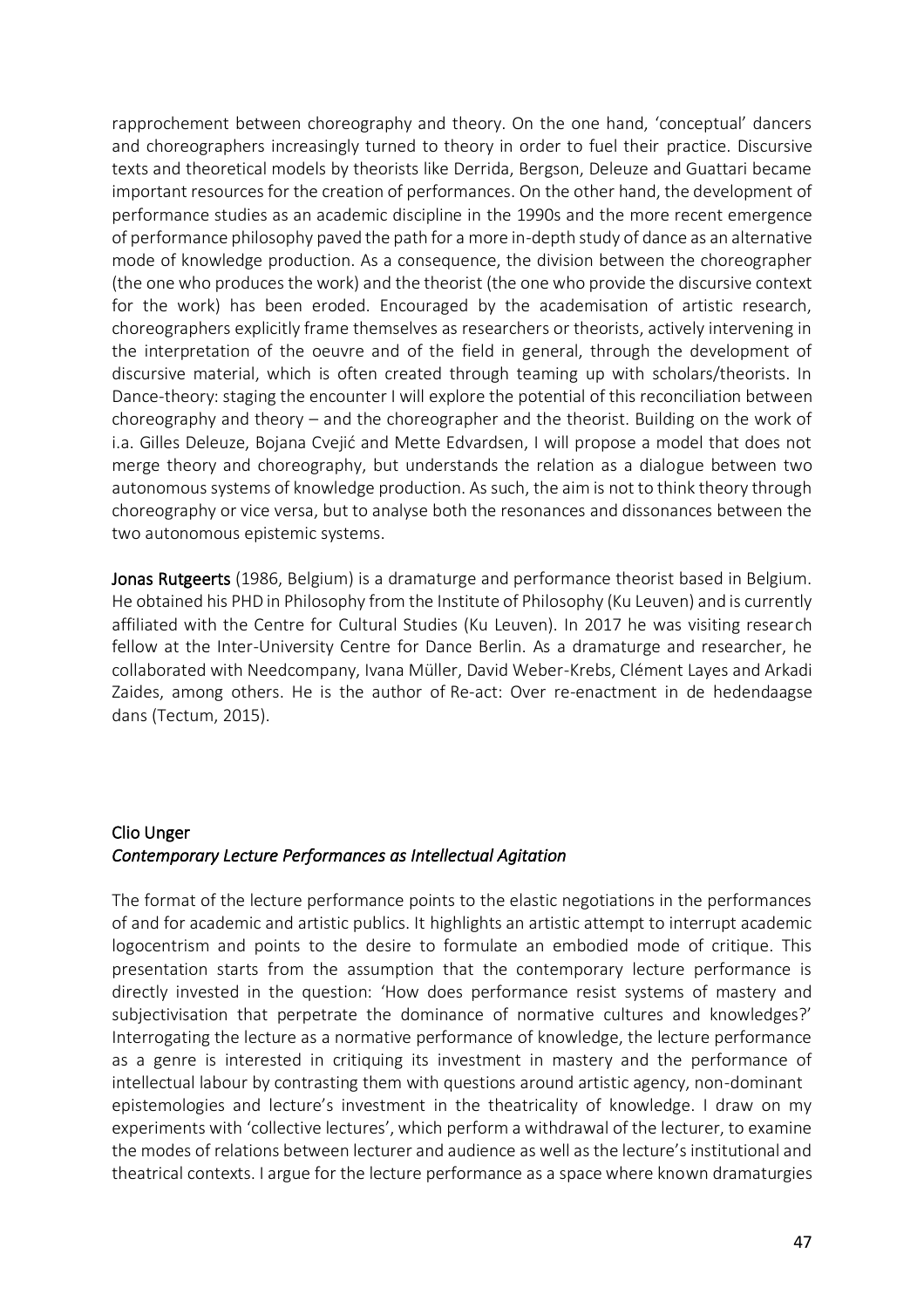rapprochement between choreography and theory. On the one hand, 'conceptual' dancers and choreographers increasingly turned to theory in order to fuel their practice. Discursive texts and theoretical models by theorists like Derrida, Bergson, Deleuze and Guattari became important resources for the creation of performances. On the other hand, the development of performance studies as an academic discipline in the 1990s and the more recent emergence of performance philosophy paved the path for a more in-depth study of dance as an alternative mode of knowledge production. As a consequence, the division between the choreographer (the one who produces the work) and the theorist (the one who provide the discursive context for the work) has been eroded. Encouraged by the academisation of artistic research, choreographers explicitly frame themselves as researchers or theorists, actively intervening in the interpretation of the oeuvre and of the field in general, through the development of discursive material, which is often created through teaming up with scholars/theorists. In Dance-theory: staging the encounter I will explore the potential of this reconciliation between choreography and theory – and the choreographer and the theorist. Building on the work of i.a. Gilles Deleuze, Bojana Cvejić and Mette Edvardsen, I will propose a model that does not merge theory and choreography, but understands the relation as a dialogue between two autonomous systems of knowledge production. As such, the aim is not to think theory through choreography or vice versa, but to analyse both the resonances and dissonances between the two autonomous epistemic systems.

**Jonas Rutgeerts** (1986, Belgium) is a dramaturge and performance theorist based in Belgium. He obtained his PHD in Philosophy from the Institute of Philosophy (Ku Leuven) and is currently affiliated with the Centre for Cultural Studies (Ku Leuven). In 2017 he was visiting research fellow at the Inter-University Centre for Dance Berlin. As a dramaturge and researcher, he collaborated with Needcompany, Ivana Müller, David Weber-Krebs, Clément Layes and Arkadi Zaides, among others. He is the author of Re-act: Over re-enactment in de hedendaagse dans (Tectum, 2015).

## Clio Unger
### *Contemporary Lecture Performances as Intellectual Agitation*

The format of the lecture performance points to the elastic negotiations in the performances of and for academic and artistic publics. It highlights an artistic attempt to interrupt academic logocentrism and points to the desire to formulate an embodied mode of critique. This presentation starts from the assumption that the contemporary lecture performance is directly invested in the question: 'How does performance resist systems of mastery and subjectivisation that perpetrate the dominance of normative cultures and knowledges?' Interrogating the lecture as a normative performance of knowledge, the lecture performance as a genre is interested in critiquing its investment in mastery and the performance of intellectual labour by contrasting them with questions around artistic agency, non-dominant epistemologies and lecture's investment in the theatricality of knowledge. I draw on my experiments with 'collective lectures', which perform a withdrawal of the lecturer, to examine the modes of relations between lecturer and audience as well as the lecture's institutional and theatrical contexts. I argue for the lecture performance as a space where known dramaturgies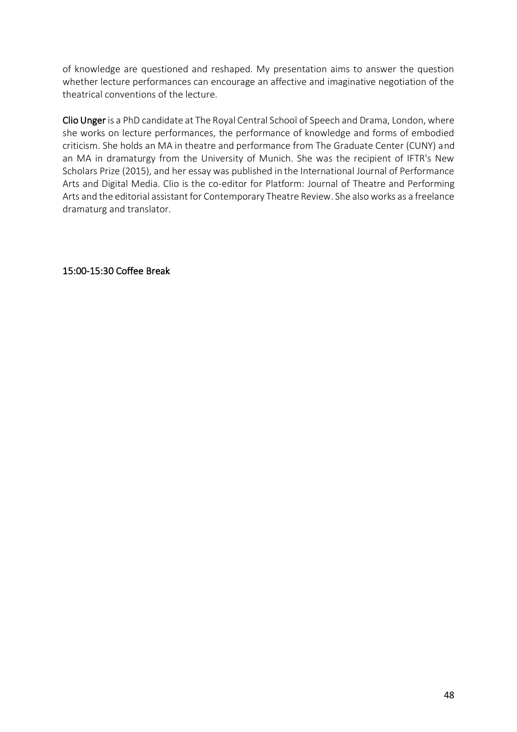of knowledge are questioned and reshaped. My presentation aims to answer the question whether lecture performances can encourage an affective and imaginative negotiation of the theatrical conventions of the lecture.

**Clio Unger** is a PhD candidate at The Royal Central School of Speech and Drama, London, where she works on lecture performances, the performance of knowledge and forms of embodied criticism. She holds an MA in theatre and performance from The Graduate Center (CUNY) and an MA in dramaturgy from the University of Munich. She was the recipient of IFTR's New Scholars Prize (2015), and her essay was published in the International Journal of Performance Arts and Digital Media. Clio is the co-editor for Platform: Journal of Theatre and Performing Arts and the editorial assistant for Contemporary Theatre Review. She also works as a freelance dramaturg and translator.

15:00-15:30 Coffee Break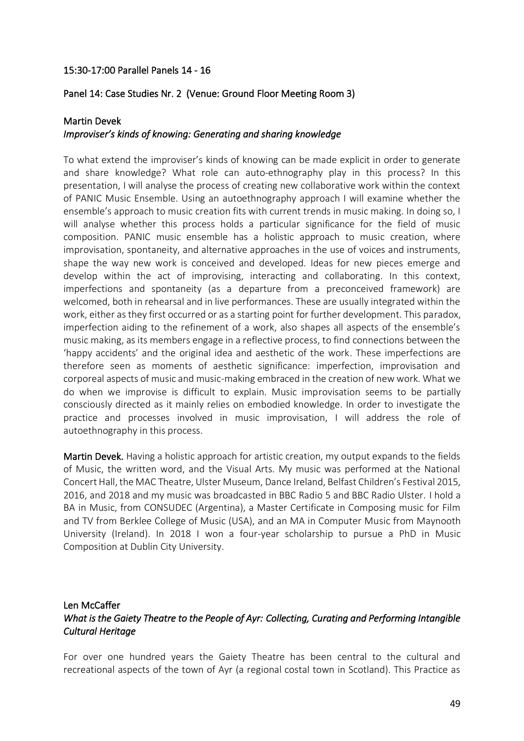## 15:30-17:00 Parallel Panels 14 - 16

### Panel 14: Case Studies Nr. 2 (Venue: Ground Floor Meeting Room 3)

#### Martin Devek
*Improviser's kinds of knowing: Generating and sharing knowledge*

To what extend the improviser's kinds of knowing can be made explicit in order to generate and share knowledge? What role can auto-ethnography play in this process? In this presentation, I will analyse the process of creating new collaborative work within the context of PANIC Music Ensemble. Using an autoethnography approach I will examine whether the ensemble's approach to music creation fits with current trends in music making. In doing so, I will analyse whether this process holds a particular significance for the field of music composition. PANIC music ensemble has a holistic approach to music creation, where improvisation, spontaneity, and alternative approaches in the use of voices and instruments, shape the way new work is conceived and developed. Ideas for new pieces emerge and develop within the act of improvising, interacting and collaborating. In this context, imperfections and spontaneity (as a departure from a preconceived framework) are welcomed, both in rehearsal and in live performances. These are usually integrated within the work, either as they first occurred or as a starting point for further development. This paradox, imperfection aiding to the refinement of a work, also shapes all aspects of the ensemble's music making, as its members engage in a reflective process, to find connections between the 'happy accidents' and the original idea and aesthetic of the work. These imperfections are therefore seen as moments of aesthetic significance: imperfection, improvisation and corporeal aspects of music and music-making embraced in the creation of new work. What we do when we improvise is difficult to explain. Music improvisation seems to be partially consciously directed as it mainly relies on embodied knowledge. In order to investigate the practice and processes involved in music improvisation, I will address the role of autoethnography in this process.

**Martin Devek.** Having a holistic approach for artistic creation, my output expands to the fields of Music, the written word, and the Visual Arts. My music was performed at the National Concert Hall, the MAC Theatre, Ulster Museum, Dance Ireland, Belfast Children's Festival 2015, 2016, and 2018 and my music was broadcasted in BBC Radio 5 and BBC Radio Ulster. I hold a BA in Music, from CONSUDEC (Argentina), a Master Certificate in Composing music for Film and TV from Berklee College of Music (USA), and an MA in Computer Music from Maynooth University (Ireland). In 2018 I won a four-year scholarship to pursue a PhD in Music Composition at Dublin City University.

#### Len McCaffer
*What is the Gaiety Theatre to the People of Ayr: Collecting, Curating and Performing Intangible Cultural Heritage*

For over one hundred years the Gaiety Theatre has been central to the cultural and recreational aspects of the town of Ayr (a regional costal town in Scotland). This Practice as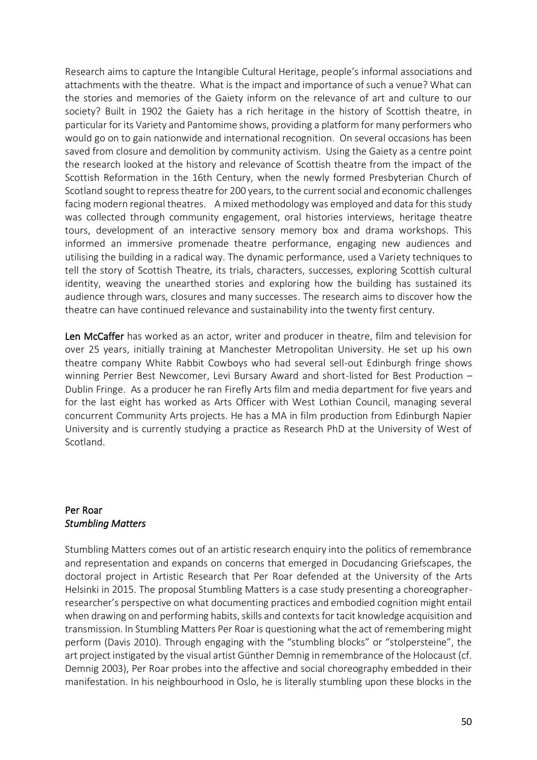Research aims to capture the Intangible Cultural Heritage, people's informal associations and attachments with the theatre. What is the impact and importance of such a venue? What can the stories and memories of the Gaiety inform on the relevance of art and culture to our society? Built in 1902 the Gaiety has a rich heritage in the history of Scottish theatre, in particular for its Variety and Pantomime shows, providing a platform for many performers who would go on to gain nationwide and international recognition. On several occasions has been saved from closure and demolition by community activism. Using the Gaiety as a centre point the research looked at the history and relevance of Scottish theatre from the impact of the Scottish Reformation in the 16th Century, when the newly formed Presbyterian Church of Scotland sought to repress theatre for 200 years, to the current social and economic challenges facing modern regional theatres. A mixed methodology was employed and data for this study was collected through community engagement, oral histories interviews, heritage theatre tours, development of an interactive sensory memory box and drama workshops. This informed an immersive promenade theatre performance, engaging new audiences and utilising the building in a radical way. The dynamic performance, used a Variety techniques to tell the story of Scottish Theatre, its trials, characters, successes, exploring Scottish cultural identity, weaving the unearthed stories and exploring how the building has sustained its audience through wars, closures and many successes. The research aims to discover how the theatre can have continued relevance and sustainability into the twenty first century.

**Len McCaffer** has worked as an actor, writer and producer in theatre, film and television for over 25 years, initially training at Manchester Metropolitan University. He set up his own theatre company White Rabbit Cowboys who had several sell-out Edinburgh fringe shows winning Perrier Best Newcomer, Levi Bursary Award and short-listed for Best Production – Dublin Fringe. As a producer he ran Firefly Arts film and media department for five years and for the last eight has worked as Arts Officer with West Lothian Council, managing several concurrent Community Arts projects. He has a MA in film production from Edinburgh Napier University and is currently studying a practice as Research PhD at the University of West of Scotland.

## Per Roar
### *Stumbling Matters*

Stumbling Matters comes out of an artistic research enquiry into the politics of remembrance and representation and expands on concerns that emerged in Docudancing Griefscapes, the doctoral project in Artistic Research that Per Roar defended at the University of the Arts Helsinki in 2015. The proposal Stumbling Matters is a case study presenting a choreographer-researcher's perspective on what documenting practices and embodied cognition might entail when drawing on and performing habits, skills and contexts for tacit knowledge acquisition and transmission. In Stumbling Matters Per Roar is questioning what the act of remembering might perform (Davis 2010). Through engaging with the "stumbling blocks" or "stolpersteine", the art project instigated by the visual artist Günther Demnig in remembrance of the Holocaust (cf. Demnig 2003), Per Roar probes into the affective and social choreography embedded in their manifestation. In his neighbourhood in Oslo, he is literally stumbling upon these blocks in the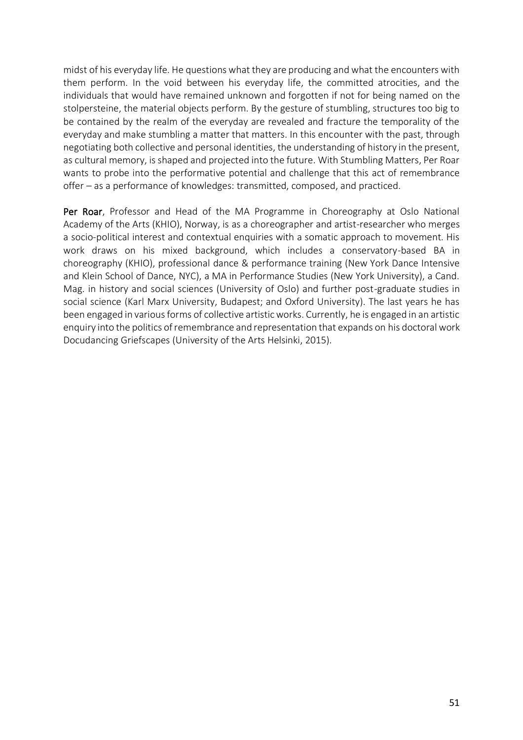midst of his everyday life. He questions what they are producing and what the encounters with them perform. In the void between his everyday life, the committed atrocities, and the individuals that would have remained unknown and forgotten if not for being named on the stolpersteine, the material objects perform. By the gesture of stumbling, structures too big to be contained by the realm of the everyday are revealed and fracture the temporality of the everyday and make stumbling a matter that matters. In this encounter with the past, through negotiating both collective and personal identities, the understanding of history in the present, as cultural memory, is shaped and projected into the future. With Stumbling Matters, Per Roar wants to probe into the performative potential and challenge that this act of remembrance offer – as a performance of knowledges: transmitted, composed, and practiced.

**Per Roar**, Professor and Head of the MA Programme in Choreography at Oslo National Academy of the Arts (KHIO), Norway, is as a choreographer and artist-researcher who merges a socio-political interest and contextual enquiries with a somatic approach to movement. His work draws on his mixed background, which includes a conservatory-based BA in choreography (KHIO), professional dance & performance training (New York Dance Intensive and Klein School of Dance, NYC), a MA in Performance Studies (New York University), a Cand. Mag. in history and social sciences (University of Oslo) and further post-graduate studies in social science (Karl Marx University, Budapest; and Oxford University). The last years he has been engaged in various forms of collective artistic works. Currently, he is engaged in an artistic enquiry into the politics of remembrance and representation that expands on his doctoral work Docudancing Griefscapes (University of the Arts Helsinki, 2015).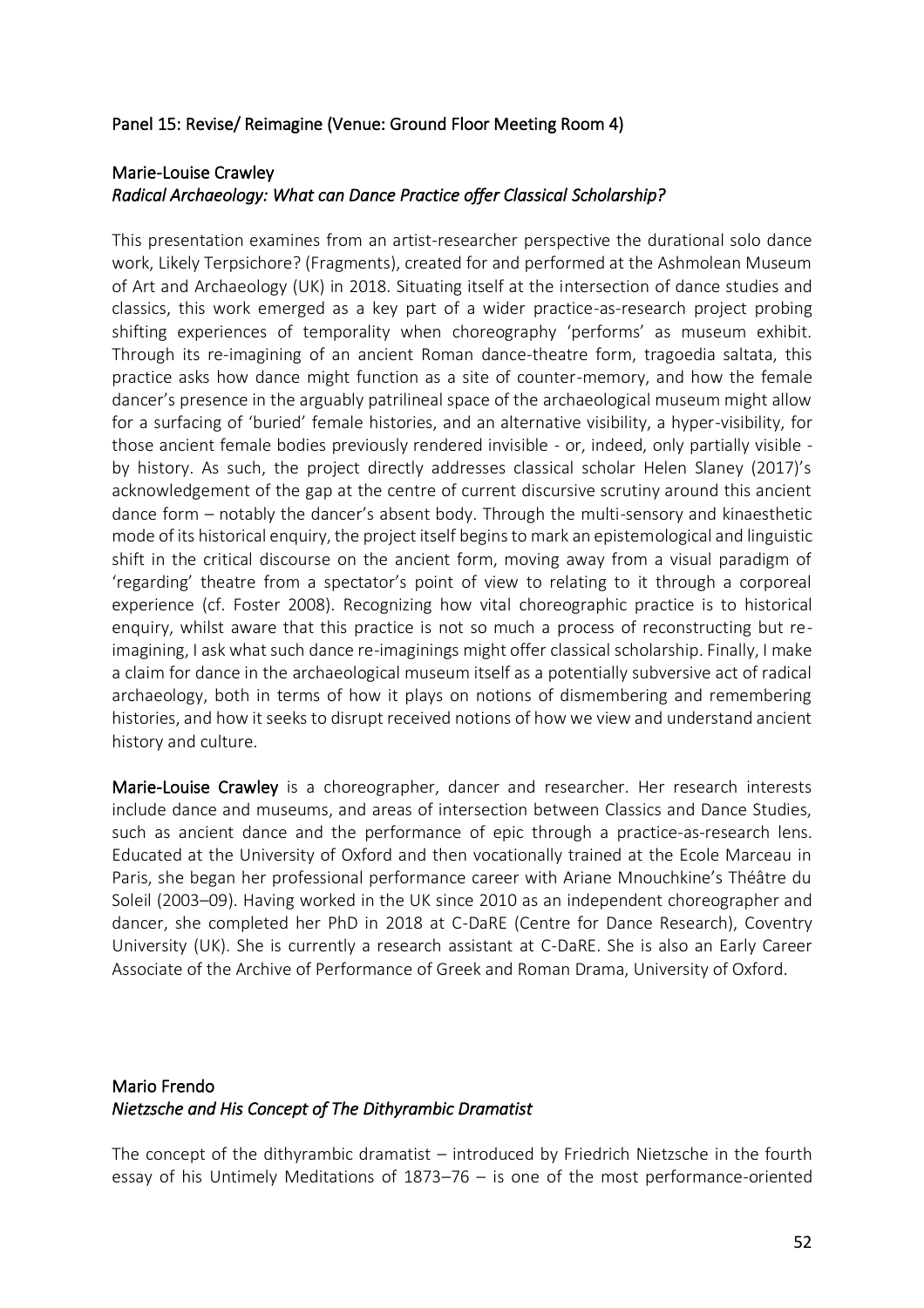## Panel 15: Revise/ Reimagine (Venue: Ground Floor Meeting Room 4)

### Marie-Louise Crawley
### *Radical Archaeology: What can Dance Practice offer Classical Scholarship?*

This presentation examines from an artist-researcher perspective the durational solo dance work, Likely Terpsichore? (Fragments), created for and performed at the Ashmolean Museum of Art and Archaeology (UK) in 2018. Situating itself at the intersection of dance studies and classics, this work emerged as a key part of a wider practice-as-research project probing shifting experiences of temporality when choreography 'performs' as museum exhibit. Through its re-imagining of an ancient Roman dance-theatre form, tragoedia saltata, this practice asks how dance might function as a site of counter-memory, and how the female dancer's presence in the arguably patrilineal space of the archaeological museum might allow for a surfacing of 'buried' female histories, and an alternative visibility, a hyper-visibility, for those ancient female bodies previously rendered invisible - or, indeed, only partially visible - by history. As such, the project directly addresses classical scholar Helen Slaney (2017)'s acknowledgement of the gap at the centre of current discursive scrutiny around this ancient dance form – notably the dancer's absent body. Through the multi-sensory and kinaesthetic mode of its historical enquiry, the project itself begins to mark an epistemological and linguistic shift in the critical discourse on the ancient form, moving away from a visual paradigm of 'regarding' theatre from a spectator's point of view to relating to it through a corporeal experience (cf. Foster 2008). Recognizing how vital choreographic practice is to historical enquiry, whilst aware that this practice is not so much a process of reconstructing but re-imagining, I ask what such dance re-imaginings might offer classical scholarship. Finally, I make a claim for dance in the archaeological museum itself as a potentially subversive act of radical archaeology, both in terms of how it plays on notions of dismembering and remembering histories, and how it seeks to disrupt received notions of how we view and understand ancient history and culture.

**Marie-Louise Crawley** is a choreographer, dancer and researcher. Her research interests include dance and museums, and areas of intersection between Classics and Dance Studies, such as ancient dance and the performance of epic through a practice-as-research lens. Educated at the University of Oxford and then vocationally trained at the Ecole Marceau in Paris, she began her professional performance career with Ariane Mnouchkine's Théâtre du Soleil (2003–09). Having worked in the UK since 2010 as an independent choreographer and dancer, she completed her PhD in 2018 at C-DaRE (Centre for Dance Research), Coventry University (UK). She is currently a research assistant at C-DaRE. She is also an Early Career Associate of the Archive of Performance of Greek and Roman Drama, University of Oxford.

### Mario Frendo
### *Nietzsche and His Concept of The Dithyrambic Dramatist*

The concept of the dithyrambic dramatist – introduced by Friedrich Nietzsche in the fourth essay of his Untimely Meditations of 1873–76 – is one of the most performance-oriented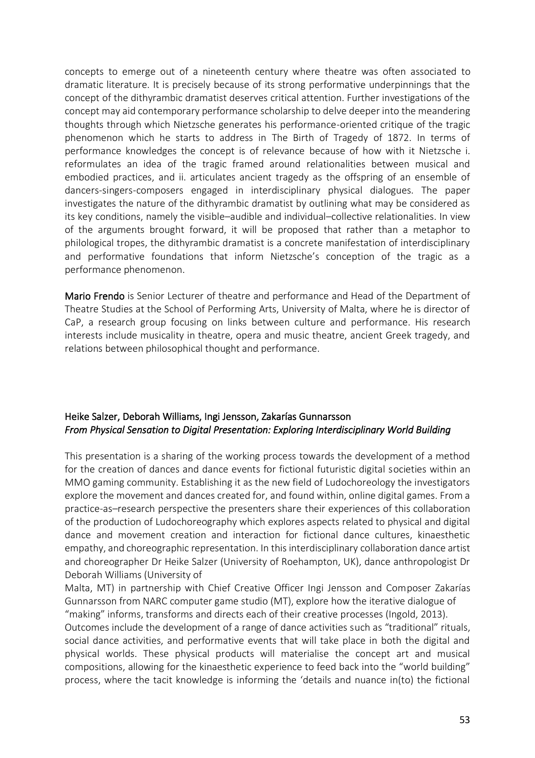concepts to emerge out of a nineteenth century where theatre was often associated to dramatic literature. It is precisely because of its strong performative underpinnings that the concept of the dithyrambic dramatist deserves critical attention. Further investigations of the concept may aid contemporary performance scholarship to delve deeper into the meandering thoughts through which Nietzsche generates his performance-oriented critique of the tragic phenomenon which he starts to address in The Birth of Tragedy of 1872. In terms of performance knowledges the concept is of relevance because of how with it Nietzsche i. reformulates an idea of the tragic framed around relationalities between musical and embodied practices, and ii. articulates ancient tragedy as the offspring of an ensemble of dancers-singers-composers engaged in interdisciplinary physical dialogues. The paper investigates the nature of the dithyrambic dramatist by outlining what may be considered as its key conditions, namely the visible–audible and individual–collective relationalities. In view of the arguments brought forward, it will be proposed that rather than a metaphor to philological tropes, the dithyrambic dramatist is a concrete manifestation of interdisciplinary and performative foundations that inform Nietzsche's conception of the tragic as a performance phenomenon.

Mario Frendo is Senior Lecturer of theatre and performance and Head of the Department of Theatre Studies at the School of Performing Arts, University of Malta, where he is director of CaP, a research group focusing on links between culture and performance. His research interests include musicality in theatre, opera and music theatre, ancient Greek tragedy, and relations between philosophical thought and performance.

### Heike Salzer, Deborah Williams, Ingi Jensson, Zakarías Gunnarsson
*From Physical Sensation to Digital Presentation: Exploring Interdisciplinary World Building*

This presentation is a sharing of the working process towards the development of a method for the creation of dances and dance events for fictional futuristic digital societies within an MMO gaming community. Establishing it as the new field of Ludochoreology the investigators explore the movement and dances created for, and found within, online digital games. From a practice-as–research perspective the presenters share their experiences of this collaboration of the production of Ludochoreography which explores aspects related to physical and digital dance and movement creation and interaction for fictional dance cultures, kinaesthetic empathy, and choreographic representation. In this interdisciplinary collaboration dance artist and choreographer Dr Heike Salzer (University of Roehampton, UK), dance anthropologist Dr Deborah Williams (University of Malta, MT) in partnership with Chief Creative Officer Ingi Jensson and Composer Zakarías Gunnarsson from NARC computer game studio (MT), explore how the iterative dialogue of "making" informs, transforms and directs each of their creative processes (Ingold, 2013).
Outcomes include the development of a range of dance activities such as "traditional" rituals, social dance activities, and performative events that will take place in both the digital and physical worlds. These physical products will materialise the concept art and musical compositions, allowing for the kinaesthetic experience to feed back into the "world building" process, where the tacit knowledge is informing the 'details and nuance in(to) the fictional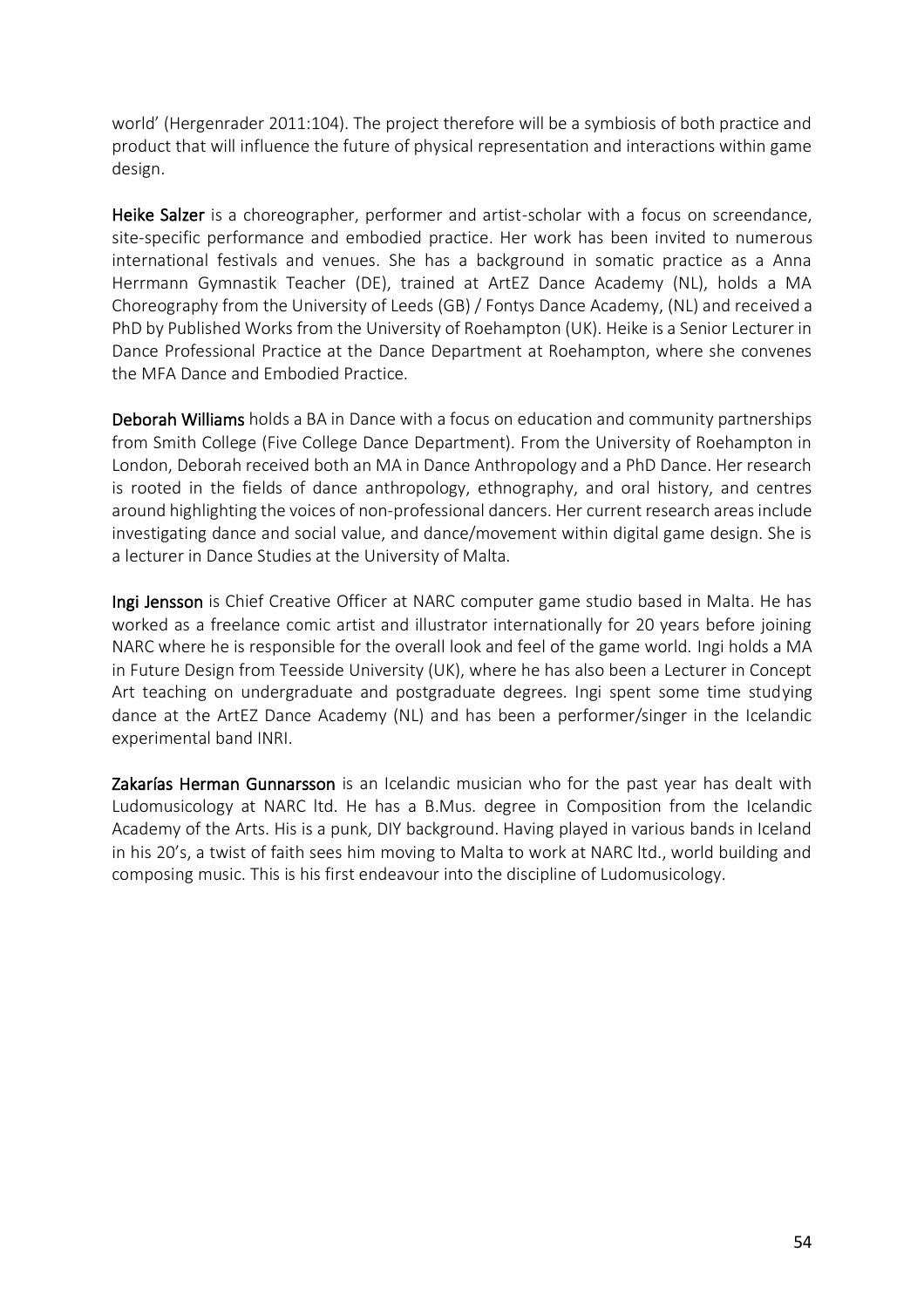world' (Hergenrader 2011:104). The project therefore will be a symbiosis of both practice and product that will influence the future of physical representation and interactions within game design.

**Heike Salzer** is a choreographer, performer and artist-scholar with a focus on screendance, site-specific performance and embodied practice. Her work has been invited to numerous international festivals and venues. She has a background in somatic practice as a Anna Herrmann Gymnastik Teacher (DE), trained at ArtEZ Dance Academy (NL), holds a MA Choreography from the University of Leeds (GB) / Fontys Dance Academy, (NL) and received a PhD by Published Works from the University of Roehampton (UK). Heike is a Senior Lecturer in Dance Professional Practice at the Dance Department at Roehampton, where she convenes the MFA Dance and Embodied Practice.

**Deborah Williams** holds a BA in Dance with a focus on education and community partnerships from Smith College (Five College Dance Department). From the University of Roehampton in London, Deborah received both an MA in Dance Anthropology and a PhD Dance. Her research is rooted in the fields of dance anthropology, ethnography, and oral history, and centres around highlighting the voices of non-professional dancers. Her current research areas include investigating dance and social value, and dance/movement within digital game design. She is a lecturer in Dance Studies at the University of Malta.

**Ingi Jensson** is Chief Creative Officer at NARC computer game studio based in Malta. He has worked as a freelance comic artist and illustrator internationally for 20 years before joining NARC where he is responsible for the overall look and feel of the game world. Ingi holds a MA in Future Design from Teesside University (UK), where he has also been a Lecturer in Concept Art teaching on undergraduate and postgraduate degrees. Ingi spent some time studying dance at the ArtEZ Dance Academy (NL) and has been a performer/singer in the Icelandic experimental band INRI.

**Zakarías Herman Gunnarsson** is an Icelandic musician who for the past year has dealt with Ludomusicology at NARC ltd. He has a B.Mus. degree in Composition from the Icelandic Academy of the Arts. His is a punk, DIY background. Having played in various bands in Iceland in his 20's, a twist of faith sees him moving to Malta to work at NARC ltd., world building and composing music. This is his first endeavour into the discipline of Ludomusicology.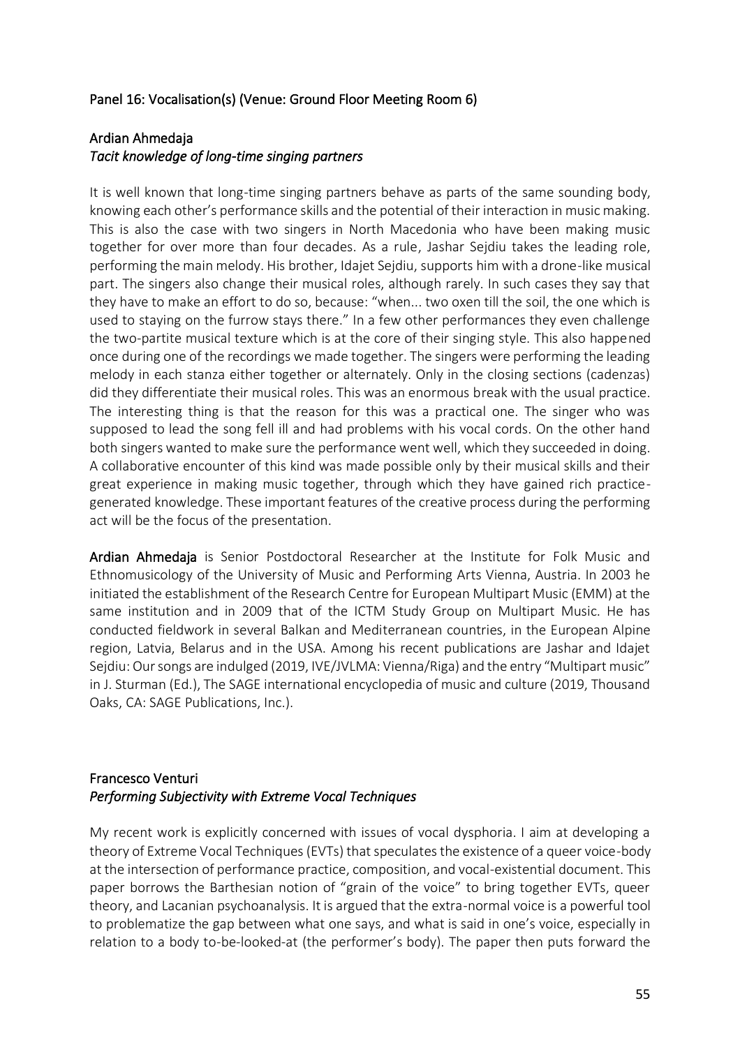## Panel 16: Vocalisation(s) (Venue: Ground Floor Meeting Room 6)

### Ardian Ahmedaja
*Tacit knowledge of long-time singing partners*

It is well known that long-time singing partners behave as parts of the same sounding body, knowing each other's performance skills and the potential of their interaction in music making. This is also the case with two singers in North Macedonia who have been making music together for over more than four decades. As a rule, Jashar Sejdiu takes the leading role, performing the main melody. His brother, Idajet Sejdiu, supports him with a drone-like musical part. The singers also change their musical roles, although rarely. In such cases they say that they have to make an effort to do so, because: "when... two oxen till the soil, the one which is used to staying on the furrow stays there." In a few other performances they even challenge the two-partite musical texture which is at the core of their singing style. This also happened once during one of the recordings we made together. The singers were performing the leading melody in each stanza either together or alternately. Only in the closing sections (cadenzas) did they differentiate their musical roles. This was an enormous break with the usual practice. The interesting thing is that the reason for this was a practical one. The singer who was supposed to lead the song fell ill and had problems with his vocal cords. On the other hand both singers wanted to make sure the performance went well, which they succeeded in doing. A collaborative encounter of this kind was made possible only by their musical skills and their great experience in making music together, through which they have gained rich practice-generated knowledge. These important features of the creative process during the performing act will be the focus of the presentation.

**Ardian Ahmedaja** is Senior Postdoctoral Researcher at the Institute for Folk Music and Ethnomusicology of the University of Music and Performing Arts Vienna, Austria. In 2003 he initiated the establishment of the Research Centre for European Multipart Music (EMM) at the same institution and in 2009 that of the ICTM Study Group on Multipart Music. He has conducted fieldwork in several Balkan and Mediterranean countries, in the European Alpine region, Latvia, Belarus and in the USA. Among his recent publications are Jashar and Idajet Sejdiu: Our songs are indulged (2019, IVE/JVLMA: Vienna/Riga) and the entry "Multipart music" in J. Sturman (Ed.), The SAGE international encyclopedia of music and culture (2019, Thousand Oaks, CA: SAGE Publications, Inc.).

### Francesco Venturi
*Performing Subjectivity with Extreme Vocal Techniques*

My recent work is explicitly concerned with issues of vocal dysphoria. I aim at developing a theory of Extreme Vocal Techniques (EVTs) that speculates the existence of a queer voice-body at the intersection of performance practice, composition, and vocal-existential document. This paper borrows the Barthesian notion of "grain of the voice" to bring together EVTs, queer theory, and Lacanian psychoanalysis. It is argued that the extra-normal voice is a powerful tool to problematize the gap between what one says, and what is said in one's voice, especially in relation to a body to-be-looked-at (the performer's body). The paper then puts forward the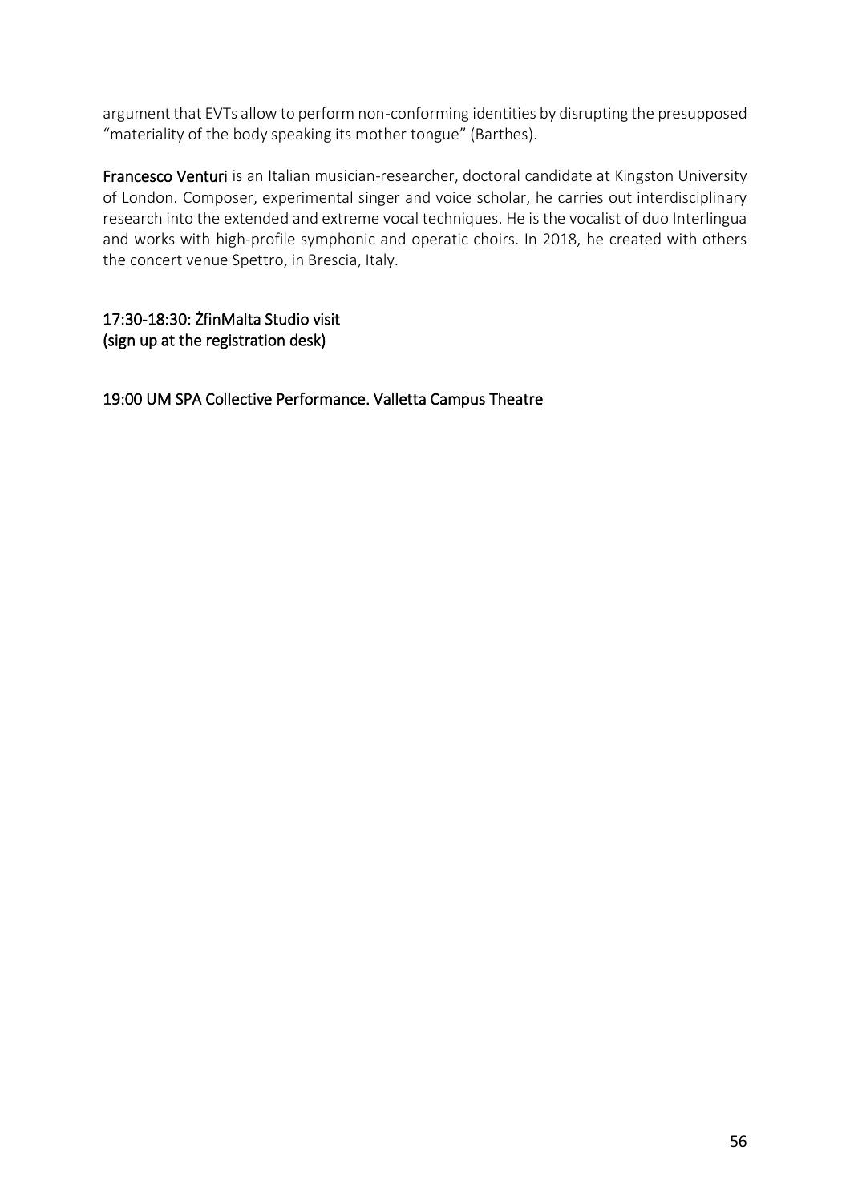argument that EVTs allow to perform non-conforming identities by disrupting the presupposed "materiality of the body speaking its mother tongue" (Barthes).

**Francesco Venturi** is an Italian musician-researcher, doctoral candidate at Kingston University of London. Composer, experimental singer and voice scholar, he carries out interdisciplinary research into the extended and extreme vocal techniques. He is the vocalist of duo Interlingua and works with high-profile symphonic and operatic choirs. In 2018, he created with others the concert venue Spettro, in Brescia, Italy.

17:30-18:30: ŻfinMalta Studio visit
(sign up at the registration desk)

19:00 UM SPA Collective Performance. Valletta Campus Theatre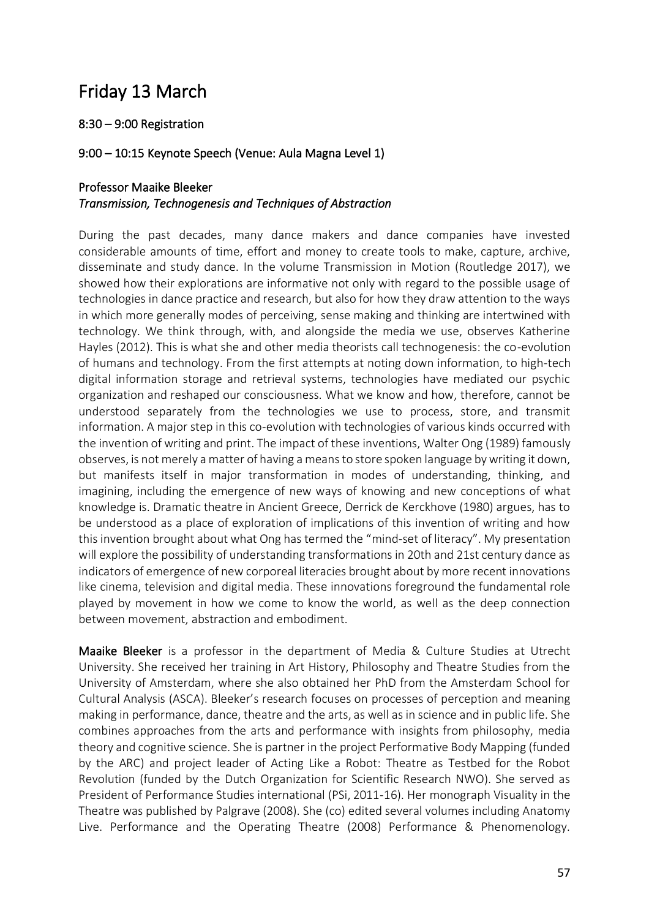# Friday 13 March

8:30 – 9:00 Registration

9:00 – 10:15 Keynote Speech (Venue: Aula Magna Level 1)

Professor Maaike Bleeker
*Transmission, Technogenesis and Techniques of Abstraction*

During the past decades, many dance makers and dance companies have invested considerable amounts of time, effort and money to create tools to make, capture, archive, disseminate and study dance. In the volume Transmission in Motion (Routledge 2017), we showed how their explorations are informative not only with regard to the possible usage of technologies in dance practice and research, but also for how they draw attention to the ways in which more generally modes of perceiving, sense making and thinking are intertwined with technology. We think through, with, and alongside the media we use, observes Katherine Hayles (2012). This is what she and other media theorists call technogenesis: the co-evolution of humans and technology. From the first attempts at noting down information, to high-tech digital information storage and retrieval systems, technologies have mediated our psychic organization and reshaped our consciousness. What we know and how, therefore, cannot be understood separately from the technologies we use to process, store, and transmit information. A major step in this co-evolution with technologies of various kinds occurred with the invention of writing and print. The impact of these inventions, Walter Ong (1989) famously observes, is not merely a matter of having a means to store spoken language by writing it down, but manifests itself in major transformation in modes of understanding, thinking, and imagining, including the emergence of new ways of knowing and new conceptions of what knowledge is. Dramatic theatre in Ancient Greece, Derrick de Kerckhove (1980) argues, has to be understood as a place of exploration of implications of this invention of writing and how this invention brought about what Ong has termed the "mind-set of literacy". My presentation will explore the possibility of understanding transformations in 20th and 21st century dance as indicators of emergence of new corporeal literacies brought about by more recent innovations like cinema, television and digital media. These innovations foreground the fundamental role played by movement in how we come to know the world, as well as the deep connection between movement, abstraction and embodiment.

Maaike Bleeker is a professor in the department of Media & Culture Studies at Utrecht University. She received her training in Art History, Philosophy and Theatre Studies from the University of Amsterdam, where she also obtained her PhD from the Amsterdam School for Cultural Analysis (ASCA). Bleeker's research focuses on processes of perception and meaning making in performance, dance, theatre and the arts, as well as in science and in public life. She combines approaches from the arts and performance with insights from philosophy, media theory and cognitive science. She is partner in the project Performative Body Mapping (funded by the ARC) and project leader of Acting Like a Robot: Theatre as Testbed for the Robot Revolution (funded by the Dutch Organization for Scientific Research NWO). She served as President of Performance Studies international (PSi, 2011-16). Her monograph Visuality in the Theatre was published by Palgrave (2008). She (co) edited several volumes including Anatomy Live. Performance and the Operating Theatre (2008) Performance & Phenomenology.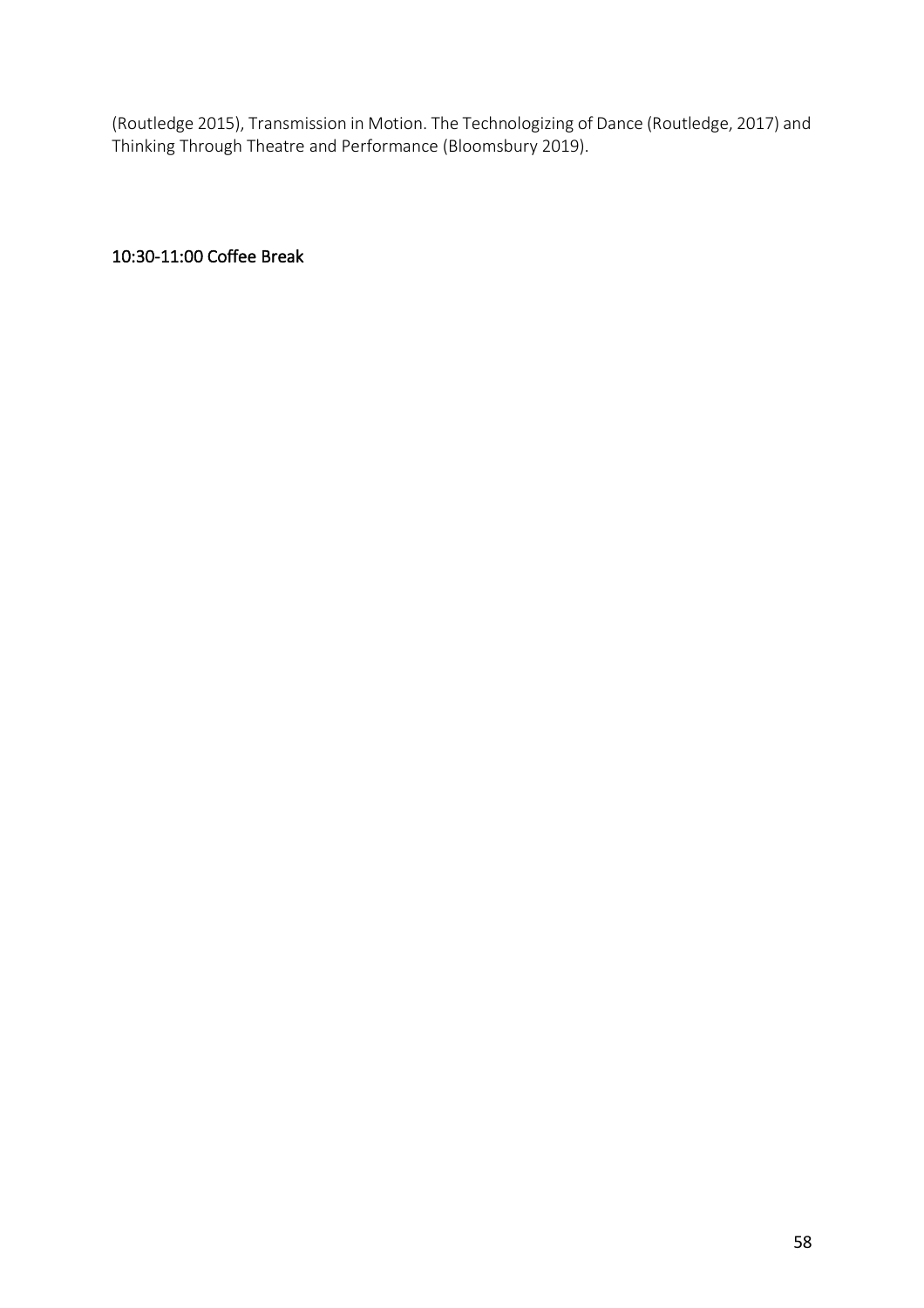(Routledge 2015), Transmission in Motion. The Technologizing of Dance (Routledge, 2017) and Thinking Through Theatre and Performance (Bloomsbury 2019).

### 10:30-11:00 Coffee Break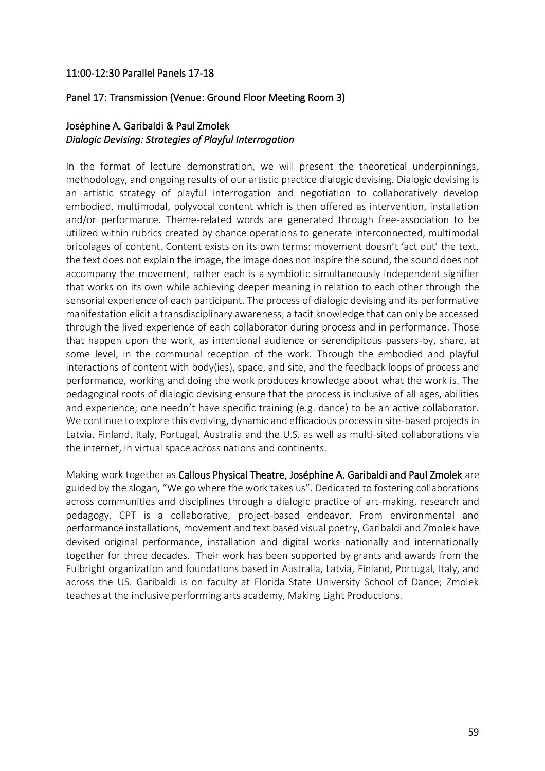## 11:00-12:30 Parallel Panels 17-18

### Panel 17: Transmission (Venue: Ground Floor Meeting Room 3)

#### Joséphine A. Garibaldi & Paul Zmolek
*Dialogic Devising: Strategies of Playful Interrogation*

In the format of lecture demonstration, we will present the theoretical underpinnings, methodology, and ongoing results of our artistic practice dialogic devising. Dialogic devising is an artistic strategy of playful interrogation and negotiation to collaboratively develop embodied, multimodal, polyvocal content which is then offered as intervention, installation and/or performance. Theme-related words are generated through free-association to be utilized within rubrics created by chance operations to generate interconnected, multimodal bricolages of content. Content exists on its own terms: movement doesn't 'act out' the text, the text does not explain the image, the image does not inspire the sound, the sound does not accompany the movement, rather each is a symbiotic simultaneously independent signifier that works on its own while achieving deeper meaning in relation to each other through the sensorial experience of each participant. The process of dialogic devising and its performative manifestation elicit a transdisciplinary awareness; a tacit knowledge that can only be accessed through the lived experience of each collaborator during process and in performance. Those that happen upon the work, as intentional audience or serendipitous passers-by, share, at some level, in the communal reception of the work. Through the embodied and playful interactions of content with body(ies), space, and site, and the feedback loops of process and performance, working and doing the work produces knowledge about what the work is. The pedagogical roots of dialogic devising ensure that the process is inclusive of all ages, abilities and experience; one needn't have specific training (e.g. dance) to be an active collaborator. We continue to explore this evolving, dynamic and efficacious process in site-based projects in Latvia, Finland, Italy, Portugal, Australia and the U.S. as well as multi-sited collaborations via the internet, in virtual space across nations and continents.

Making work together as **Callous Physical Theatre, Joséphine A. Garibaldi and Paul Zmolek** are guided by the slogan, "We go where the work takes us". Dedicated to fostering collaborations across communities and disciplines through a dialogic practice of art-making, research and pedagogy, CPT is a collaborative, project-based endeavor. From environmental and performance installations, movement and text based visual poetry, Garibaldi and Zmolek have devised original performance, installation and digital works nationally and internationally together for three decades. Their work has been supported by grants and awards from the Fulbright organization and foundations based in Australia, Latvia, Finland, Portugal, Italy, and across the US. Garibaldi is on faculty at Florida State University School of Dance; Zmolek teaches at the inclusive performing arts academy, Making Light Productions.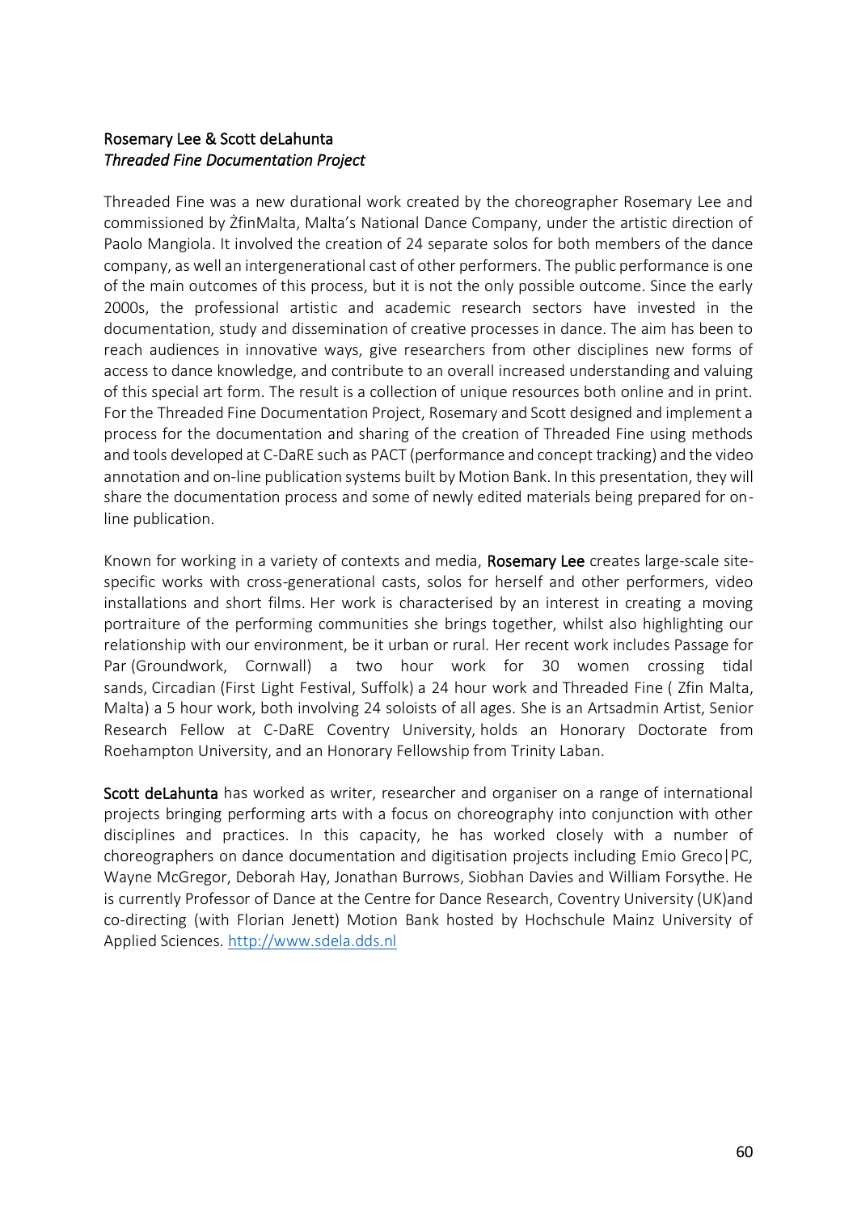## Rosemary Lee & Scott deLahunta
### *Threaded Fine Documentation Project*

Threaded Fine was a new durational work created by the choreographer Rosemary Lee and commissioned by ŻfinMalta, Malta's National Dance Company, under the artistic direction of Paolo Mangiola. It involved the creation of 24 separate solos for both members of the dance company, as well an intergenerational cast of other performers. The public performance is one of the main outcomes of this process, but it is not the only possible outcome. Since the early 2000s, the professional artistic and academic research sectors have invested in the documentation, study and dissemination of creative processes in dance. The aim has been to reach audiences in innovative ways, give researchers from other disciplines new forms of access to dance knowledge, and contribute to an overall increased understanding and valuing of this special art form. The result is a collection of unique resources both online and in print. For the Threaded Fine Documentation Project, Rosemary and Scott designed and implement a process for the documentation and sharing of the creation of Threaded Fine using methods and tools developed at C-DaRE such as PACT (performance and concept tracking) and the video annotation and on-line publication systems built by Motion Bank. In this presentation, they will share the documentation process and some of newly edited materials being prepared for on-line publication.

Known for working in a variety of contexts and media, **Rosemary Lee** creates large-scale site-specific works with cross-generational casts, solos for herself and other performers, video installations and short films. Her work is characterised by an interest in creating a moving portraiture of the performing communities she brings together, whilst also highlighting our relationship with our environment, be it urban or rural. Her recent work includes Passage for Par (Groundwork, Cornwall) a two hour work for 30 women crossing tidal sands, Circadian (First Light Festival, Suffolk) a 24 hour work and Threaded Fine ( Zfin Malta, Malta) a 5 hour work, both involving 24 soloists of all ages. She is an Artsadmin Artist, Senior Research Fellow at C-DaRE Coventry University, holds an Honorary Doctorate from Roehampton University, and an Honorary Fellowship from Trinity Laban.

**Scott deLahunta** has worked as writer, researcher and organiser on a range of international projects bringing performing arts with a focus on choreography into conjunction with other disciplines and practices. In this capacity, he has worked closely with a number of choreographers on dance documentation and digitisation projects including Emio Greco|PC, Wayne McGregor, Deborah Hay, Jonathan Burrows, Siobhan Davies and William Forsythe. He is currently Professor of Dance at the Centre for Dance Research, Coventry University (UK)and co-directing (with Florian Jenett) Motion Bank hosted by Hochschule Mainz University of Applied Sciences. http://www.sdela.dds.nl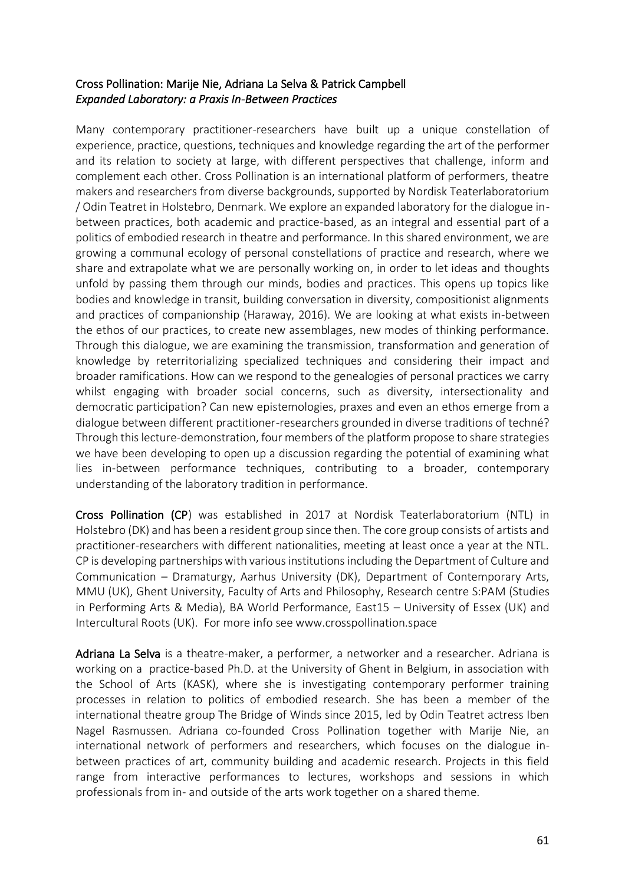## Cross Pollination: Marije Nie, Adriana La Selva & Patrick Campbell

### *Expanded Laboratory: a Praxis In-Between Practices*

Many contemporary practitioner-researchers have built up a unique constellation of experience, practice, questions, techniques and knowledge regarding the art of the performer and its relation to society at large, with different perspectives that challenge, inform and complement each other. Cross Pollination is an international platform of performers, theatre makers and researchers from diverse backgrounds, supported by Nordisk Teaterlaboratorium / Odin Teatret in Holstebro, Denmark. We explore an expanded laboratory for the dialogue in-between practices, both academic and practice-based, as an integral and essential part of a politics of embodied research in theatre and performance. In this shared environment, we are growing a communal ecology of personal constellations of practice and research, where we share and extrapolate what we are personally working on, in order to let ideas and thoughts unfold by passing them through our minds, bodies and practices. This opens up topics like bodies and knowledge in transit, building conversation in diversity, compositionist alignments and practices of companionship (Haraway, 2016). We are looking at what exists in-between the ethos of our practices, to create new assemblages, new modes of thinking performance. Through this dialogue, we are examining the transmission, transformation and generation of knowledge by reterritorializing specialized techniques and considering their impact and broader ramifications. How can we respond to the genealogies of personal practices we carry whilst engaging with broader social concerns, such as diversity, intersectionality and democratic participation? Can new epistemologies, praxes and even an ethos emerge from a dialogue between different practitioner-researchers grounded in diverse traditions of techné? Through this lecture-demonstration, four members of the platform propose to share strategies we have been developing to open up a discussion regarding the potential of examining what lies in-between performance techniques, contributing to a broader, contemporary understanding of the laboratory tradition in performance.

**Cross Pollination (CP**) was established in 2017 at Nordisk Teaterlaboratorium (NTL) in Holstebro (DK) and has been a resident group since then. The core group consists of artists and practitioner-researchers with different nationalities, meeting at least once a year at the NTL. CP is developing partnerships with various institutions including the Department of Culture and Communication – Dramaturgy, Aarhus University (DK), Department of Contemporary Arts, MMU (UK), Ghent University, Faculty of Arts and Philosophy, Research centre S:PAM (Studies in Performing Arts & Media), BA World Performance, East15 – University of Essex (UK) and Intercultural Roots (UK). For more info see www.crosspollination.space

**Adriana La Selva** is a theatre-maker, a performer, a networker and a researcher. Adriana is working on a practice-based Ph.D. at the University of Ghent in Belgium, in association with the School of Arts (KASK), where she is investigating contemporary performer training processes in relation to politics of embodied research. She has been a member of the international theatre group The Bridge of Winds since 2015, led by Odin Teatret actress Iben Nagel Rasmussen. Adriana co-founded Cross Pollination together with Marije Nie, an international network of performers and researchers, which focuses on the dialogue in-between practices of art, community building and academic research. Projects in this field range from interactive performances to lectures, workshops and sessions in which professionals from in- and outside of the arts work together on a shared theme.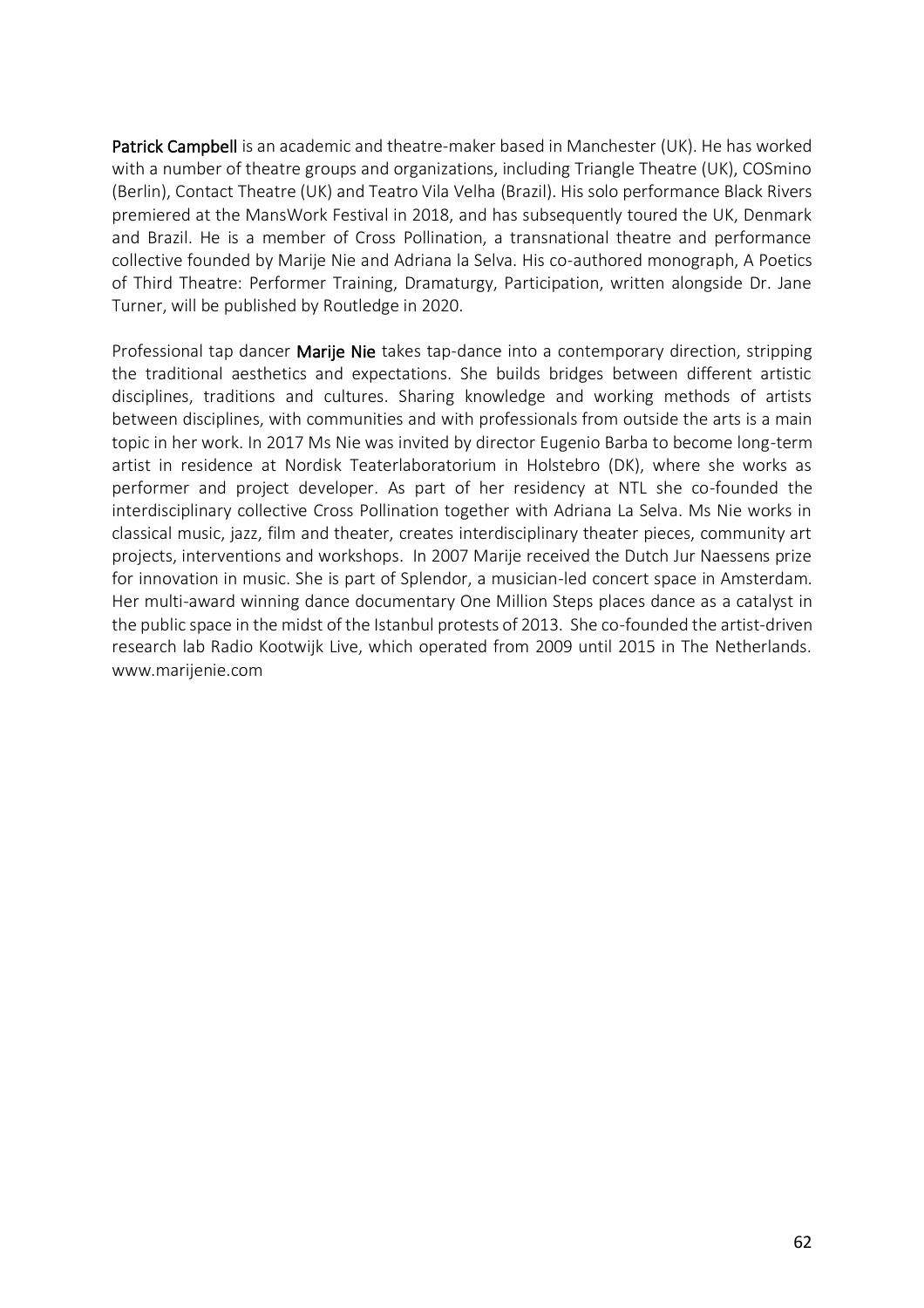**Patrick Campbell** is an academic and theatre-maker based in Manchester (UK). He has worked with a number of theatre groups and organizations, including Triangle Theatre (UK), COSmino (Berlin), Contact Theatre (UK) and Teatro Vila Velha (Brazil). His solo performance Black Rivers premiered at the MansWork Festival in 2018, and has subsequently toured the UK, Denmark and Brazil. He is a member of Cross Pollination, a transnational theatre and performance collective founded by Marije Nie and Adriana la Selva. His co-authored monograph, A Poetics of Third Theatre: Performer Training, Dramaturgy, Participation, written alongside Dr. Jane Turner, will be published by Routledge in 2020.

Professional tap dancer **Marije Nie** takes tap-dance into a contemporary direction, stripping the traditional aesthetics and expectations. She builds bridges between different artistic disciplines, traditions and cultures. Sharing knowledge and working methods of artists between disciplines, with communities and with professionals from outside the arts is a main topic in her work. In 2017 Ms Nie was invited by director Eugenio Barba to become long-term artist in residence at Nordisk Teaterlaboratorium in Holstebro (DK), where she works as performer and project developer. As part of her residency at NTL she co-founded the interdisciplinary collective Cross Pollination together with Adriana La Selva. Ms Nie works in classical music, jazz, film and theater, creates interdisciplinary theater pieces, community art projects, interventions and workshops. In 2007 Marije received the Dutch Jur Naessens prize for innovation in music. She is part of Splendor, a musician-led concert space in Amsterdam. Her multi-award winning dance documentary One Million Steps places dance as a catalyst in the public space in the midst of the Istanbul protests of 2013. She co-founded the artist-driven research lab Radio Kootwijk Live, which operated from 2009 until 2015 in The Netherlands. www.marijenie.com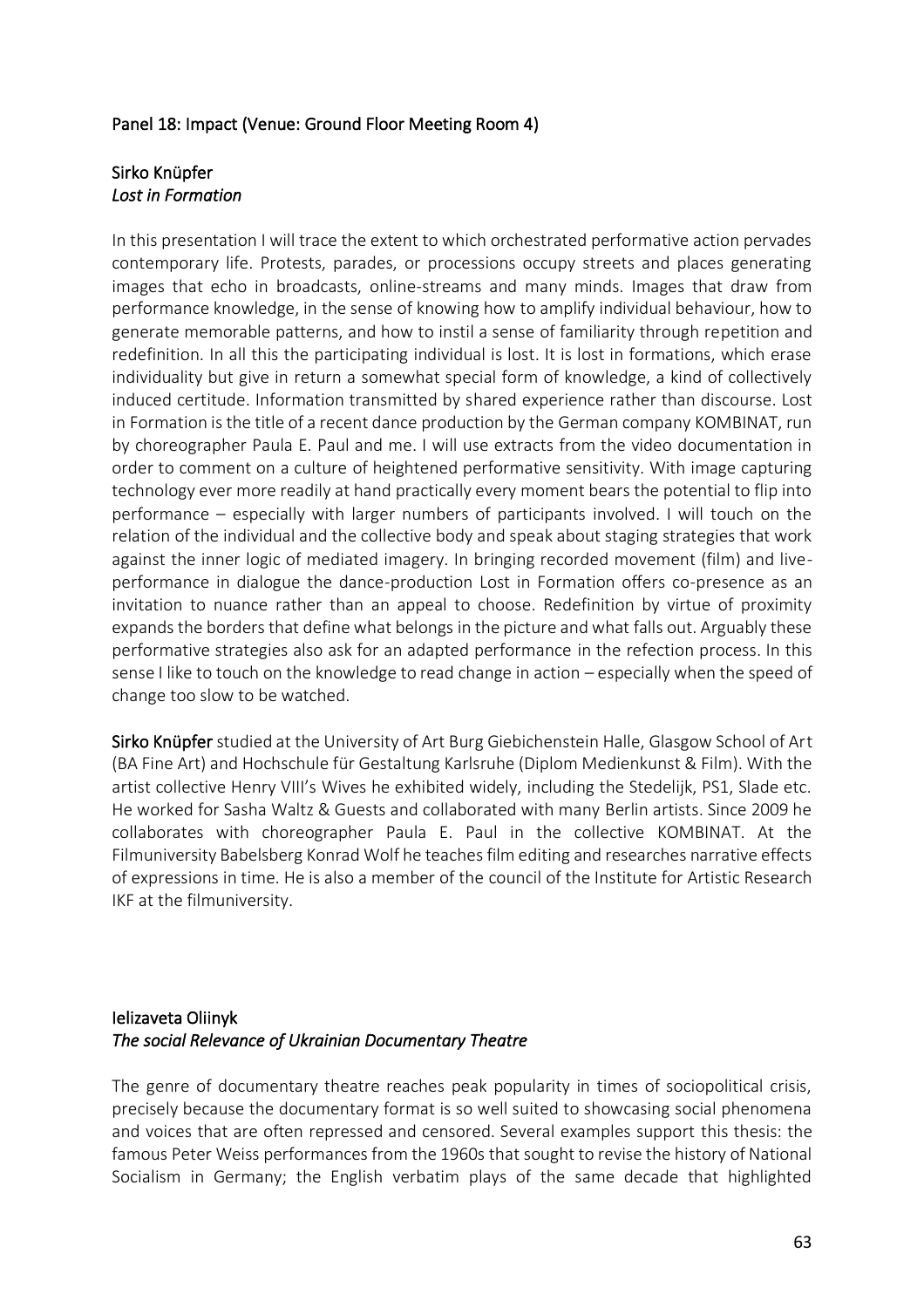## Panel 18: Impact (Venue: Ground Floor Meeting Room 4)

### Sirko Knüpfer
*Lost in Formation*

In this presentation I will trace the extent to which orchestrated performative action pervades contemporary life. Protests, parades, or processions occupy streets and places generating images that echo in broadcasts, online-streams and many minds. Images that draw from performance knowledge, in the sense of knowing how to amplify individual behaviour, how to generate memorable patterns, and how to instil a sense of familiarity through repetition and redefinition. In all this the participating individual is lost. It is lost in formations, which erase individuality but give in return a somewhat special form of knowledge, a kind of collectively induced certitude. Information transmitted by shared experience rather than discourse. Lost in Formation is the title of a recent dance production by the German company KOMBINAT, run by choreographer Paula E. Paul and me. I will use extracts from the video documentation in order to comment on a culture of heightened performative sensitivity. With image capturing technology ever more readily at hand practically every moment bears the potential to flip into performance – especially with larger numbers of participants involved. I will touch on the relation of the individual and the collective body and speak about staging strategies that work against the inner logic of mediated imagery. In bringing recorded movement (film) and live-performance in dialogue the dance-production Lost in Formation offers co-presence as an invitation to nuance rather than an appeal to choose. Redefinition by virtue of proximity expands the borders that define what belongs in the picture and what falls out. Arguably these performative strategies also ask for an adapted performance in the refection process. In this sense I like to touch on the knowledge to read change in action – especially when the speed of change too slow to be watched.

**Sirko Knüpfer** studied at the University of Art Burg Giebichenstein Halle, Glasgow School of Art (BA Fine Art) and Hochschule für Gestaltung Karlsruhe (Diplom Medienkunst & Film). With the artist collective Henry VIII's Wives he exhibited widely, including the Stedelijk, PS1, Slade etc. He worked for Sasha Waltz & Guests and collaborated with many Berlin artists. Since 2009 he collaborates with choreographer Paula E. Paul in the collective KOMBINAT. At the Filmuniversity Babelsberg Konrad Wolf he teaches film editing and researches narrative effects of expressions in time. He is also a member of the council of the Institute for Artistic Research IKF at the filmuniversity.

### Ielizaveta Oliinyk
*The social Relevance of Ukrainian Documentary Theatre*

The genre of documentary theatre reaches peak popularity in times of sociopolitical crisis, precisely because the documentary format is so well suited to showcasing social phenomena and voices that are often repressed and censored. Several examples support this thesis: the famous Peter Weiss performances from the 1960s that sought to revise the history of National Socialism in Germany; the English verbatim plays of the same decade that highlighted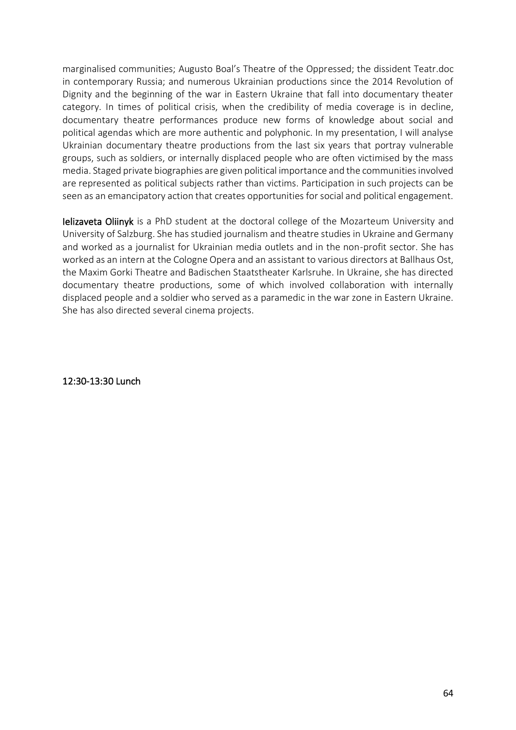marginalised communities; Augusto Boal's Theatre of the Oppressed; the dissident Teatr.doc in contemporary Russia; and numerous Ukrainian productions since the 2014 Revolution of Dignity and the beginning of the war in Eastern Ukraine that fall into documentary theater category. In times of political crisis, when the credibility of media coverage is in decline, documentary theatre performances produce new forms of knowledge about social and political agendas which are more authentic and polyphonic. In my presentation, I will analyse Ukrainian documentary theatre productions from the last six years that portray vulnerable groups, such as soldiers, or internally displaced people who are often victimised by the mass media. Staged private biographies are given political importance and the communities involved are represented as political subjects rather than victims. Participation in such projects can be seen as an emancipatory action that creates opportunities for social and political engagement.

**Ielizaveta Oliinyk** is a PhD student at the doctoral college of the Mozarteum University and University of Salzburg. She has studied journalism and theatre studies in Ukraine and Germany and worked as a journalist for Ukrainian media outlets and in the non-profit sector. She has worked as an intern at the Cologne Opera and an assistant to various directors at Ballhaus Ost, the Maxim Gorki Theatre and Badischen Staatstheater Karlsruhe. In Ukraine, she has directed documentary theatre productions, some of which involved collaboration with internally displaced people and a soldier who served as a paramedic in the war zone in Eastern Ukraine. She has also directed several cinema projects.

12:30-13:30 Lunch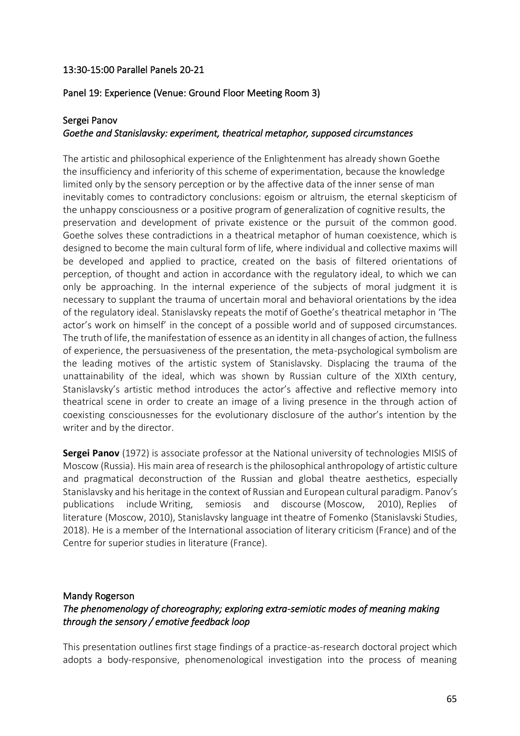13:30-15:00 Parallel Panels 20-21

Panel 19: Experience (Venue: Ground Floor Meeting Room 3)

Sergei Panov
*Goethe and Stanislavsky: experiment, theatrical metaphor, supposed circumstances*

The artistic and philosophical experience of the Enlightenment has already shown Goethe the insufficiency and inferiority of this scheme of experimentation, because the knowledge limited only by the sensory perception or by the affective data of the inner sense of man inevitably comes to contradictory conclusions: egoism or altruism, the eternal skepticism of the unhappy consciousness or a positive program of generalization of cognitive results, the preservation and development of private existence or the pursuit of the common good. Goethe solves these contradictions in a theatrical metaphor of human coexistence, which is designed to become the main cultural form of life, where individual and collective maxims will be developed and applied to practice, created on the basis of filtered orientations of perception, of thought and action in accordance with the regulatory ideal, to which we can only be approaching. In the internal experience of the subjects of moral judgment it is necessary to supplant the trauma of uncertain moral and behavioral orientations by the idea of the regulatory ideal. Stanislavsky repeats the motif of Goethe's theatrical metaphor in 'The actor's work on himself' in the concept of a possible world and of supposed circumstances. The truth of life, the manifestation of essence as an identity in all changes of action, the fullness of experience, the persuasiveness of the presentation, the meta-psychological symbolism are the leading motives of the artistic system of Stanislavsky. Displacing the trauma of the unattainability of the ideal, which was shown by Russian culture of the XIXth century, Stanislavsky's artistic method introduces the actor's affective and reflective memory into theatrical scene in order to create an image of a living presence in the through action of coexisting consciousnesses for the evolutionary disclosure of the author's intention by the writer and by the director.

**Sergei Panov** (1972) is associate professor at the National university of technologies MISIS of Moscow (Russia). His main area of research is the philosophical anthropology of artistic culture and pragmatical deconstruction of the Russian and global theatre aesthetics, especially Stanislavsky and his heritage in the context of Russian and European cultural paradigm. Panov's publications include Writing, semiosis and discourse (Moscow, 2010), Replies of literature (Moscow, 2010), Stanislavsky language int theatre of Fomenko (Stanislavski Studies, 2018). He is a member of the International association of literary criticism (France) and of the Centre for superior studies in literature (France).

Mandy Rogerson
*The phenomenology of choreography; exploring extra-semiotic modes of meaning making through the sensory / emotive feedback loop*

This presentation outlines first stage findings of a practice-as-research doctoral project which adopts a body-responsive, phenomenological investigation into the process of meaning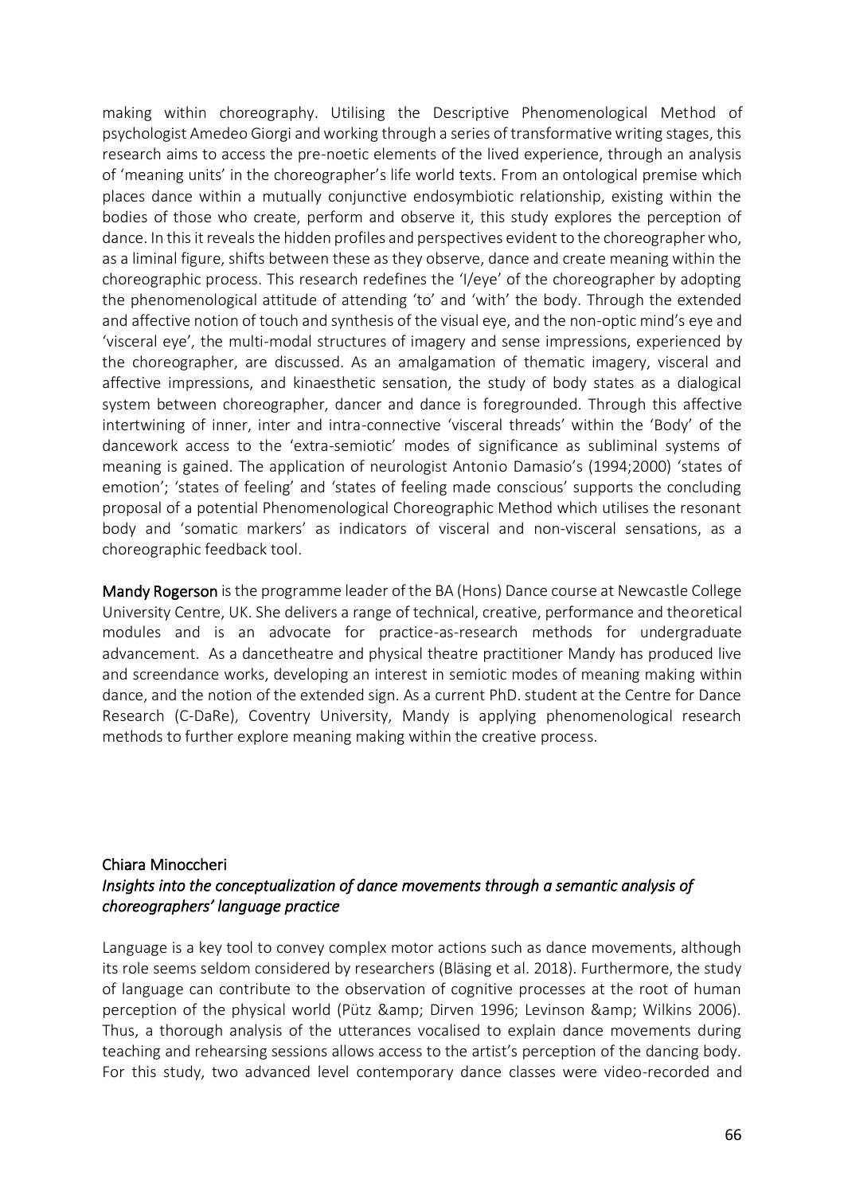making within choreography. Utilising the Descriptive Phenomenological Method of psychologist Amedeo Giorgi and working through a series of transformative writing stages, this research aims to access the pre-noetic elements of the lived experience, through an analysis of 'meaning units' in the choreographer's life world texts. From an ontological premise which places dance within a mutually conjunctive endosymbiotic relationship, existing within the bodies of those who create, perform and observe it, this study explores the perception of dance. In this it reveals the hidden profiles and perspectives evident to the choreographer who, as a liminal figure, shifts between these as they observe, dance and create meaning within the choreographic process. This research redefines the 'I/eye' of the choreographer by adopting the phenomenological attitude of attending 'to' and 'with' the body. Through the extended and affective notion of touch and synthesis of the visual eye, and the non-optic mind's eye and 'visceral eye', the multi-modal structures of imagery and sense impressions, experienced by the choreographer, are discussed. As an amalgamation of thematic imagery, visceral and affective impressions, and kinaesthetic sensation, the study of body states as a dialogical system between choreographer, dancer and dance is foregrounded. Through this affective intertwining of inner, inter and intra-connective 'visceral threads' within the 'Body' of the dancework access to the 'extra-semiotic' modes of significance as subliminal systems of meaning is gained. The application of neurologist Antonio Damasio's (1994;2000) 'states of emotion'; 'states of feeling' and 'states of feeling made conscious' supports the concluding proposal of a potential Phenomenological Choreographic Method which utilises the resonant body and 'somatic markers' as indicators of visceral and non-visceral sensations, as a choreographic feedback tool.

**Mandy Rogerson** is the programme leader of the BA (Hons) Dance course at Newcastle College University Centre, UK. She delivers a range of technical, creative, performance and theoretical modules and is an advocate for practice-as-research methods for undergraduate advancement. As a dancetheatre and physical theatre practitioner Mandy has produced live and screendance works, developing an interest in semiotic modes of meaning making within dance, and the notion of the extended sign. As a current PhD. student at the Centre for Dance Research (C-DaRe), Coventry University, Mandy is applying phenomenological research methods to further explore meaning making within the creative process.

### Chiara Minoccheri

*Insights into the conceptualization of dance movements through a semantic analysis of choreographers' language practice*

Language is a key tool to convey complex motor actions such as dance movements, although its role seems seldom considered by researchers (Bläsing et al. 2018). Furthermore, the study of language can contribute to the observation of cognitive processes at the root of human perception of the physical world (Pütz &amp; Dirven 1996; Levinson &amp; Wilkins 2006). Thus, a thorough analysis of the utterances vocalised to explain dance movements during teaching and rehearsing sessions allows access to the artist's perception of the dancing body. For this study, two advanced level contemporary dance classes were video-recorded and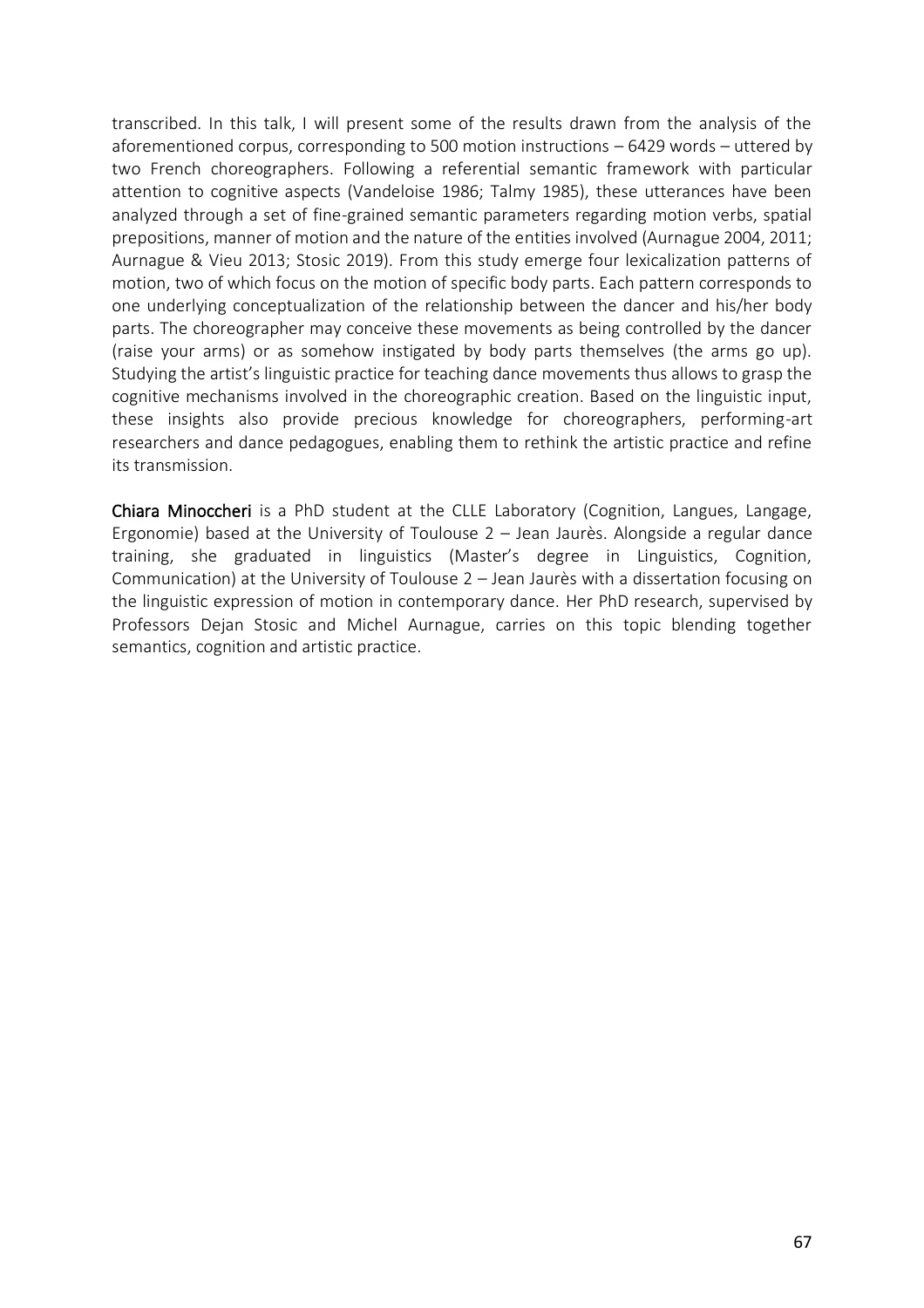transcribed. In this talk, I will present some of the results drawn from the analysis of the aforementioned corpus, corresponding to 500 motion instructions – 6429 words – uttered by two French choreographers. Following a referential semantic framework with particular attention to cognitive aspects (Vandeloise 1986; Talmy 1985), these utterances have been analyzed through a set of fine-grained semantic parameters regarding motion verbs, spatial prepositions, manner of motion and the nature of the entities involved (Aurnague 2004, 2011; Aurnague & Vieu 2013; Stosic 2019). From this study emerge four lexicalization patterns of motion, two of which focus on the motion of specific body parts. Each pattern corresponds to one underlying conceptualization of the relationship between the dancer and his/her body parts. The choreographer may conceive these movements as being controlled by the dancer (raise your arms) or as somehow instigated by body parts themselves (the arms go up). Studying the artist's linguistic practice for teaching dance movements thus allows to grasp the cognitive mechanisms involved in the choreographic creation. Based on the linguistic input, these insights also provide precious knowledge for choreographers, performing-art researchers and dance pedagogues, enabling them to rethink the artistic practice and refine its transmission.

**Chiara Minoccheri** is a PhD student at the CLLE Laboratory (Cognition, Langues, Langage, Ergonomie) based at the University of Toulouse 2 – Jean Jaurès. Alongside a regular dance training, she graduated in linguistics (Master's degree in Linguistics, Cognition, Communication) at the University of Toulouse 2 – Jean Jaurès with a dissertation focusing on the linguistic expression of motion in contemporary dance. Her PhD research, supervised by Professors Dejan Stosic and Michel Aurnague, carries on this topic blending together semantics, cognition and artistic practice.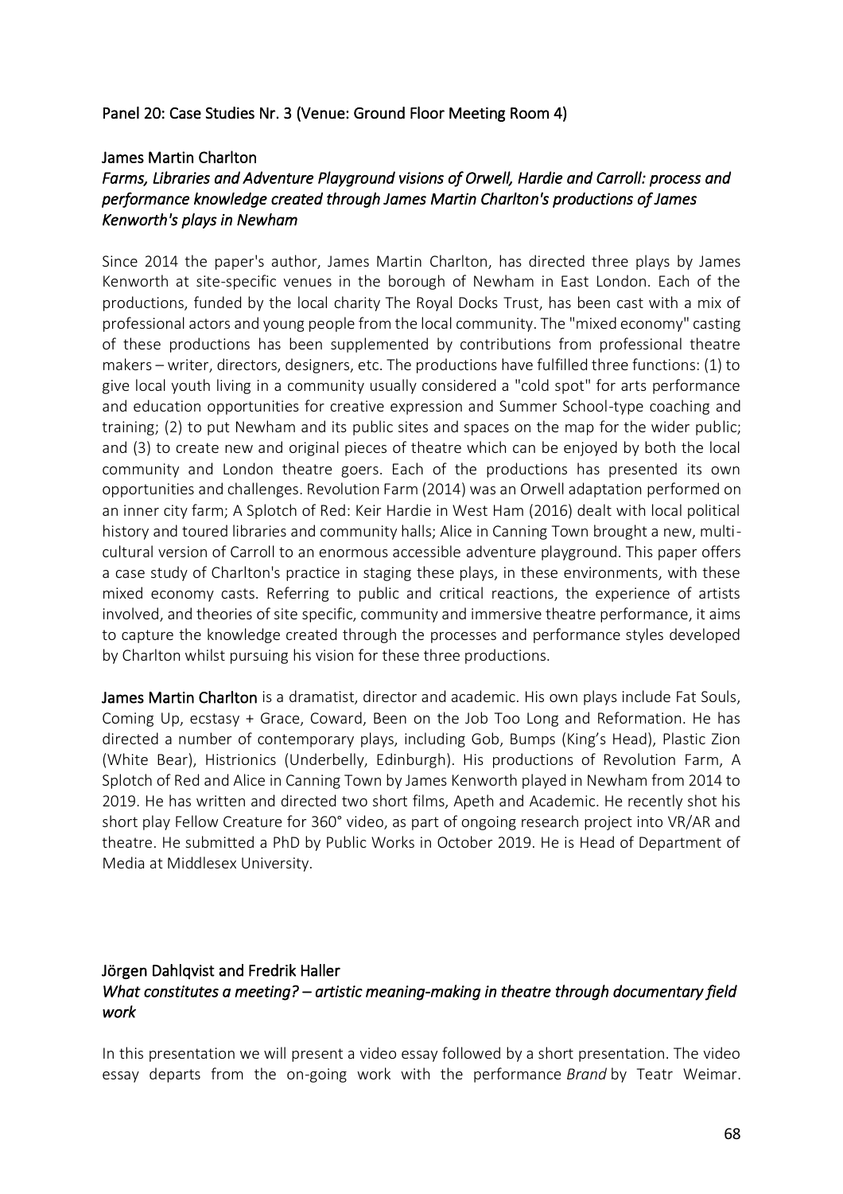## Panel 20: Case Studies Nr. 3 (Venue: Ground Floor Meeting Room 4)

### James Martin Charlton

*Farms, Libraries and Adventure Playground visions of Orwell, Hardie and Carroll: process and performance knowledge created through James Martin Charlton's productions of James Kenworth's plays in Newham*

Since 2014 the paper's author, James Martin Charlton, has directed three plays by James Kenworth at site-specific venues in the borough of Newham in East London. Each of the productions, funded by the local charity The Royal Docks Trust, has been cast with a mix of professional actors and young people from the local community. The "mixed economy" casting of these productions has been supplemented by contributions from professional theatre makers – writer, directors, designers, etc. The productions have fulfilled three functions: (1) to give local youth living in a community usually considered a "cold spot" for arts performance and education opportunities for creative expression and Summer School-type coaching and training; (2) to put Newham and its public sites and spaces on the map for the wider public; and (3) to create new and original pieces of theatre which can be enjoyed by both the local community and London theatre goers. Each of the productions has presented its own opportunities and challenges. Revolution Farm (2014) was an Orwell adaptation performed on an inner city farm; A Splotch of Red: Keir Hardie in West Ham (2016) dealt with local political history and toured libraries and community halls; Alice in Canning Town brought a new, multi-cultural version of Carroll to an enormous accessible adventure playground. This paper offers a case study of Charlton's practice in staging these plays, in these environments, with these mixed economy casts. Referring to public and critical reactions, the experience of artists involved, and theories of site specific, community and immersive theatre performance, it aims to capture the knowledge created through the processes and performance styles developed by Charlton whilst pursuing his vision for these three productions.

**James Martin Charlton** is a dramatist, director and academic. His own plays include Fat Souls, Coming Up, ecstasy + Grace, Coward, Been on the Job Too Long and Reformation. He has directed a number of contemporary plays, including Gob, Bumps (King's Head), Plastic Zion (White Bear), Histrionics (Underbelly, Edinburgh). His productions of Revolution Farm, A Splotch of Red and Alice in Canning Town by James Kenworth played in Newham from 2014 to 2019. He has written and directed two short films, Apeth and Academic. He recently shot his short play Fellow Creature for 360° video, as part of ongoing research project into VR/AR and theatre. He submitted a PhD by Public Works in October 2019. He is Head of Department of Media at Middlesex University.

### Jörgen Dahlqvist and Fredrik Haller

*What constitutes a meeting? – artistic meaning-making in theatre through documentary field work*

In this presentation we will present a video essay followed by a short presentation. The video essay departs from the on-going work with the performance *Brand* by Teatr Weimar.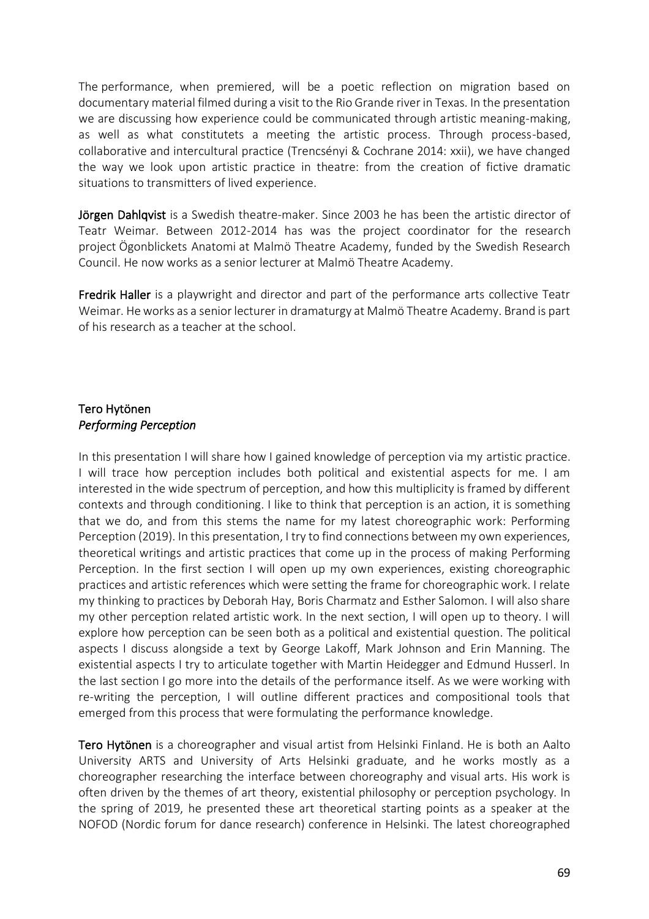The performance, when premiered, will be a poetic reflection on migration based on documentary material filmed during a visit to the Rio Grande river in Texas. In the presentation we are discussing how experience could be communicated through artistic meaning-making, as well as what constitutets a meeting the artistic process. Through process-based, collaborative and intercultural practice (Trencsényi & Cochrane 2014: xxii), we have changed the way we look upon artistic practice in theatre: from the creation of fictive dramatic situations to transmitters of lived experience.

**Jörgen Dahlqvist** is a Swedish theatre-maker. Since 2003 he has been the artistic director of Teatr Weimar. Between 2012-2014 has was the project coordinator for the research project Ögonblickets Anatomi at Malmö Theatre Academy, funded by the Swedish Research Council. He now works as a senior lecturer at Malmö Theatre Academy.

**Fredrik Haller** is a playwright and director and part of the performance arts collective Teatr Weimar. He works as a senior lecturer in dramaturgy at Malmö Theatre Academy. Brand is part of his research as a teacher at the school.

### Tero Hytönen
*Performing Perception*

In this presentation I will share how I gained knowledge of perception via my artistic practice. I will trace how perception includes both political and existential aspects for me. I am interested in the wide spectrum of perception, and how this multiplicity is framed by different contexts and through conditioning. I like to think that perception is an action, it is something that we do, and from this stems the name for my latest choreographic work: Performing Perception (2019). In this presentation, I try to find connections between my own experiences, theoretical writings and artistic practices that come up in the process of making Performing Perception. In the first section I will open up my own experiences, existing choreographic practices and artistic references which were setting the frame for choreographic work. I relate my thinking to practices by Deborah Hay, Boris Charmatz and Esther Salomon. I will also share my other perception related artistic work. In the next section, I will open up to theory. I will explore how perception can be seen both as a political and existential question. The political aspects I discuss alongside a text by George Lakoff, Mark Johnson and Erin Manning. The existential aspects I try to articulate together with Martin Heidegger and Edmund Husserl. In the last section I go more into the details of the performance itself. As we were working with re-writing the perception, I will outline different practices and compositional tools that emerged from this process that were formulating the performance knowledge.

**Tero Hytönen** is a choreographer and visual artist from Helsinki Finland. He is both an Aalto University ARTS and University of Arts Helsinki graduate, and he works mostly as a choreographer researching the interface between choreography and visual arts. His work is often driven by the themes of art theory, existential philosophy or perception psychology. In the spring of 2019, he presented these art theoretical starting points as a speaker at the NOFOD (Nordic forum for dance research) conference in Helsinki. The latest choreographed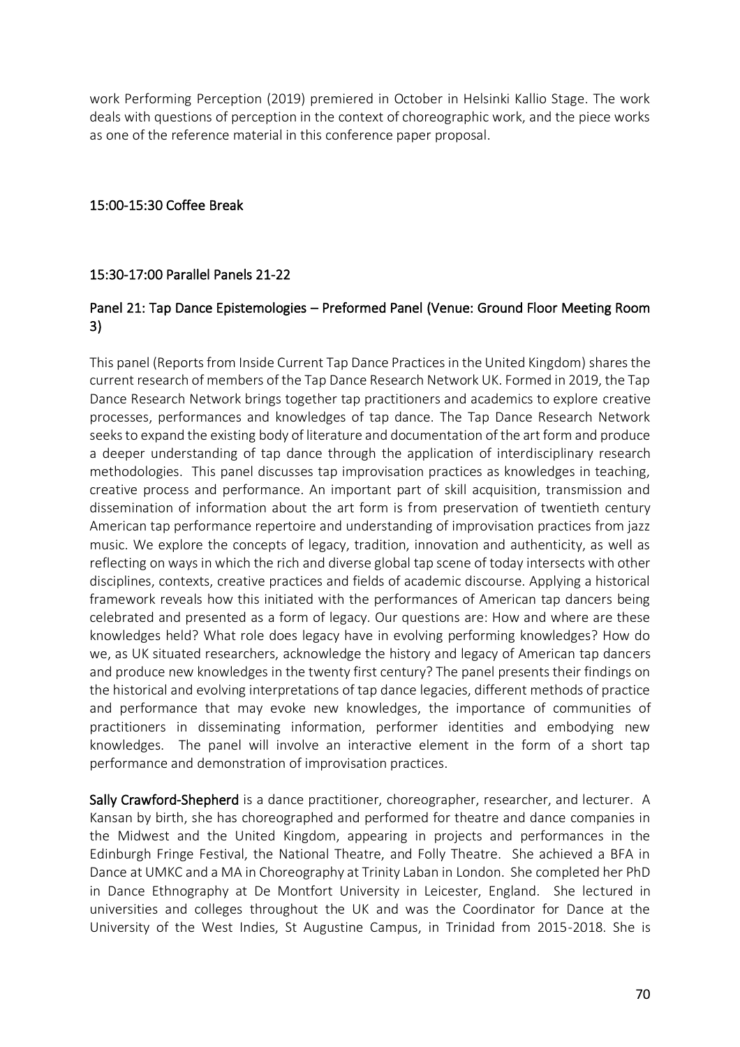work Performing Perception (2019) premiered in October in Helsinki Kallio Stage. The work deals with questions of perception in the context of choreographic work, and the piece works as one of the reference material in this conference paper proposal.

### 15:00-15:30 Coffee Break

### 15:30-17:00 Parallel Panels 21-22

### Panel 21: Tap Dance Epistemologies – Preformed Panel (Venue: Ground Floor Meeting Room 3)

This panel (Reports from Inside Current Tap Dance Practices in the United Kingdom) shares the current research of members of the Tap Dance Research Network UK. Formed in 2019, the Tap Dance Research Network brings together tap practitioners and academics to explore creative processes, performances and knowledges of tap dance. The Tap Dance Research Network seeks to expand the existing body of literature and documentation of the art form and produce a deeper understanding of tap dance through the application of interdisciplinary research methodologies. This panel discusses tap improvisation practices as knowledges in teaching, creative process and performance. An important part of skill acquisition, transmission and dissemination of information about the art form is from preservation of twentieth century American tap performance repertoire and understanding of improvisation practices from jazz music. We explore the concepts of legacy, tradition, innovation and authenticity, as well as reflecting on ways in which the rich and diverse global tap scene of today intersects with other disciplines, contexts, creative practices and fields of academic discourse. Applying a historical framework reveals how this initiated with the performances of American tap dancers being celebrated and presented as a form of legacy. Our questions are: How and where are these knowledges held? What role does legacy have in evolving performing knowledges? How do we, as UK situated researchers, acknowledge the history and legacy of American tap dancers and produce new knowledges in the twenty first century? The panel presents their findings on the historical and evolving interpretations of tap dance legacies, different methods of practice and performance that may evoke new knowledges, the importance of communities of practitioners in disseminating information, performer identities and embodying new knowledges. The panel will involve an interactive element in the form of a short tap performance and demonstration of improvisation practices.

**Sally Crawford-Shepherd** is a dance practitioner, choreographer, researcher, and lecturer. A Kansan by birth, she has choreographed and performed for theatre and dance companies in the Midwest and the United Kingdom, appearing in projects and performances in the Edinburgh Fringe Festival, the National Theatre, and Folly Theatre. She achieved a BFA in Dance at UMKC and a MA in Choreography at Trinity Laban in London. She completed her PhD in Dance Ethnography at De Montfort University in Leicester, England. She lectured in universities and colleges throughout the UK and was the Coordinator for Dance at the University of the West Indies, St Augustine Campus, in Trinidad from 2015-2018. She is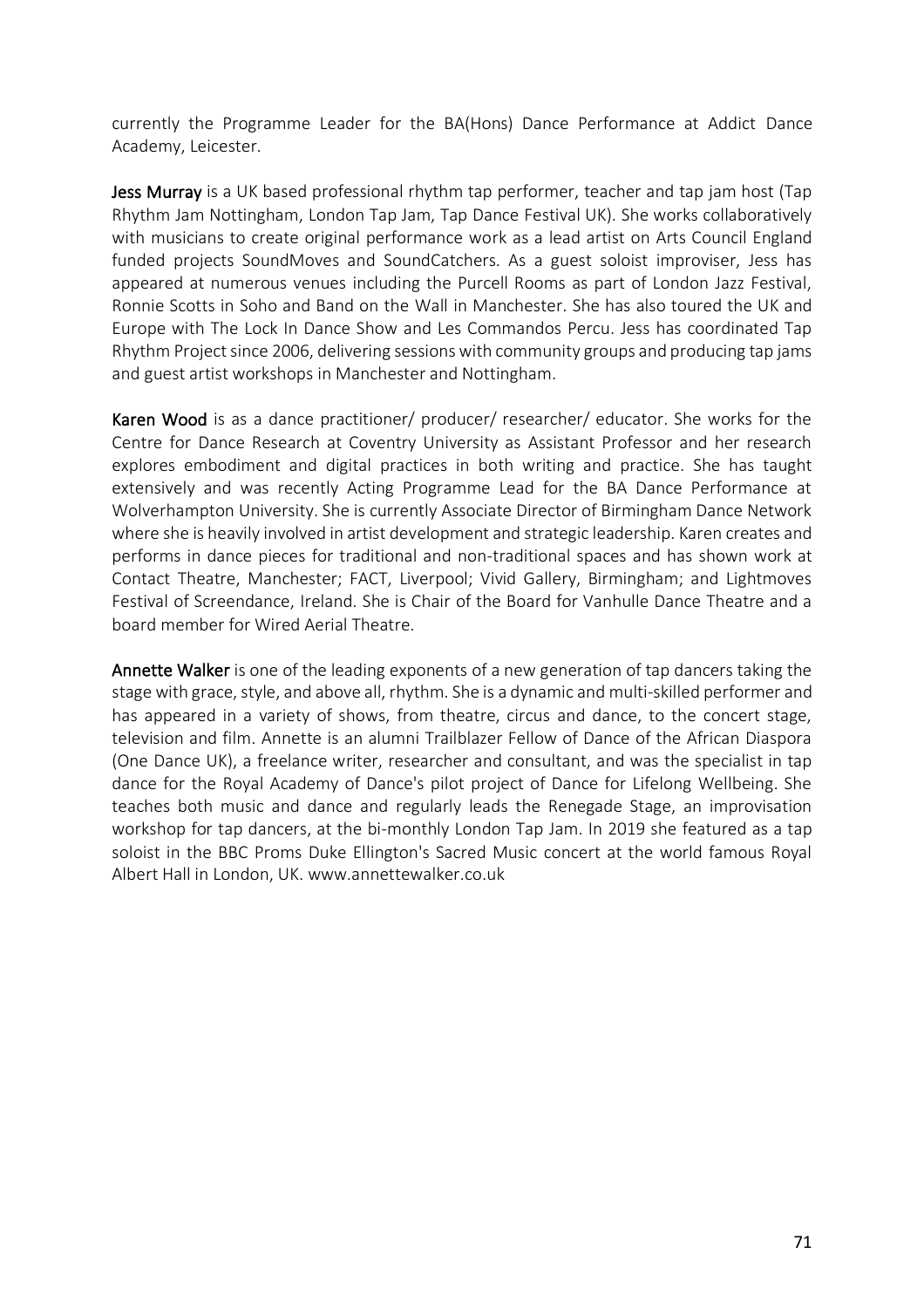currently the Programme Leader for the BA(Hons) Dance Performance at Addict Dance Academy, Leicester.

**Jess Murray** is a UK based professional rhythm tap performer, teacher and tap jam host (Tap Rhythm Jam Nottingham, London Tap Jam, Tap Dance Festival UK). She works collaboratively with musicians to create original performance work as a lead artist on Arts Council England funded projects SoundMoves and SoundCatchers. As a guest soloist improviser, Jess has appeared at numerous venues including the Purcell Rooms as part of London Jazz Festival, Ronnie Scotts in Soho and Band on the Wall in Manchester. She has also toured the UK and Europe with The Lock In Dance Show and Les Commandos Percu. Jess has coordinated Tap Rhythm Project since 2006, delivering sessions with community groups and producing tap jams and guest artist workshops in Manchester and Nottingham.

**Karen Wood** is as a dance practitioner/ producer/ researcher/ educator. She works for the Centre for Dance Research at Coventry University as Assistant Professor and her research explores embodiment and digital practices in both writing and practice. She has taught extensively and was recently Acting Programme Lead for the BA Dance Performance at Wolverhampton University. She is currently Associate Director of Birmingham Dance Network where she is heavily involved in artist development and strategic leadership. Karen creates and performs in dance pieces for traditional and non-traditional spaces and has shown work at Contact Theatre, Manchester; FACT, Liverpool; Vivid Gallery, Birmingham; and Lightmoves Festival of Screendance, Ireland. She is Chair of the Board for Vanhulle Dance Theatre and a board member for Wired Aerial Theatre.

**Annette Walker** is one of the leading exponents of a new generation of tap dancers taking the stage with grace, style, and above all, rhythm. She is a dynamic and multi-skilled performer and has appeared in a variety of shows, from theatre, circus and dance, to the concert stage, television and film. Annette is an alumni Trailblazer Fellow of Dance of the African Diaspora (One Dance UK), a freelance writer, researcher and consultant, and was the specialist in tap dance for the Royal Academy of Dance's pilot project of Dance for Lifelong Wellbeing. She teaches both music and dance and regularly leads the Renegade Stage, an improvisation workshop for tap dancers, at the bi-monthly London Tap Jam. In 2019 she featured as a tap soloist in the BBC Proms Duke Ellington's Sacred Music concert at the world famous Royal Albert Hall in London, UK. www.annettewalker.co.uk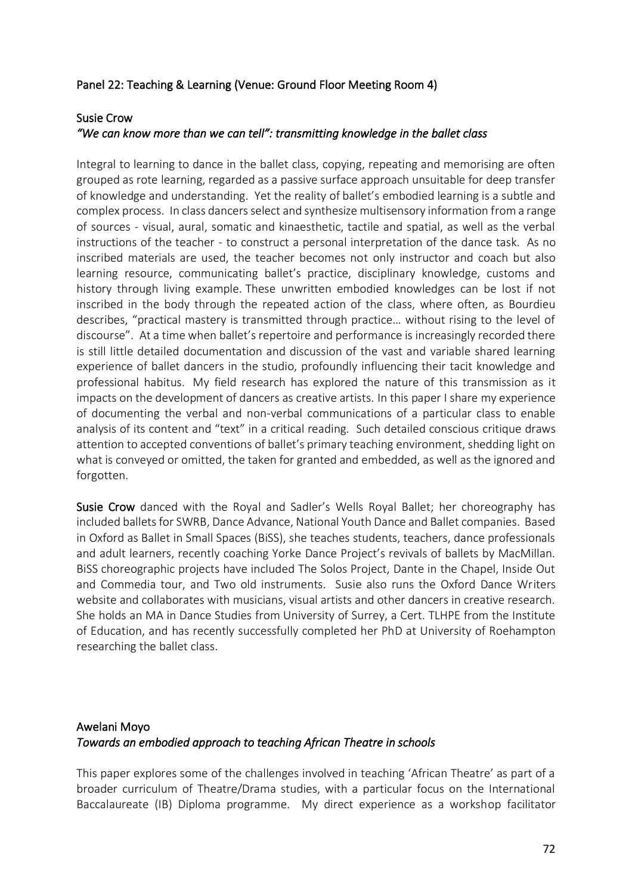## Panel 22: Teaching & Learning (Venue: Ground Floor Meeting Room 4)

### Susie Crow

*"We can know more than we can tell": transmitting knowledge in the ballet class*

Integral to learning to dance in the ballet class, copying, repeating and memorising are often grouped as rote learning, regarded as a passive surface approach unsuitable for deep transfer of knowledge and understanding. Yet the reality of ballet's embodied learning is a subtle and complex process. In class dancers select and synthesize multisensory information from a range of sources - visual, aural, somatic and kinaesthetic, tactile and spatial, as well as the verbal instructions of the teacher - to construct a personal interpretation of the dance task. As no inscribed materials are used, the teacher becomes not only instructor and coach but also learning resource, communicating ballet's practice, disciplinary knowledge, customs and history through living example. These unwritten embodied knowledges can be lost if not inscribed in the body through the repeated action of the class, where often, as Bourdieu describes, "practical mastery is transmitted through practice… without rising to the level of discourse". At a time when ballet's repertoire and performance is increasingly recorded there is still little detailed documentation and discussion of the vast and variable shared learning experience of ballet dancers in the studio, profoundly influencing their tacit knowledge and professional habitus. My field research has explored the nature of this transmission as it impacts on the development of dancers as creative artists. In this paper I share my experience of documenting the verbal and non-verbal communications of a particular class to enable analysis of its content and "text" in a critical reading. Such detailed conscious critique draws attention to accepted conventions of ballet's primary teaching environment, shedding light on what is conveyed or omitted, the taken for granted and embedded, as well as the ignored and forgotten.

**Susie Crow** danced with the Royal and Sadler's Wells Royal Ballet; her choreography has included ballets for SWRB, Dance Advance, National Youth Dance and Ballet companies. Based in Oxford as Ballet in Small Spaces (BiSS), she teaches students, teachers, dance professionals and adult learners, recently coaching Yorke Dance Project's revivals of ballets by MacMillan. BiSS choreographic projects have included The Solos Project, Dante in the Chapel, Inside Out and Commedia tour, and Two old instruments. Susie also runs the Oxford Dance Writers website and collaborates with musicians, visual artists and other dancers in creative research. She holds an MA in Dance Studies from University of Surrey, a Cert. TLHPE from the Institute of Education, and has recently successfully completed her PhD at University of Roehampton researching the ballet class.

### Awelani Moyo

*Towards an embodied approach to teaching African Theatre in schools*

This paper explores some of the challenges involved in teaching 'African Theatre' as part of a broader curriculum of Theatre/Drama studies, with a particular focus on the International Baccalaureate (IB) Diploma programme. My direct experience as a workshop facilitator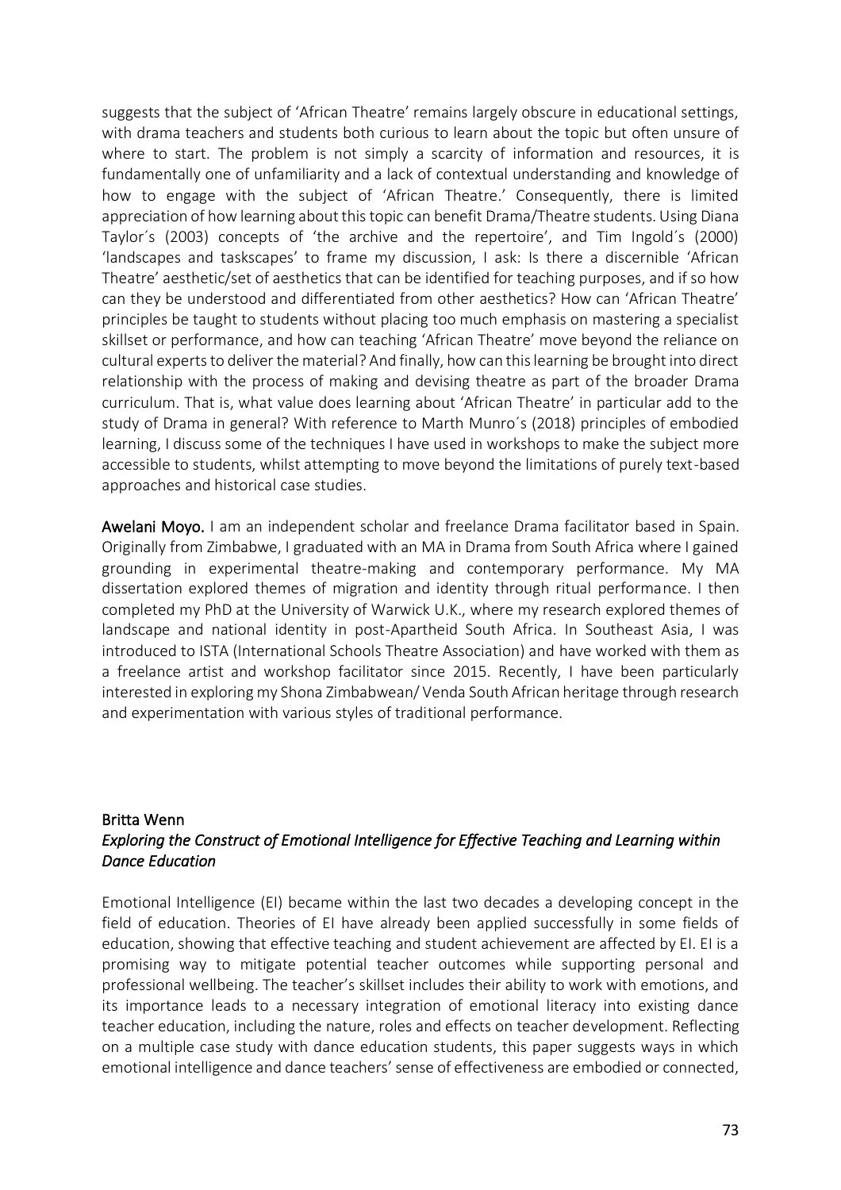suggests that the subject of 'African Theatre' remains largely obscure in educational settings, with drama teachers and students both curious to learn about the topic but often unsure of where to start. The problem is not simply a scarcity of information and resources, it is fundamentally one of unfamiliarity and a lack of contextual understanding and knowledge of how to engage with the subject of 'African Theatre.' Consequently, there is limited appreciation of how learning about this topic can benefit Drama/Theatre students. Using Diana Taylor´s (2003) concepts of 'the archive and the repertoire', and Tim Ingold´s (2000) 'landscapes and taskscapes' to frame my discussion, I ask: Is there a discernible 'African Theatre' aesthetic/set of aesthetics that can be identified for teaching purposes, and if so how can they be understood and differentiated from other aesthetics? How can 'African Theatre' principles be taught to students without placing too much emphasis on mastering a specialist skillset or performance, and how can teaching 'African Theatre' move beyond the reliance on cultural experts to deliver the material? And finally, how can this learning be brought into direct relationship with the process of making and devising theatre as part of the broader Drama curriculum. That is, what value does learning about 'African Theatre' in particular add to the study of Drama in general? With reference to Marth Munro´s (2018) principles of embodied learning, I discuss some of the techniques I have used in workshops to make the subject more accessible to students, whilst attempting to move beyond the limitations of purely text-based approaches and historical case studies.

**Awelani Moyo.** I am an independent scholar and freelance Drama facilitator based in Spain. Originally from Zimbabwe, I graduated with an MA in Drama from South Africa where I gained grounding in experimental theatre-making and contemporary performance. My MA dissertation explored themes of migration and identity through ritual performance. I then completed my PhD at the University of Warwick U.K., where my research explored themes of landscape and national identity in post-Apartheid South Africa. In Southeast Asia, I was introduced to ISTA (International Schools Theatre Association) and have worked with them as a freelance artist and workshop facilitator since 2015. Recently, I have been particularly interested in exploring my Shona Zimbabwean/ Venda South African heritage through research and experimentation with various styles of traditional performance.

**Britta Wenn**

***Exploring the Construct of Emotional Intelligence for Effective Teaching and Learning within Dance Education***

Emotional Intelligence (EI) became within the last two decades a developing concept in the field of education. Theories of EI have already been applied successfully in some fields of education, showing that effective teaching and student achievement are affected by EI. EI is a promising way to mitigate potential teacher outcomes while supporting personal and professional wellbeing. The teacher's skillset includes their ability to work with emotions, and its importance leads to a necessary integration of emotional literacy into existing dance teacher education, including the nature, roles and effects on teacher development. Reflecting on a multiple case study with dance education students, this paper suggests ways in which emotional intelligence and dance teachers' sense of effectiveness are embodied or connected,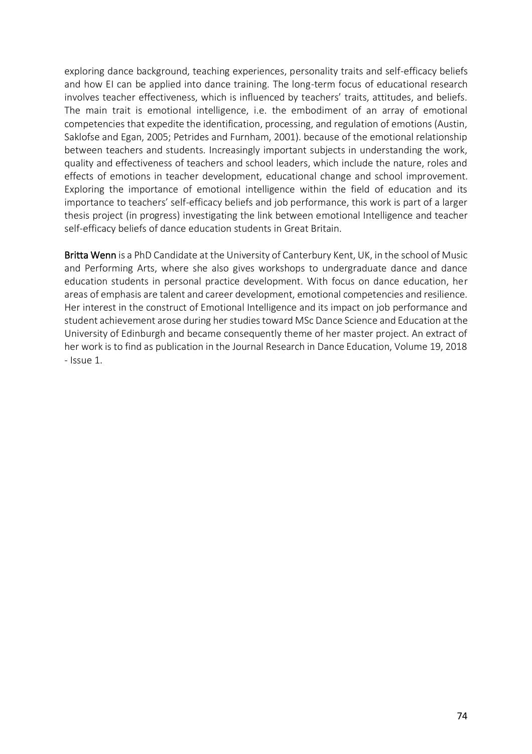exploring dance background, teaching experiences, personality traits and self-efficacy beliefs and how EI can be applied into dance training. The long-term focus of educational research involves teacher effectiveness, which is influenced by teachers' traits, attitudes, and beliefs. The main trait is emotional intelligence, i.e. the embodiment of an array of emotional competencies that expedite the identification, processing, and regulation of emotions (Austin, Saklofse and Egan, 2005; Petrides and Furnham, 2001). because of the emotional relationship between teachers and students. Increasingly important subjects in understanding the work, quality and effectiveness of teachers and school leaders, which include the nature, roles and effects of emotions in teacher development, educational change and school improvement. Exploring the importance of emotional intelligence within the field of education and its importance to teachers' self-efficacy beliefs and job performance, this work is part of a larger thesis project (in progress) investigating the link between emotional Intelligence and teacher self-efficacy beliefs of dance education students in Great Britain.

**Britta Wenn** is a PhD Candidate at the University of Canterbury Kent, UK, in the school of Music and Performing Arts, where she also gives workshops to undergraduate dance and dance education students in personal practice development. With focus on dance education, her areas of emphasis are talent and career development, emotional competencies and resilience. Her interest in the construct of Emotional Intelligence and its impact on job performance and student achievement arose during her studies toward MSc Dance Science and Education at the University of Edinburgh and became consequently theme of her master project. An extract of her work is to find as publication in the Journal Research in Dance Education, Volume 19, 2018 - Issue 1.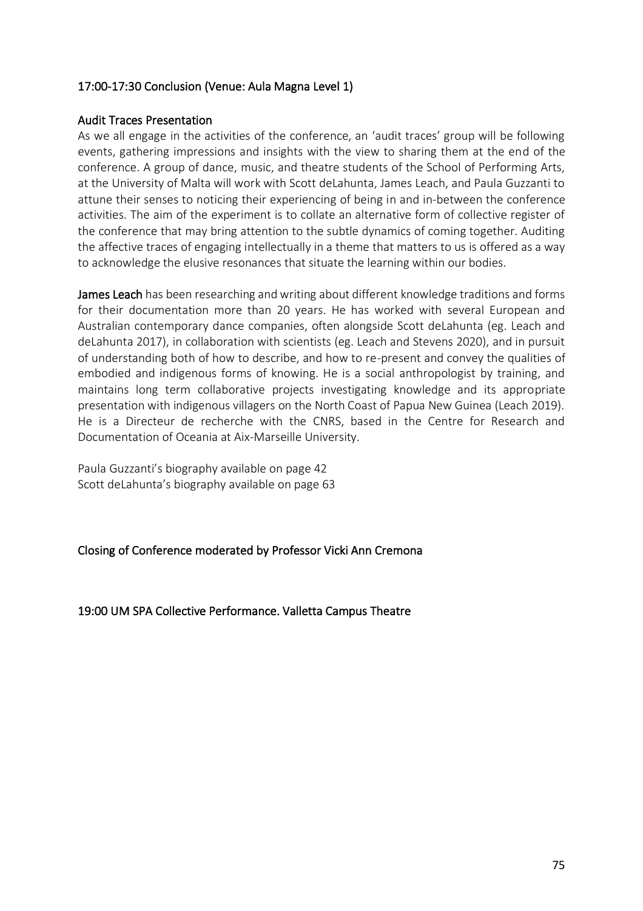## 17:00-17:30 Conclusion (Venue: Aula Magna Level 1)

### Audit Traces Presentation

As we all engage in the activities of the conference, an 'audit traces' group will be following events, gathering impressions and insights with the view to sharing them at the end of the conference. A group of dance, music, and theatre students of the School of Performing Arts, at the University of Malta will work with Scott deLahunta, James Leach, and Paula Guzzanti to attune their senses to noticing their experiencing of being in and in-between the conference activities. The aim of the experiment is to collate an alternative form of collective register of the conference that may bring attention to the subtle dynamics of coming together. Auditing the affective traces of engaging intellectually in a theme that matters to us is offered as a way to acknowledge the elusive resonances that situate the learning within our bodies.

**James Leach** has been researching and writing about different knowledge traditions and forms for their documentation more than 20 years. He has worked with several European and Australian contemporary dance companies, often alongside Scott deLahunta (eg. Leach and deLahunta 2017), in collaboration with scientists (eg. Leach and Stevens 2020), and in pursuit of understanding both of how to describe, and how to re-present and convey the qualities of embodied and indigenous forms of knowing. He is a social anthropologist by training, and maintains long term collaborative projects investigating knowledge and its appropriate presentation with indigenous villagers on the North Coast of Papua New Guinea (Leach 2019). He is a Directeur de recherche with the CNRS, based in the Centre for Research and Documentation of Oceania at Aix-Marseille University.

Paula Guzzanti's biography available on page 42
Scott deLahunta's biography available on page 63

### Closing of Conference moderated by Professor Vicki Ann Cremona

## 19:00 UM SPA Collective Performance. Valletta Campus Theatre